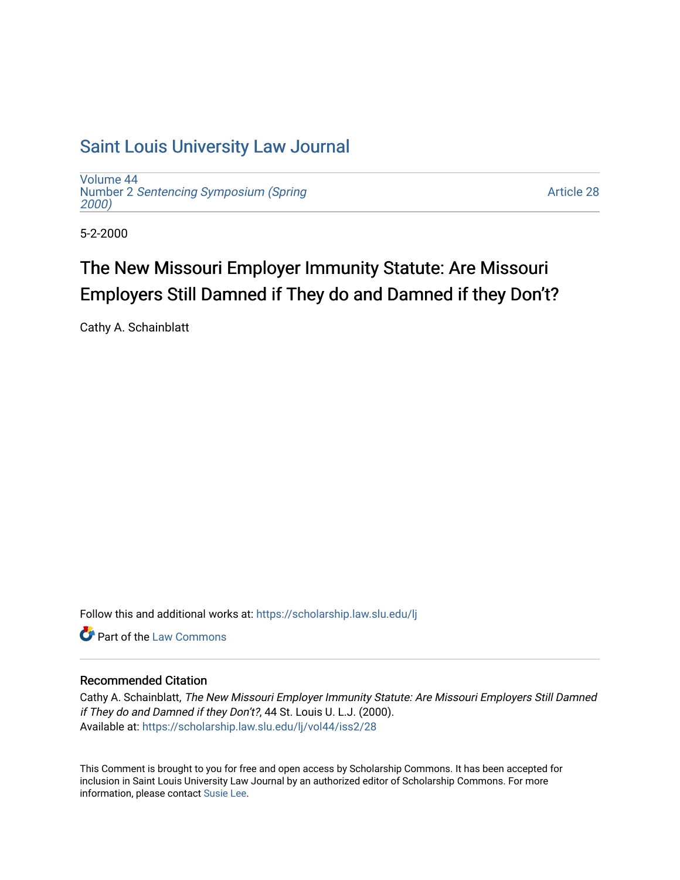# Saint Louis University Law Journal

Volume 44
Number 2 *Sentencing Symposium (Spring 2000)*

Article 28

5-2-2000

## The New Missouri Employer Immunity Statute: Are Missouri Employers Still Damned if They do and Damned if they Don't?

Cathy A. Schainblatt

Follow this and additional works at: https://scholarship.law.slu.edu/lj

Part of the Law Commons

### Recommended Citation

Cathy A. Schainblatt, *The New Missouri Employer Immunity Statute: Are Missouri Employers Still Damned if They do and Damned if they Don't?*, 44 St. Louis U. L.J. (2000).
Available at: https://scholarship.law.slu.edu/lj/vol44/iss2/28

This Comment is brought to you for free and open access by Scholarship Commons. It has been accepted for inclusion in Saint Louis University Law Journal by an authorized editor of Scholarship Commons. For more information, please contact Susie Lee.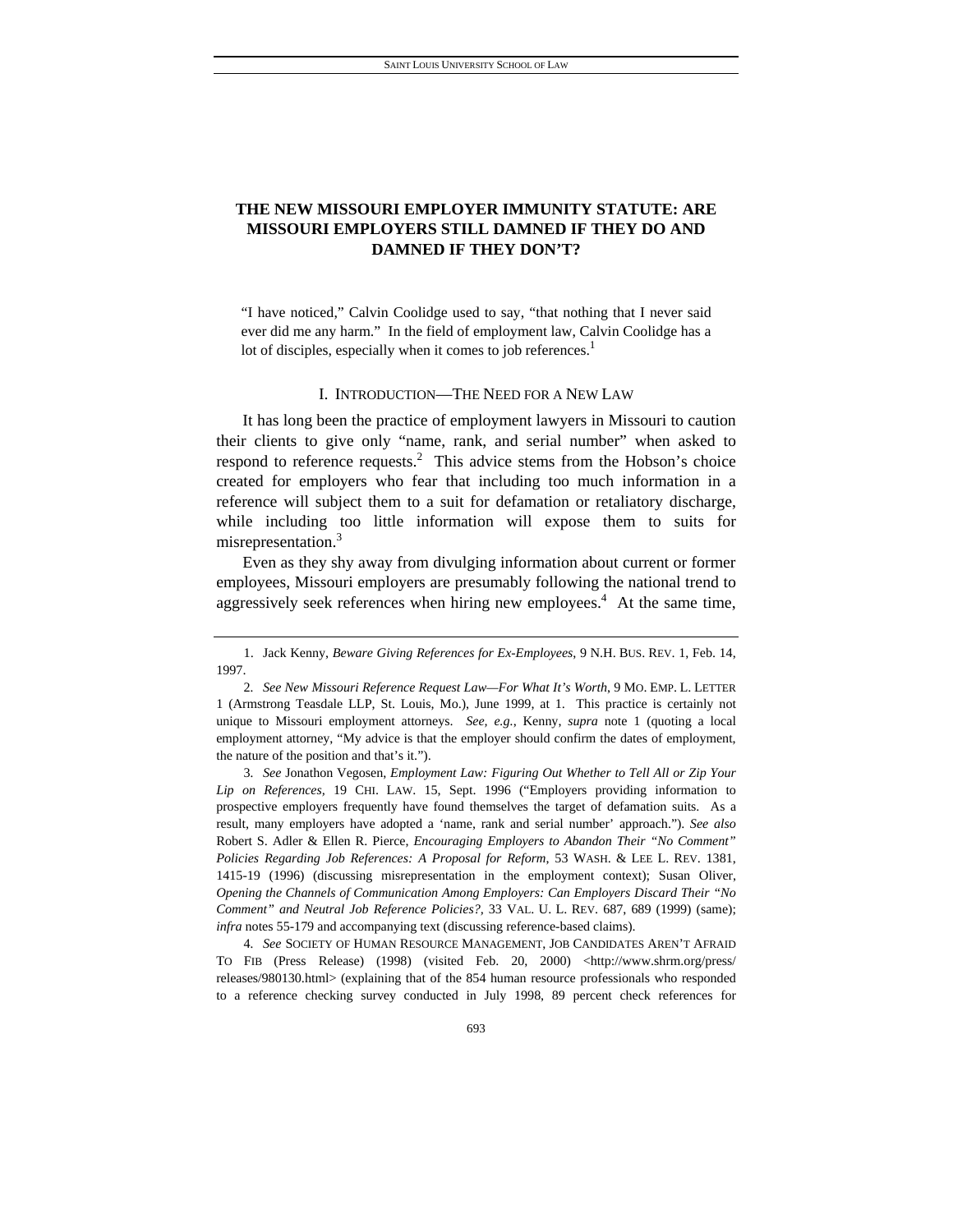# THE NEW MISSOURI EMPLOYER IMMUNITY STATUTE: ARE MISSOURI EMPLOYERS STILL DAMNED IF THEY DO AND DAMNED IF THEY DON'T?

> "I have noticed," Calvin Coolidge used to say, "that nothing that I never said ever did me any harm." In the field of employment law, Calvin Coolidge has a lot of disciples, especially when it comes to job references.[1]

## I. INTRODUCTION—THE NEED FOR A NEW LAW

It has long been the practice of employment lawyers in Missouri to caution their clients to give only "name, rank, and serial number" when asked to respond to reference requests.[2] This advice stems from the Hobson's choice created for employers who fear that including too much information in a reference will subject them to a suit for defamation or retaliatory discharge, while including too little information will expose them to suits for misrepresentation.[3]

Even as they shy away from divulging information about current or former employees, Missouri employers are presumably following the national trend to aggressively seek references when hiring new employees.[4] At the same time,

---

1. Jack Kenny, *Beware Giving References for Ex-Employees*, 9 N.H. BUS. REV. 1, Feb. 14, 1997.

2. *See New Missouri Reference Request Law—For What It's Worth*, 9 MO. EMP. L. LETTER 1 (Armstrong Teasdale LLP, St. Louis, Mo.), June 1999, at 1. This practice is certainly not unique to Missouri employment attorneys. *See, e.g.*, Kenny, *supra* note 1 (quoting a local employment attorney, "My advice is that the employer should confirm the dates of employment, the nature of the position and that's it.").

3. *See* Jonathon Vegosen, *Employment Law: Figuring Out Whether to Tell All or Zip Your Lip on References*, 19 CHI. LAW. 15, Sept. 1996 ("Employers providing information to prospective employers frequently have found themselves the target of defamation suits. As a result, many employers have adopted a 'name, rank and serial number' approach."). *See also* Robert S. Adler & Ellen R. Pierce, *Encouraging Employers to Abandon Their "No Comment" Policies Regarding Job References: A Proposal for Reform*, 53 WASH. & LEE L. REV. 1381, 1415-19 (1996) (discussing misrepresentation in the employment context); Susan Oliver, *Opening the Channels of Communication Among Employers: Can Employers Discard Their "No Comment" and Neutral Job Reference Policies?*, 33 VAL. U. L. REV. 687, 689 (1999) (same); *infra* notes 55-179 and accompanying text (discussing reference-based claims).

4. *See* SOCIETY OF HUMAN RESOURCE MANAGEMENT, JOB CANDIDATES AREN'T AFRAID TO FIB (Press Release) (1998) (visited Feb. 20, 2000) <http://www.shrm.org/press/releases/980130.html> (explaining that of the 854 human resource professionals who responded to a reference checking survey conducted in July 1998, 89 percent check references for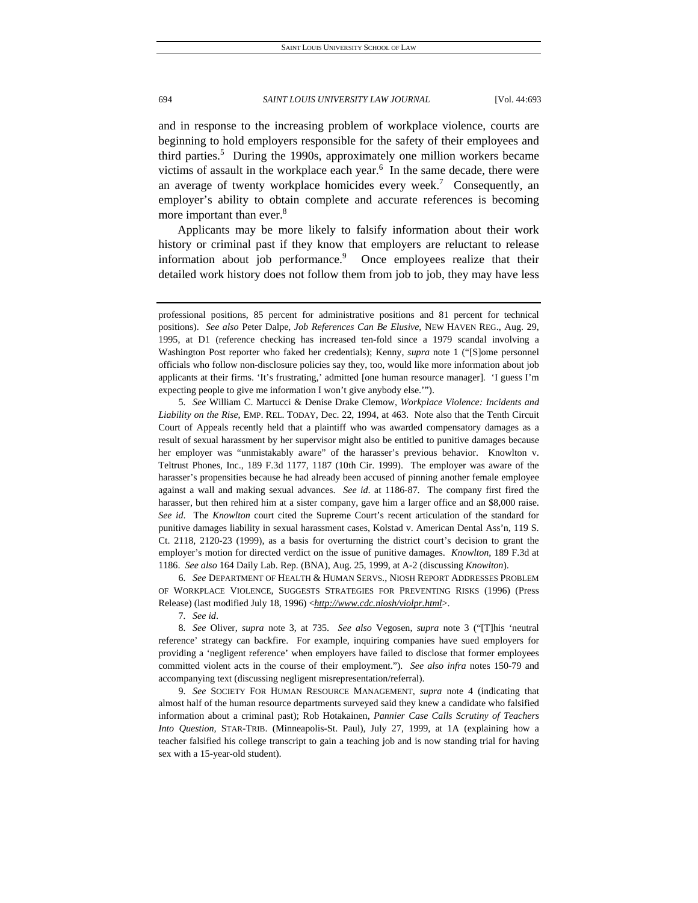and in response to the increasing problem of workplace violence, courts are beginning to hold employers responsible for the safety of their employees and third parties.[5] During the 1990s, approximately one million workers became victims of assault in the workplace each year.[6] In the same decade, there were an average of twenty workplace homicides every week.[7] Consequently, an employer's ability to obtain complete and accurate references is becoming more important than ever.[8]

Applicants may be more likely to falsify information about their work history or criminal past if they know that employers are reluctant to release information about job performance.[9] Once employees realize that their detailed work history does not follow them from job to job, they may have less

---

professional positions, 85 percent for administrative positions and 81 percent for technical positions). *See also* Peter Dalpe, *Job References Can Be Elusive*, NEW HAVEN REG., Aug. 29, 1995, at D1 (reference checking has increased ten-fold since a 1979 scandal involving a Washington Post reporter who faked her credentials); Kenny, *supra* note 1 ("[S]ome personnel officials who follow non-disclosure policies say they, too, would like more information about job applicants at their firms. 'It's frustrating,' admitted [one human resource manager]. 'I guess I'm expecting people to give me information I won't give anybody else.'").

5. *See* William C. Martucci & Denise Drake Clemow, *Workplace Violence: Incidents and Liability on the Rise*, EMP. REL. TODAY, Dec. 22, 1994, at 463. Note also that the Tenth Circuit Court of Appeals recently held that a plaintiff who was awarded compensatory damages as a result of sexual harassment by her supervisor might also be entitled to punitive damages because her employer was "unmistakably aware" of the harasser's previous behavior. Knowlton v. Teltrust Phones, Inc., 189 F.3d 1177, 1187 (10th Cir. 1999). The employer was aware of the harasser's propensities because he had already been accused of pinning another female employee against a wall and making sexual advances. *See id.* at 1186-87. The company first fired the harasser, but then rehired him at a sister company, gave him a larger office and an $8,000 raise. *See id.* The *Knowlton* court cited the Supreme Court's recent articulation of the standard for punitive damages liability in sexual harassment cases, Kolstad v. American Dental Ass'n, 119 S. Ct. 2118, 2120-23 (1999), as a basis for overturning the district court's decision to grant the employer's motion for directed verdict on the issue of punitive damages. *Knowlton*, 189 F.3d at 1186. *See also* 164 Daily Lab. Rep. (BNA), Aug. 25, 1999, at A-2 (discussing *Knowlton*).

6. *See* DEPARTMENT OF HEALTH & HUMAN SERVS., NIOSH REPORT ADDRESSES PROBLEM OF WORKPLACE VIOLENCE, SUGGESTS STRATEGIES FOR PREVENTING RISKS (1996) (Press Release) (last modified July 18, 1996) <*http://www.cdc.niosh/violpr.html*>.

7. *See id.*

8. *See* Oliver, *supra* note 3, at 735. *See also* Vegosen, *supra* note 3 ("[T]his 'neutral reference' strategy can backfire. For example, inquiring companies have sued employers for providing a 'negligent reference' when employers have failed to disclose that former employees committed violent acts in the course of their employment."). *See also infra* notes 150-79 and accompanying text (discussing negligent misrepresentation/referral).

9. *See* SOCIETY FOR HUMAN RESOURCE MANAGEMENT, *supra* note 4 (indicating that almost half of the human resource departments surveyed said they knew a candidate who falsified information about a criminal past); Rob Hotakainen, *Pannier Case Calls Scrutiny of Teachers Into Question*, STAR-TRIB. (Minneapolis-St. Paul), July 27, 1999, at 1A (explaining how a teacher falsified his college transcript to gain a teaching job and is now standing trial for having sex with a 15-year-old student).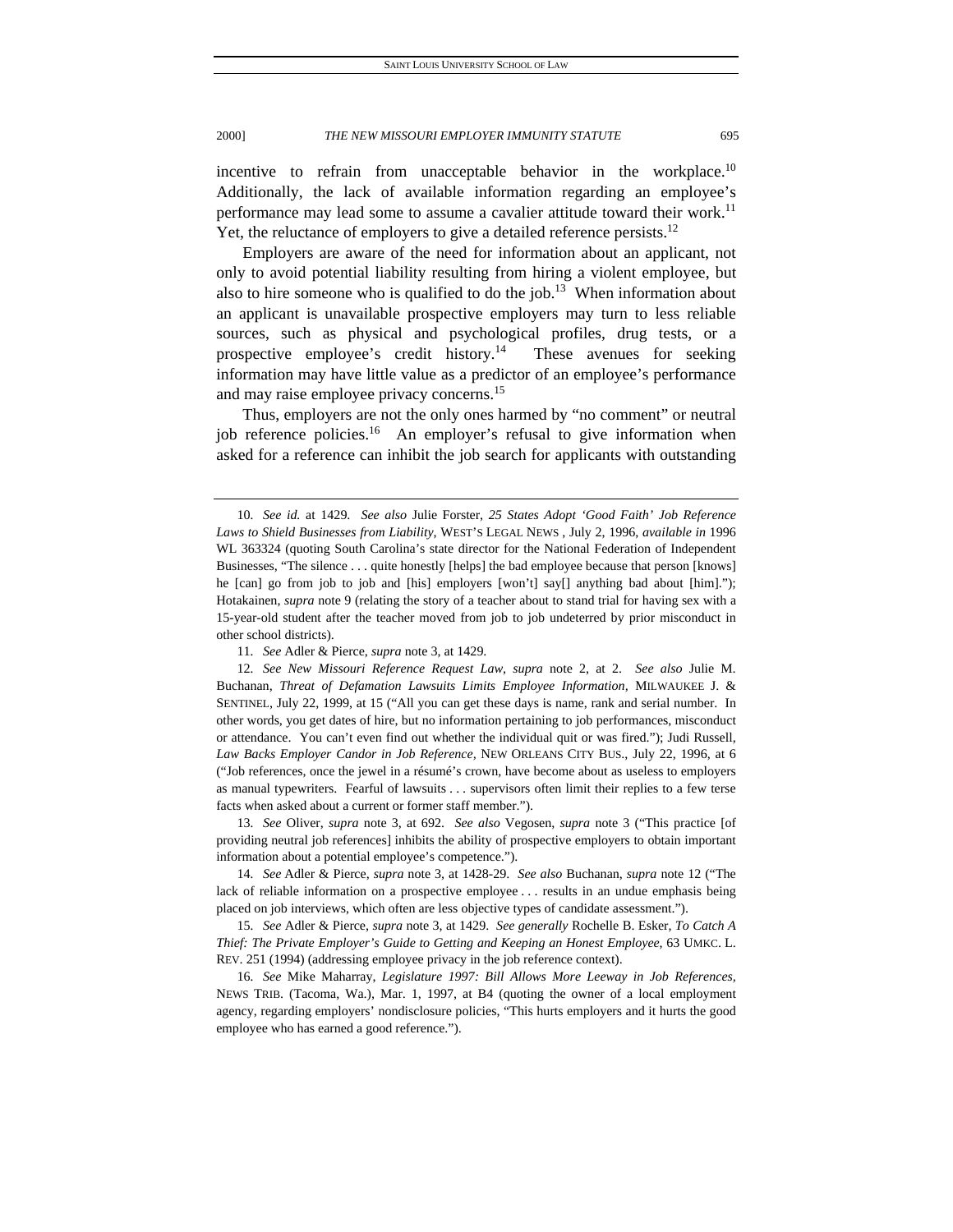incentive to refrain from unacceptable behavior in the workplace.[10] Additionally, the lack of available information regarding an employee's performance may lead some to assume a cavalier attitude toward their work.[11] Yet, the reluctance of employers to give a detailed reference persists.[12]

Employers are aware of the need for information about an applicant, not only to avoid potential liability resulting from hiring a violent employee, but also to hire someone who is qualified to do the job.[13] When information about an applicant is unavailable prospective employers may turn to less reliable sources, such as physical and psychological profiles, drug tests, or a prospective employee's credit history.[14] These avenues for seeking information may have little value as a predictor of an employee's performance and may raise employee privacy concerns.[15]

Thus, employers are not the only ones harmed by "no comment" or neutral job reference policies.[16] An employer's refusal to give information when asked for a reference can inhibit the job search for applicants with outstanding

---

10. *See id.* at 1429. *See also* Julie Forster, *25 States Adopt 'Good Faith' Job Reference Laws to Shield Businesses from Liability*, WEST'S LEGAL NEWS , July 2, 1996, *available in* 1996 WL 363324 (quoting South Carolina's state director for the National Federation of Independent Businesses, "The silence . . . quite honestly [helps] the bad employee because that person [knows] he [can] go from job to job and [his] employers [won't] say[] anything bad about [him]."); Hotakainen, *supra* note 9 (relating the story of a teacher about to stand trial for having sex with a 15-year-old student after the teacher moved from job to job undeterred by prior misconduct in other school districts).

11. *See* Adler & Pierce, *supra* note 3, at 1429.

12. *See New Missouri Reference Request Law*, *supra* note 2, at 2. *See also* Julie M. Buchanan, *Threat of Defamation Lawsuits Limits Employee Information*, MILWAUKEE J. & SENTINEL, July 22, 1999, at 15 ("All you can get these days is name, rank and serial number. In other words, you get dates of hire, but no information pertaining to job performances, misconduct or attendance. You can't even find out whether the individual quit or was fired."); Judi Russell, *Law Backs Employer Candor in Job Reference*, NEW ORLEANS CITY BUS., July 22, 1996, at 6 ("Job references, once the jewel in a résumé's crown, have become about as useless to employers as manual typewriters. Fearful of lawsuits . . . supervisors often limit their replies to a few terse facts when asked about a current or former staff member.").

13. *See* Oliver, *supra* note 3, at 692. *See also* Vegosen, *supra* note 3 ("This practice [of providing neutral job references] inhibits the ability of prospective employers to obtain important information about a potential employee's competence.").

14. *See* Adler & Pierce, *supra* note 3, at 1428-29. *See also* Buchanan, *supra* note 12 ("The lack of reliable information on a prospective employee . . . results in an undue emphasis being placed on job interviews, which often are less objective types of candidate assessment.").

15. *See* Adler & Pierce, *supra* note 3, at 1429. *See generally* Rochelle B. Esker, *To Catch A Thief: The Private Employer's Guide to Getting and Keeping an Honest Employee*, 63 UMKC. L. REV. 251 (1994) (addressing employee privacy in the job reference context).

16. *See* Mike Maharray, *Legislature 1997: Bill Allows More Leeway in Job References*, NEWS TRIB. (Tacoma, Wa.), Mar. 1, 1997, at B4 (quoting the owner of a local employment agency, regarding employers' nondisclosure policies, "This hurts employers and it hurts the good employee who has earned a good reference.").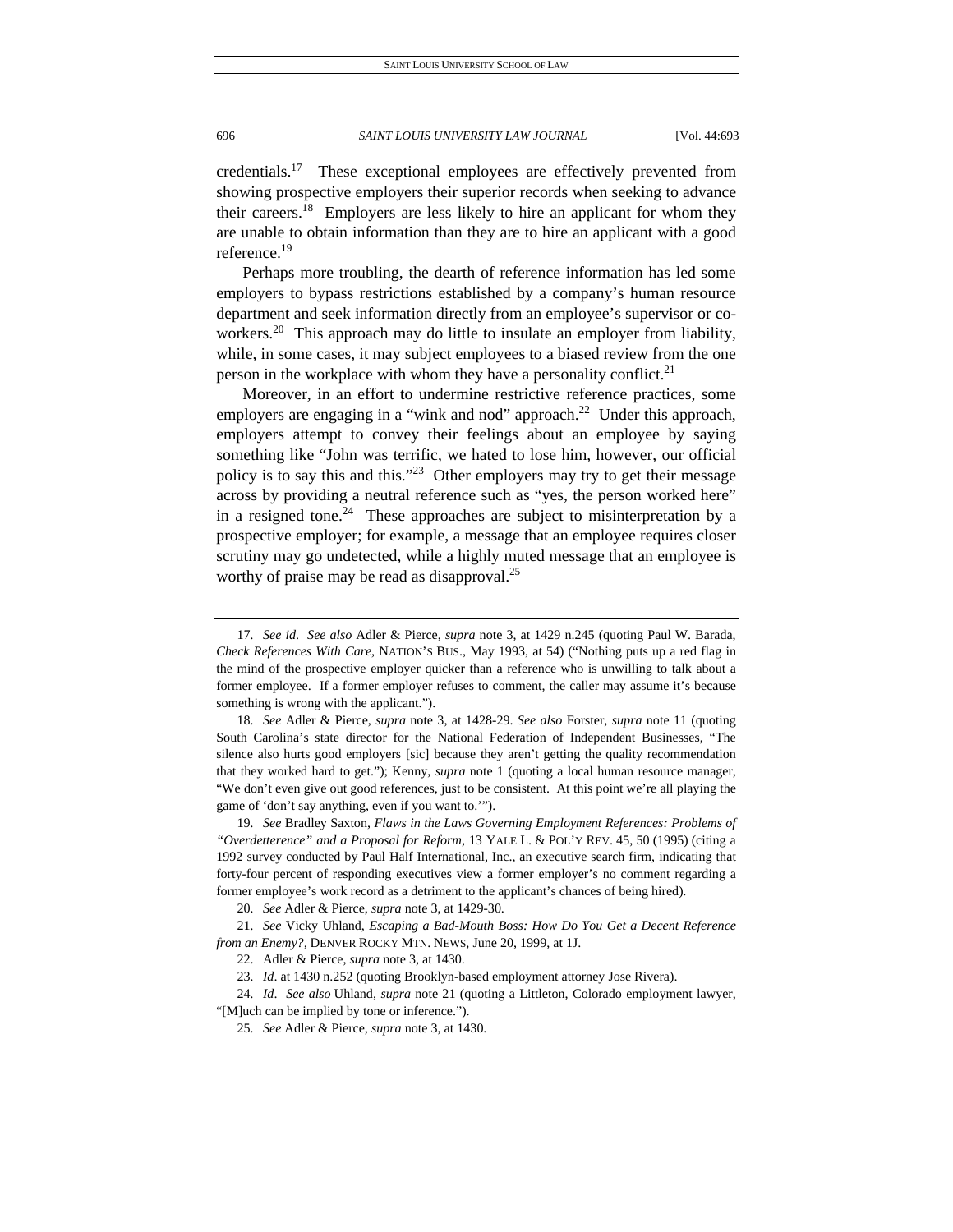credentials.[17] These exceptional employees are effectively prevented from showing prospective employers their superior records when seeking to advance their careers.[18] Employers are less likely to hire an applicant for whom they are unable to obtain information than they are to hire an applicant with a good reference.[19]

Perhaps more troubling, the dearth of reference information has led some employers to bypass restrictions established by a company's human resource department and seek information directly from an employee's supervisor or co-workers.[20] This approach may do little to insulate an employer from liability, while, in some cases, it may subject employees to a biased review from the one person in the workplace with whom they have a personality conflict.[21]

Moreover, in an effort to undermine restrictive reference practices, some employers are engaging in a "wink and nod" approach.[22] Under this approach, employers attempt to convey their feelings about an employee by saying something like "John was terrific, we hated to lose him, however, our official policy is to say this and this."[23] Other employers may try to get their message across by providing a neutral reference such as "yes, the person worked here" in a resigned tone.[24] These approaches are subject to misinterpretation by a prospective employer; for example, a message that an employee requires closer scrutiny may go undetected, while a highly muted message that an employee is worthy of praise may be read as disapproval.[25]

---

17. *See id*. *See also* Adler & Pierce, *supra* note 3, at 1429 n.245 (quoting Paul W. Barada, *Check References With Care*, NATION'S BUS., May 1993, at 54) ("Nothing puts up a red flag in the mind of the prospective employer quicker than a reference who is unwilling to talk about a former employee. If a former employer refuses to comment, the caller may assume it's because something is wrong with the applicant.").

18. *See* Adler & Pierce, *supra* note 3, at 1428-29. *See also* Forster, *supra* note 11 (quoting South Carolina's state director for the National Federation of Independent Businesses, "The silence also hurts good employers [sic] because they aren't getting the quality recommendation that they worked hard to get."); Kenny, *supra* note 1 (quoting a local human resource manager, "We don't even give out good references, just to be consistent. At this point we're all playing the game of 'don't say anything, even if you want to.'").

19. *See* Bradley Saxton, *Flaws in the Laws Governing Employment References: Problems of "Overdetterence" and a Proposal for Reform*, 13 YALE L. & POL'Y REV. 45, 50 (1995) (citing a 1992 survey conducted by Paul Half International, Inc., an executive search firm, indicating that forty-four percent of responding executives view a former employer's no comment regarding a former employee's work record as a detriment to the applicant's chances of being hired).

20. *See* Adler & Pierce, *supra* note 3, at 1429-30.

21. *See* Vicky Uhland, *Escaping a Bad-Mouth Boss: How Do You Get a Decent Reference from an Enemy?*, DENVER ROCKY MTN. NEWS, June 20, 1999, at 1J.

22. Adler & Pierce, *supra* note 3, at 1430.

23. *Id*. at 1430 n.252 (quoting Brooklyn-based employment attorney Jose Rivera).

24. *Id*. *See also* Uhland, *supra* note 21 (quoting a Littleton, Colorado employment lawyer, "[M]uch can be implied by tone or inference.").

25. *See* Adler & Pierce, *supra* note 3, at 1430.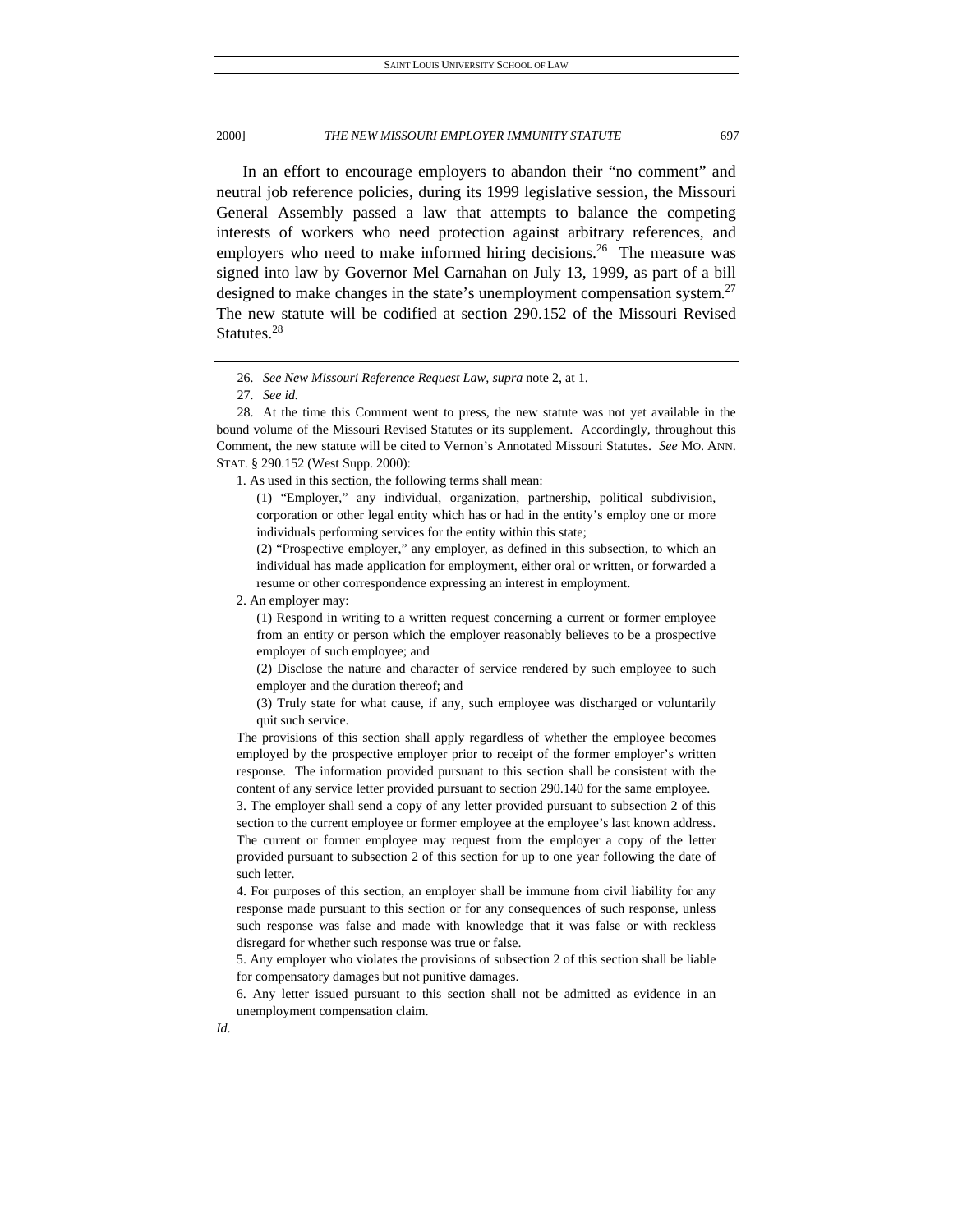In an effort to encourage employers to abandon their "no comment" and neutral job reference policies, during its 1999 legislative session, the Missouri General Assembly passed a law that attempts to balance the competing interests of workers who need protection against arbitrary references, and employers who need to make informed hiring decisions.[26] The measure was signed into law by Governor Mel Carnahan on July 13, 1999, as part of a bill designed to make changes in the state's unemployment compensation system.[27] The new statute will be codified at section 290.152 of the Missouri Revised Statutes.[28]

---

26. *See New Missouri Reference Request Law*, *supra* note 2, at 1.

27. *See id.*

28. At the time this Comment went to press, the new statute was not yet available in the bound volume of the Missouri Revised Statutes or its supplement. Accordingly, throughout this Comment, the new statute will be cited to Vernon's Annotated Missouri Statutes. *See* MO. ANN. STAT. § 290.152 (West Supp. 2000):

> 1. As used in this section, the following terms shall mean:
>
> > (1) "Employer," any individual, organization, partnership, political subdivision, corporation or other legal entity which has or had in the entity's employ one or more individuals performing services for the entity within this state;
> >
> > (2) "Prospective employer," any employer, as defined in this subsection, to which an individual has made application for employment, either oral or written, or forwarded a resume or other correspondence expressing an interest in employment.
>
> 2. An employer may:
>
> > (1) Respond in writing to a written request concerning a current or former employee from an entity or person which the employer reasonably believes to be a prospective employer of such employee; and
> >
> > (2) Disclose the nature and character of service rendered by such employee to such employer and the duration thereof; and
> >
> > (3) Truly state for what cause, if any, such employee was discharged or voluntarily quit such service.
>
> The provisions of this section shall apply regardless of whether the employee becomes employed by the prospective employer prior to receipt of the former employer's written response. The information provided pursuant to this section shall be consistent with the content of any service letter provided pursuant to section 290.140 for the same employee.
>
> 3. The employer shall send a copy of any letter provided pursuant to subsection 2 of this section to the current employee or former employee at the employee's last known address. The current or former employee may request from the employer a copy of the letter provided pursuant to subsection 2 of this section for up to one year following the date of such letter.
>
> 4. For purposes of this section, an employer shall be immune from civil liability for any response made pursuant to this section or for any consequences of such response, unless such response was false and made with knowledge that it was false or with reckless disregard for whether such response was true or false.
>
> 5. Any employer who violates the provisions of subsection 2 of this section shall be liable for compensatory damages but not punitive damages.
>
> 6. Any letter issued pursuant to this section shall not be admitted as evidence in an unemployment compensation claim.

*Id*.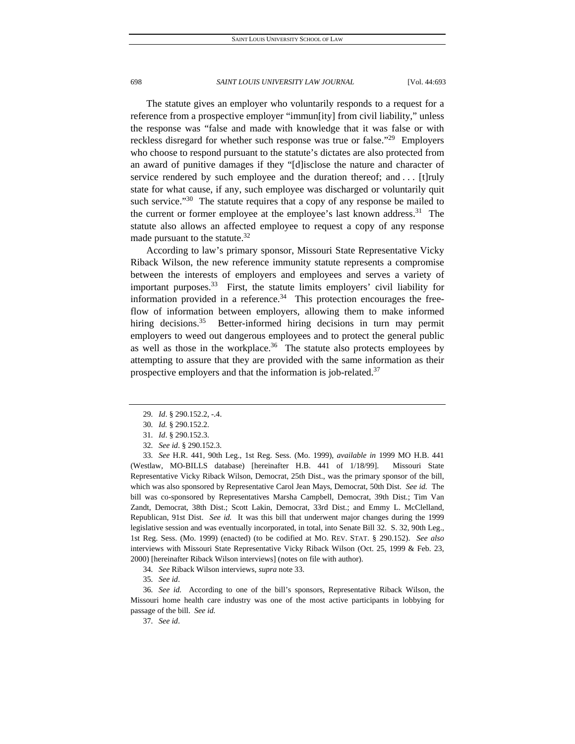The statute gives an employer who voluntarily responds to a request for a reference from a prospective employer "immun[ity] from civil liability," unless the response was "false and made with knowledge that it was false or with reckless disregard for whether such response was true or false."[29] Employers who choose to respond pursuant to the statute's dictates are also protected from an award of punitive damages if they "[d]isclose the nature and character of service rendered by such employee and the duration thereof; and . . . [t]ruly state for what cause, if any, such employee was discharged or voluntarily quit such service."[30] The statute requires that a copy of any response be mailed to the current or former employee at the employee's last known address.[31] The statute also allows an affected employee to request a copy of any response made pursuant to the statute.[32]

According to law's primary sponsor, Missouri State Representative Vicky Riback Wilson, the new reference immunity statute represents a compromise between the interests of employers and employees and serves a variety of important purposes.[33] First, the statute limits employers' civil liability for information provided in a reference.[34] This protection encourages the free-flow of information between employers, allowing them to make informed hiring decisions.[35] Better-informed hiring decisions in turn may permit employers to weed out dangerous employees and to protect the general public as well as those in the workplace.[36] The statute also protects employees by attempting to assure that they are provided with the same information as their prospective employers and that the information is job-related.[37]

---

29. *Id*. § 290.152.2, -.4.

30. *Id.* § 290.152.2.

31. *Id*. § 290.152.3.

32. *See id*. § 290.152.3.

33. *See* H.R. 441, 90th Leg., 1st Reg. Sess. (Mo. 1999), *available in* 1999 MO H.B. 441 (Westlaw, MO-BILLS database) [hereinafter H.B. 441 of 1/18/99]. Missouri State Representative Vicky Riback Wilson, Democrat, 25th Dist., was the primary sponsor of the bill, which was also sponsored by Representative Carol Jean Mays, Democrat, 50th Dist. *See id.* The bill was co-sponsored by Representatives Marsha Campbell, Democrat, 39th Dist.; Tim Van Zandt, Democrat, 38th Dist.; Scott Lakin, Democrat, 33rd Dist.; and Emmy L. McClelland, Republican, 91st Dist. *See id.* It was this bill that underwent major changes during the 1999 legislative session and was eventually incorporated, in total, into Senate Bill 32. S. 32, 90th Leg., 1st Reg. Sess. (Mo. 1999) (enacted) (to be codified at MO. REV. STAT. § 290.152). *See also* interviews with Missouri State Representative Vicky Riback Wilson (Oct. 25, 1999 & Feb. 23, 2000) [hereinafter Riback Wilson interviews] (notes on file with author).

34. *See* Riback Wilson interviews, *supra* note 33.

35. *See id*.

36. *See id.* According to one of the bill's sponsors, Representative Riback Wilson, the Missouri home health care industry was one of the most active participants in lobbying for passage of the bill. *See id.*

37. *See id*.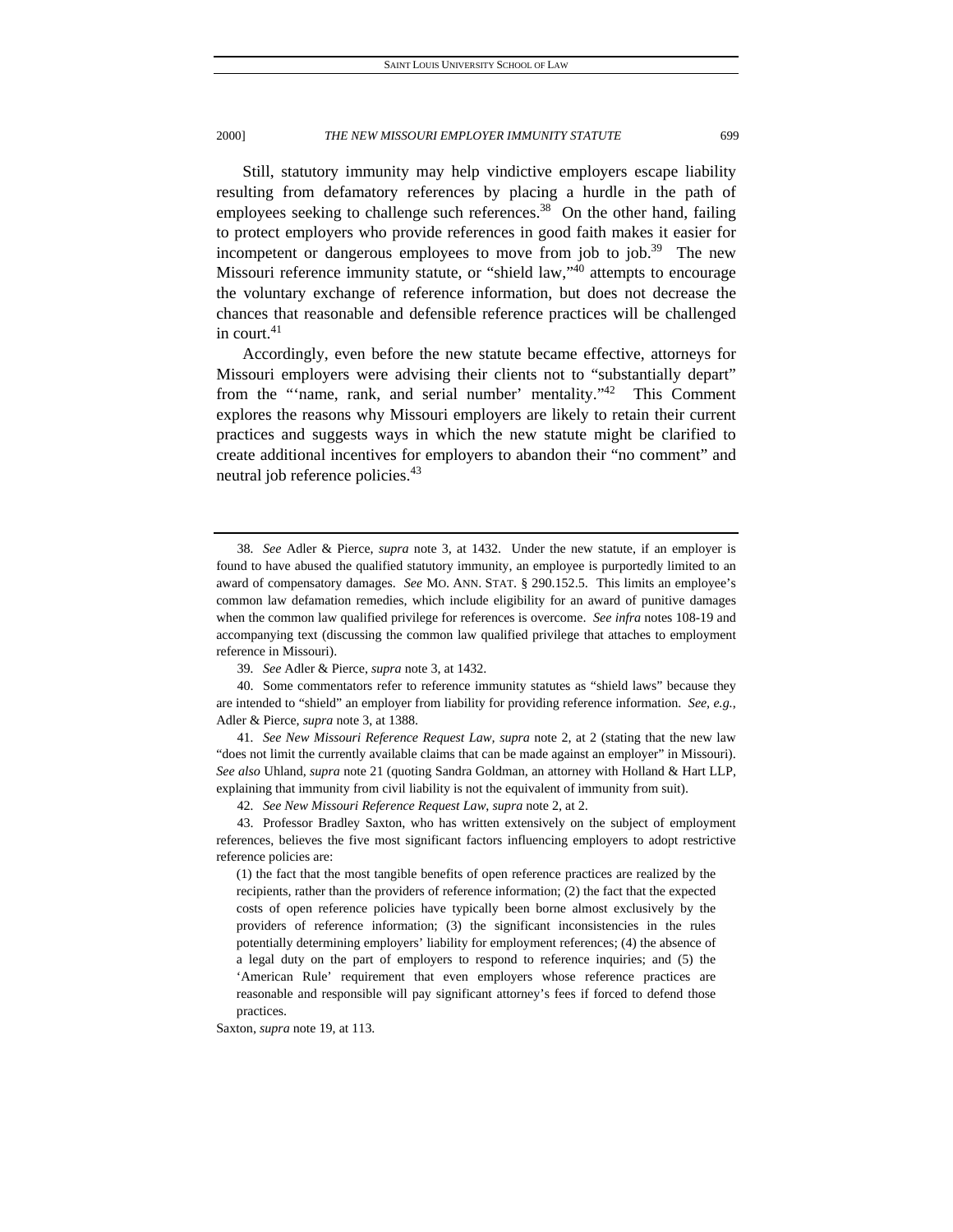Still, statutory immunity may help vindictive employers escape liability resulting from defamatory references by placing a hurdle in the path of employees seeking to challenge such references.[38] On the other hand, failing to protect employers who provide references in good faith makes it easier for incompetent or dangerous employees to move from job to job.[39] The new Missouri reference immunity statute, or "shield law,"[40] attempts to encourage the voluntary exchange of reference information, but does not decrease the chances that reasonable and defensible reference practices will be challenged in court.[41]

Accordingly, even before the new statute became effective, attorneys for Missouri employers were advising their clients not to "substantially depart" from the "'name, rank, and serial number' mentality."[42] This Comment explores the reasons why Missouri employers are likely to retain their current practices and suggests ways in which the new statute might be clarified to create additional incentives for employers to abandon their "no comment" and neutral job reference policies.[43]

---

38. *See* Adler & Pierce, *supra* note 3, at 1432. Under the new statute, if an employer is found to have abused the qualified statutory immunity, an employee is purportedly limited to an award of compensatory damages. *See* MO. ANN. STAT. § 290.152.5. This limits an employee's common law defamation remedies, which include eligibility for an award of punitive damages when the common law qualified privilege for references is overcome. *See infra* notes 108-19 and accompanying text (discussing the common law qualified privilege that attaches to employment reference in Missouri).

39. *See* Adler & Pierce, *supra* note 3, at 1432.

40. Some commentators refer to reference immunity statutes as "shield laws" because they are intended to "shield" an employer from liability for providing reference information. *See, e.g.*, Adler & Pierce, *supra* note 3, at 1388.

41. *See New Missouri Reference Request Law*, *supra* note 2, at 2 (stating that the new law "does not limit the currently available claims that can be made against an employer" in Missouri). *See also* Uhland, *supra* note 21 (quoting Sandra Goldman, an attorney with Holland & Hart LLP, explaining that immunity from civil liability is not the equivalent of immunity from suit).

42. *See New Missouri Reference Request Law*, *supra* note 2, at 2.

43. Professor Bradley Saxton, who has written extensively on the subject of employment references, believes the five most significant factors influencing employers to adopt restrictive reference policies are:

> (1) the fact that the most tangible benefits of open reference practices are realized by the recipients, rather than the providers of reference information; (2) the fact that the expected costs of open reference policies have typically been borne almost exclusively by the providers of reference information; (3) the significant inconsistencies in the rules potentially determining employers' liability for employment references; (4) the absence of a legal duty on the part of employers to respond to reference inquiries; and (5) the 'American Rule' requirement that even employers whose reference practices are reasonable and responsible will pay significant attorney's fees if forced to defend those practices.

Saxton, *supra* note 19, at 113.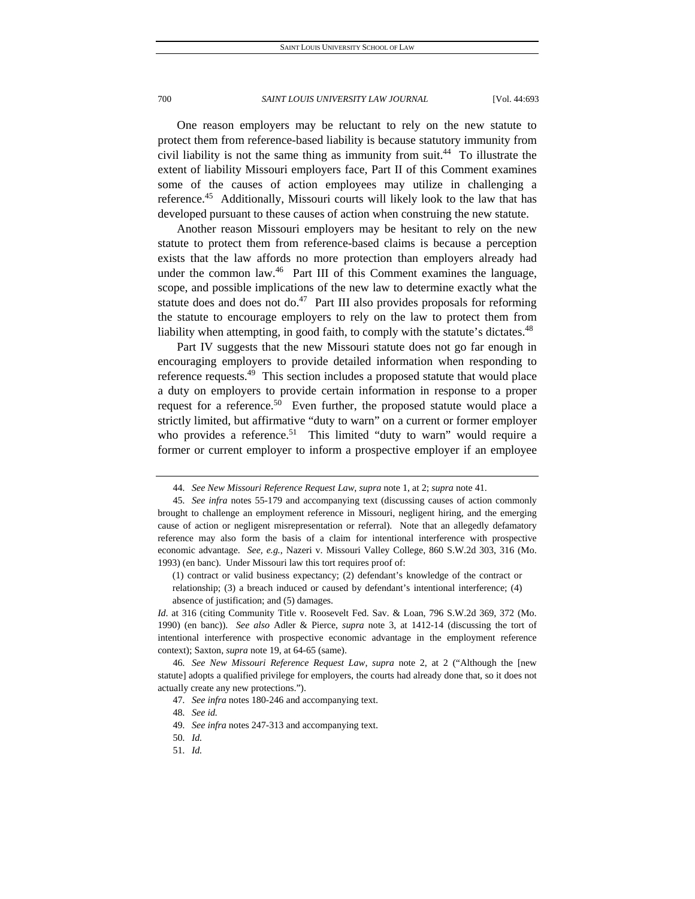One reason employers may be reluctant to rely on the new statute to protect them from reference-based liability is because statutory immunity from civil liability is not the same thing as immunity from suit.[44] To illustrate the extent of liability Missouri employers face, Part II of this Comment examines some of the causes of action employees may utilize in challenging a reference.[45] Additionally, Missouri courts will likely look to the law that has developed pursuant to these causes of action when construing the new statute.

Another reason Missouri employers may be hesitant to rely on the new statute to protect them from reference-based claims is because a perception exists that the law affords no more protection than employers already had under the common law.[46] Part III of this Comment examines the language, scope, and possible implications of the new law to determine exactly what the statute does and does not do.[47] Part III also provides proposals for reforming the statute to encourage employers to rely on the law to protect them from liability when attempting, in good faith, to comply with the statute's dictates.[48]

Part IV suggests that the new Missouri statute does not go far enough in encouraging employers to provide detailed information when responding to reference requests.[49] This section includes a proposed statute that would place a duty on employers to provide certain information in response to a proper request for a reference.[50] Even further, the proposed statute would place a strictly limited, but affirmative "duty to warn" on a current or former employer who provides a reference.[51] This limited "duty to warn" would require a former or current employer to inform a prospective employer if an employee

---

44. *See New Missouri Reference Request Law*, *supra* note 1, at 2; *supra* note 41.

45. *See infra* notes 55-179 and accompanying text (discussing causes of action commonly brought to challenge an employment reference in Missouri, negligent hiring, and the emerging cause of action or negligent misrepresentation or referral). Note that an allegedly defamatory reference may also form the basis of a claim for intentional interference with prospective economic advantage. *See, e.g.*, Nazeri v. Missouri Valley College, 860 S.W.2d 303, 316 (Mo. 1993) (en banc). Under Missouri law this tort requires proof of:

> (1) contract or valid business expectancy; (2) defendant's knowledge of the contract or relationship; (3) a breach induced or caused by defendant's intentional interference; (4) absence of justification; and (5) damages.

*Id*. at 316 (citing Community Title v. Roosevelt Fed. Sav. & Loan, 796 S.W.2d 369, 372 (Mo. 1990) (en banc)). *See also* Adler & Pierce, *supra* note 3, at 1412-14 (discussing the tort of intentional interference with prospective economic advantage in the employment reference context); Saxton, *supra* note 19, at 64-65 (same).

46. *See New Missouri Reference Request Law*, *supra* note 2, at 2 ("Although the [new statute] adopts a qualified privilege for employers, the courts had already done that, so it does not actually create any new protections.").

47. *See infra* notes 180-246 and accompanying text.

48. *See id.*

49. *See infra* notes 247-313 and accompanying text.

50. *Id.*

51. *Id.*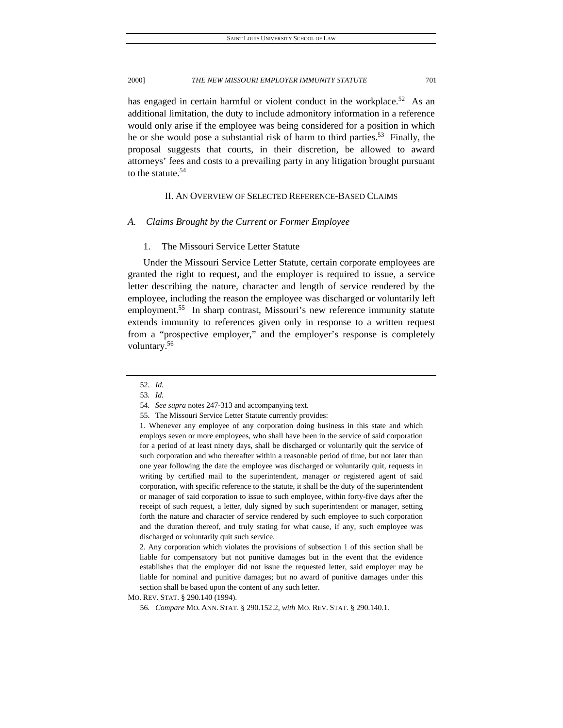has engaged in certain harmful or violent conduct in the workplace.[52] As an additional limitation, the duty to include admonitory information in a reference would only arise if the employee was being considered for a position in which he or she would pose a substantial risk of harm to third parties.[53] Finally, the proposal suggests that courts, in their discretion, be allowed to award attorneys' fees and costs to a prevailing party in any litigation brought pursuant to the statute.[54]

## II. An Overview of Selected Reference-Based Claims

### *A. Claims Brought by the Current or Former Employee*

#### 1. The Missouri Service Letter Statute

Under the Missouri Service Letter Statute, certain corporate employees are granted the right to request, and the employer is required to issue, a service letter describing the nature, character and length of service rendered by the employee, including the reason the employee was discharged or voluntarily left employment.[55] In sharp contrast, Missouri's new reference immunity statute extends immunity to references given only in response to a written request from a "prospective employer," and the employer's response is completely voluntary.[56]

---

52. *Id.*

53. *Id.*

54. *See supra* notes 247-313 and accompanying text.

55. The Missouri Service Letter Statute currently provides:

> 1. Whenever any employee of any corporation doing business in this state and which employs seven or more employees, who shall have been in the service of said corporation for a period of at least ninety days, shall be discharged or voluntarily quit the service of such corporation and who thereafter within a reasonable period of time, but not later than one year following the date the employee was discharged or voluntarily quit, requests in writing by certified mail to the superintendent, manager or registered agent of said corporation, with specific reference to the statute, it shall be the duty of the superintendent or manager of said corporation to issue to such employee, within forty-five days after the receipt of such request, a letter, duly signed by such superintendent or manager, setting forth the nature and character of service rendered by such employee to such corporation and the duration thereof, and truly stating for what cause, if any, such employee was discharged or voluntarily quit such service.
>
> 2. Any corporation which violates the provisions of subsection 1 of this section shall be liable for compensatory but not punitive damages but in the event that the evidence establishes that the employer did not issue the requested letter, said employer may be liable for nominal and punitive damages; but no award of punitive damages under this section shall be based upon the content of any such letter.

MO. REV. STAT. § 290.140 (1994).

56. *Compare* MO. ANN. STAT. § 290.152.2, *with* MO. REV. STAT. § 290.140.1.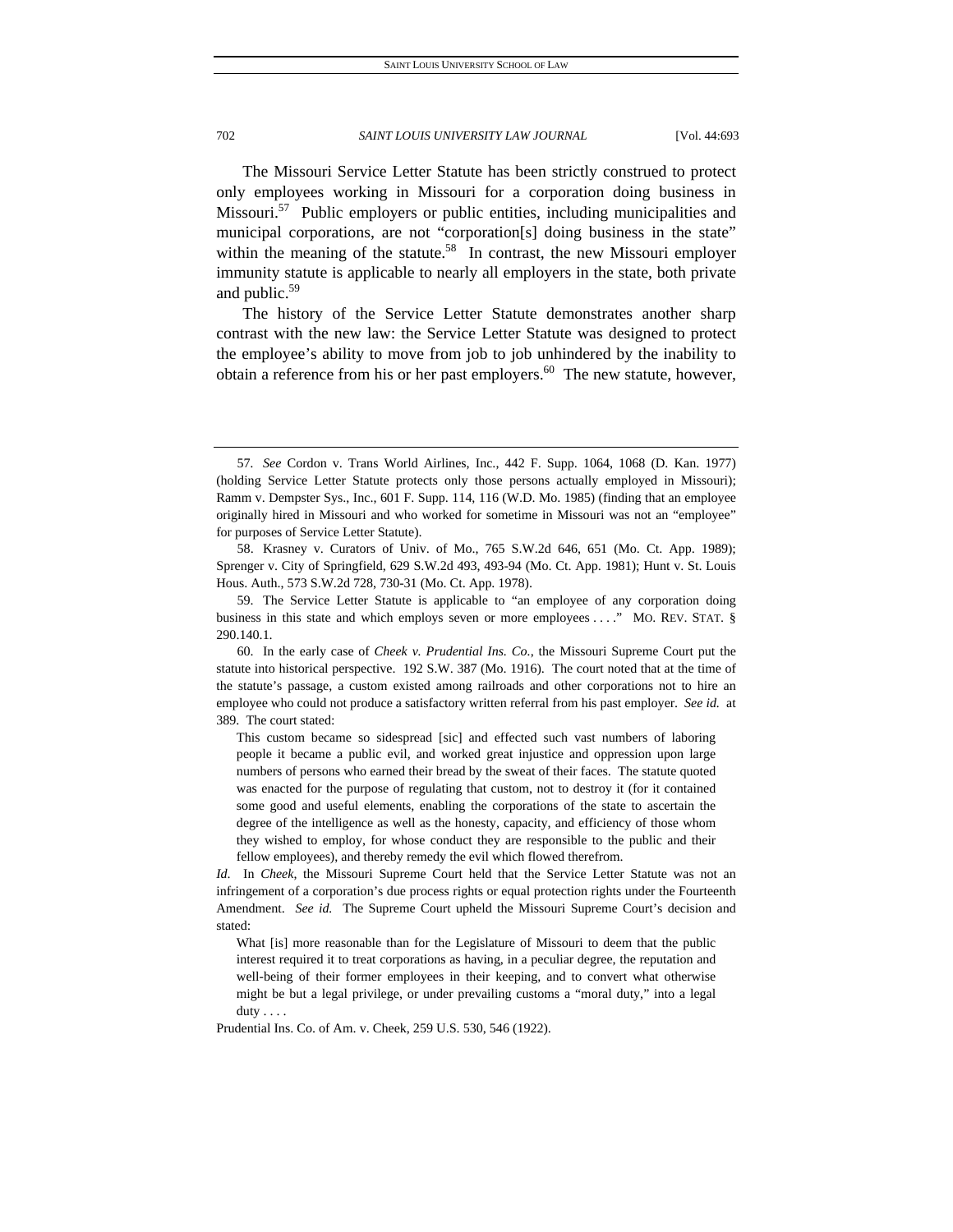The Missouri Service Letter Statute has been strictly construed to protect only employees working in Missouri for a corporation doing business in Missouri.[57] Public employers or public entities, including municipalities and municipal corporations, are not "corporation[s] doing business in the state" within the meaning of the statute.[58] In contrast, the new Missouri employer immunity statute is applicable to nearly all employers in the state, both private and public.[59]

The history of the Service Letter Statute demonstrates another sharp contrast with the new law: the Service Letter Statute was designed to protect the employee's ability to move from job to job unhindered by the inability to obtain a reference from his or her past employers.[60] The new statute, however,

---

57. *See* Cordon v. Trans World Airlines, Inc., 442 F. Supp. 1064, 1068 (D. Kan. 1977) (holding Service Letter Statute protects only those persons actually employed in Missouri); Ramm v. Dempster Sys., Inc., 601 F. Supp. 114, 116 (W.D. Mo. 1985) (finding that an employee originally hired in Missouri and who worked for sometime in Missouri was not an "employee" for purposes of Service Letter Statute).

58. Krasney v. Curators of Univ. of Mo., 765 S.W.2d 646, 651 (Mo. Ct. App. 1989); Sprenger v. City of Springfield, 629 S.W.2d 493, 493-94 (Mo. Ct. App. 1981); Hunt v. St. Louis Hous. Auth., 573 S.W.2d 728, 730-31 (Mo. Ct. App. 1978).

59. The Service Letter Statute is applicable to "an employee of any corporation doing business in this state and which employs seven or more employees . . . ." MO. REV. STAT. § 290.140.1.

60. In the early case of *Cheek v. Prudential Ins. Co.*, the Missouri Supreme Court put the statute into historical perspective. 192 S.W. 387 (Mo. 1916). The court noted that at the time of the statute's passage, a custom existed among railroads and other corporations not to hire an employee who could not produce a satisfactory written referral from his past employer. *See id.* at 389. The court stated:

> This custom became so sidespread [sic] and effected such vast numbers of laboring people it became a public evil, and worked great injustice and oppression upon large numbers of persons who earned their bread by the sweat of their faces. The statute quoted was enacted for the purpose of regulating that custom, not to destroy it (for it contained some good and useful elements, enabling the corporations of the state to ascertain the degree of the intelligence as well as the honesty, capacity, and efficiency of those whom they wished to employ, for whose conduct they are responsible to the public and their fellow employees), and thereby remedy the evil which flowed therefrom.

*Id.* In *Cheek*, the Missouri Supreme Court held that the Service Letter Statute was not an infringement of a corporation's due process rights or equal protection rights under the Fourteenth Amendment. *See id.* The Supreme Court upheld the Missouri Supreme Court's decision and stated:

> What [is] more reasonable than for the Legislature of Missouri to deem that the public interest required it to treat corporations as having, in a peculiar degree, the reputation and well-being of their former employees in their keeping, and to convert what otherwise might be but a legal privilege, or under prevailing customs a "moral duty," into a legal duty . . . .

Prudential Ins. Co. of Am. v. Cheek, 259 U.S. 530, 546 (1922).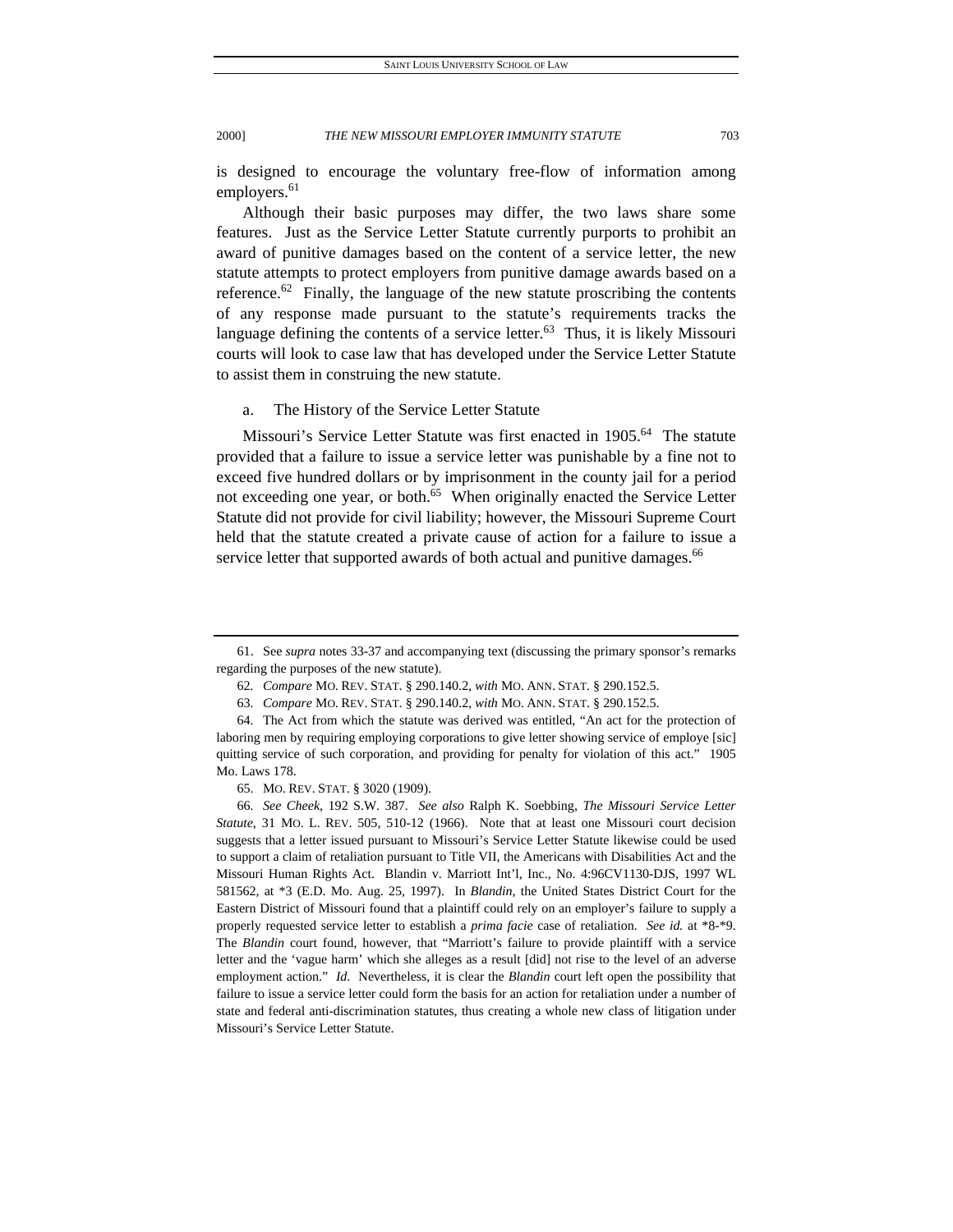is designed to encourage the voluntary free-flow of information among employers.[61]

Although their basic purposes may differ, the two laws share some features. Just as the Service Letter Statute currently purports to prohibit an award of punitive damages based on the content of a service letter, the new statute attempts to protect employers from punitive damage awards based on a reference.[62] Finally, the language of the new statute proscribing the contents of any response made pursuant to the statute's requirements tracks the language defining the contents of a service letter.[63] Thus, it is likely Missouri courts will look to case law that has developed under the Service Letter Statute to assist them in construing the new statute.

a. The History of the Service Letter Statute

Missouri's Service Letter Statute was first enacted in 1905.[64] The statute provided that a failure to issue a service letter was punishable by a fine not to exceed five hundred dollars or by imprisonment in the county jail for a period not exceeding one year, or both.[65] When originally enacted the Service Letter Statute did not provide for civil liability; however, the Missouri Supreme Court held that the statute created a private cause of action for a failure to issue a service letter that supported awards of both actual and punitive damages.[66]

---

61. See *supra* notes 33-37 and accompanying text (discussing the primary sponsor's remarks regarding the purposes of the new statute).

62. *Compare* MO. REV. STAT. § 290.140.2, *with* MO. ANN. STAT. § 290.152.5.

63. *Compare* MO. REV. STAT. § 290.140.2, *with* MO. ANN. STAT. § 290.152.5.

64. The Act from which the statute was derived was entitled, "An act for the protection of laboring men by requiring employing corporations to give letter showing service of employe [sic] quitting service of such corporation, and providing for penalty for violation of this act." 1905 Mo. Laws 178.

65. MO. REV. STAT. § 3020 (1909).

66. *See Cheek*, 192 S.W. 387. *See also* Ralph K. Soebbing, *The Missouri Service Letter Statute*, 31 MO. L. REV. 505, 510-12 (1966). Note that at least one Missouri court decision suggests that a letter issued pursuant to Missouri's Service Letter Statute likewise could be used to support a claim of retaliation pursuant to Title VII, the Americans with Disabilities Act and the Missouri Human Rights Act. Blandin v. Marriott Int'l, Inc., No. 4:96CV1130-DJS, 1997 WL 581562, at *3 (E.D. Mo. Aug. 25, 1997). In *Blandin*, the United States District Court for the Eastern District of Missouri found that a plaintiff could rely on an employer's failure to supply a properly requested service letter to establish a *prima facie* case of retaliation. *See id.* at *8-*9. The *Blandin* court found, however, that "Marriott's failure to provide plaintiff with a service letter and the 'vague harm' which she alleges as a result [did] not rise to the level of an adverse employment action." *Id.* Nevertheless, it is clear the *Blandin* court left open the possibility that failure to issue a service letter could form the basis for an action for retaliation under a number of state and federal anti-discrimination statutes, thus creating a whole new class of litigation under Missouri's Service Letter Statute.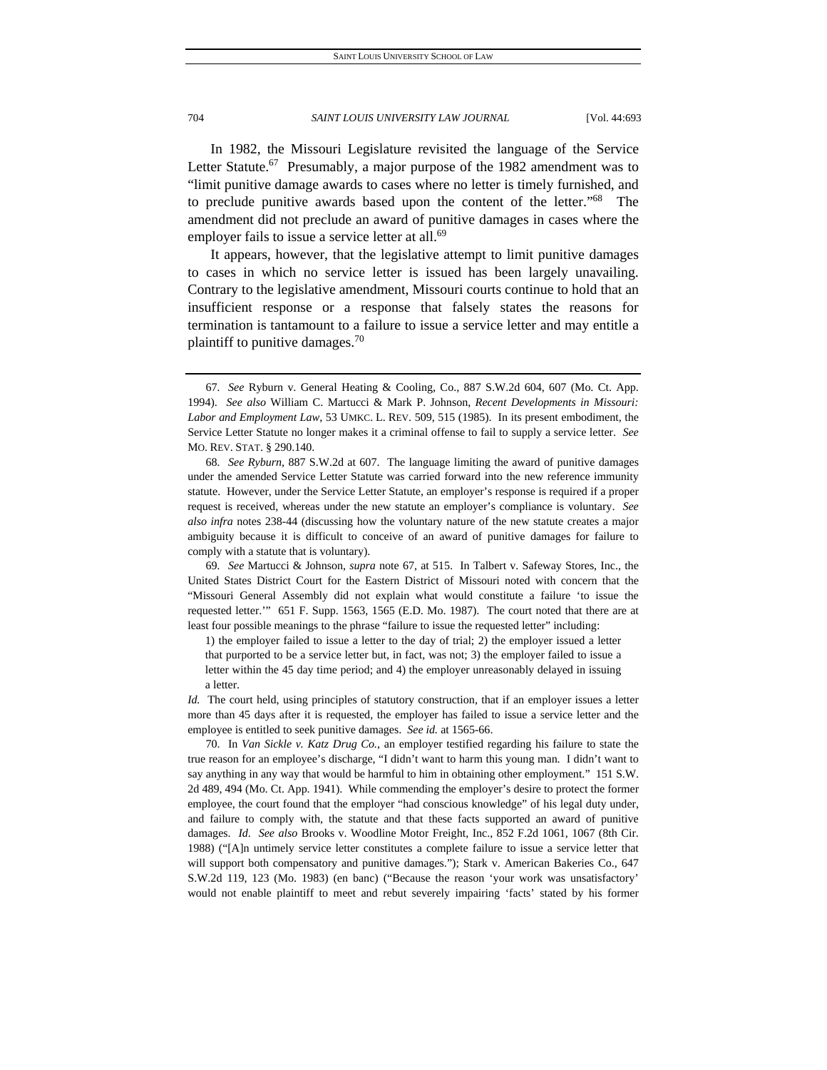In 1982, the Missouri Legislature revisited the language of the Service Letter Statute.[67] Presumably, a major purpose of the 1982 amendment was to "limit punitive damage awards to cases where no letter is timely furnished, and to preclude punitive awards based upon the content of the letter."[68] The amendment did not preclude an award of punitive damages in cases where the employer fails to issue a service letter at all.[69]

It appears, however, that the legislative attempt to limit punitive damages to cases in which no service letter is issued has been largely unavailing. Contrary to the legislative amendment, Missouri courts continue to hold that an insufficient response or a response that falsely states the reasons for termination is tantamount to a failure to issue a service letter and may entitle a plaintiff to punitive damages.[70]

---

67. *See* Ryburn v. General Heating & Cooling, Co., 887 S.W.2d 604, 607 (Mo. Ct. App. 1994). *See also* William C. Martucci & Mark P. Johnson, *Recent Developments in Missouri: Labor and Employment Law*, 53 UMKC. L. REV. 509, 515 (1985). In its present embodiment, the Service Letter Statute no longer makes it a criminal offense to fail to supply a service letter. *See* MO. REV. STAT. § 290.140.

68. *See Ryburn*, 887 S.W.2d at 607. The language limiting the award of punitive damages under the amended Service Letter Statute was carried forward into the new reference immunity statute. However, under the Service Letter Statute, an employer's response is required if a proper request is received, whereas under the new statute an employer's compliance is voluntary. *See also infra* notes 238-44 (discussing how the voluntary nature of the new statute creates a major ambiguity because it is difficult to conceive of an award of punitive damages for failure to comply with a statute that is voluntary).

69. *See* Martucci & Johnson, *supra* note 67, at 515. In Talbert v. Safeway Stores, Inc., the United States District Court for the Eastern District of Missouri noted with concern that the "Missouri General Assembly did not explain what would constitute a failure 'to issue the requested letter.'" 651 F. Supp. 1563, 1565 (E.D. Mo. 1987). The court noted that there are at least four possible meanings to the phrase "failure to issue the requested letter" including:

> 1) the employer failed to issue a letter to the day of trial; 2) the employer issued a letter that purported to be a service letter but, in fact, was not; 3) the employer failed to issue a letter within the 45 day time period; and 4) the employer unreasonably delayed in issuing a letter.

*Id.* The court held, using principles of statutory construction, that if an employer issues a letter more than 45 days after it is requested, the employer has failed to issue a service letter and the employee is entitled to seek punitive damages. *See id.* at 1565-66.

70. In *Van Sickle v. Katz Drug Co.*, an employer testified regarding his failure to state the true reason for an employee's discharge, "I didn't want to harm this young man. I didn't want to say anything in any way that would be harmful to him in obtaining other employment." 151 S.W. 2d 489, 494 (Mo. Ct. App. 1941). While commending the employer's desire to protect the former employee, the court found that the employer "had conscious knowledge" of his legal duty under, and failure to comply with, the statute and that these facts supported an award of punitive damages. *Id*. *See also* Brooks v. Woodline Motor Freight, Inc., 852 F.2d 1061, 1067 (8th Cir. 1988) ("[A]n untimely service letter constitutes a complete failure to issue a service letter that will support both compensatory and punitive damages."); Stark v. American Bakeries Co., 647 S.W.2d 119, 123 (Mo. 1983) (en banc) ("Because the reason 'your work was unsatisfactory' would not enable plaintiff to meet and rebut severely impairing 'facts' stated by his former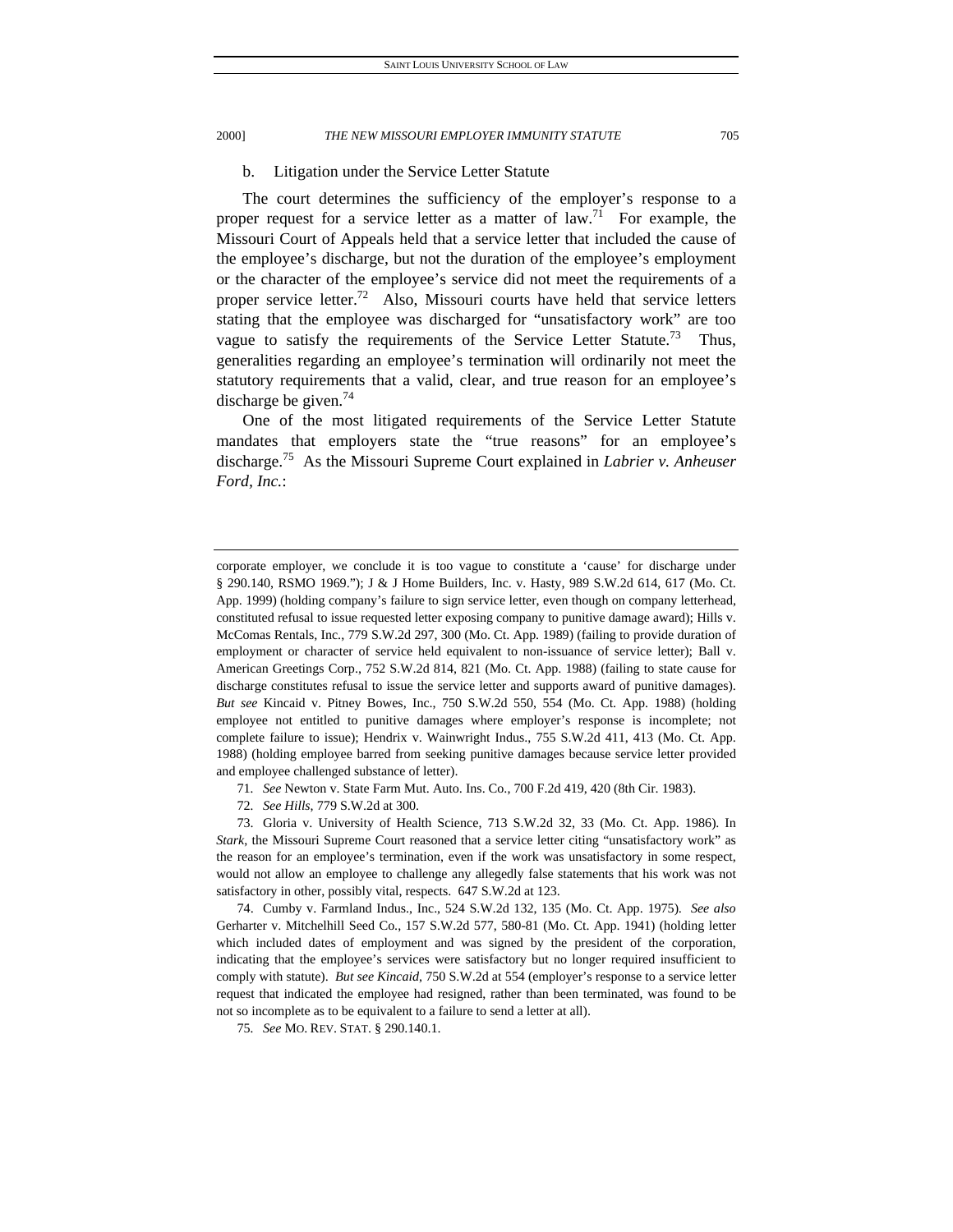b. Litigation under the Service Letter Statute

The court determines the sufficiency of the employer's response to a proper request for a service letter as a matter of law.[71] For example, the Missouri Court of Appeals held that a service letter that included the cause of the employee's discharge, but not the duration of the employee's employment or the character of the employee's service did not meet the requirements of a proper service letter.[72] Also, Missouri courts have held that service letters stating that the employee was discharged for "unsatisfactory work" are too vague to satisfy the requirements of the Service Letter Statute.[73] Thus, generalities regarding an employee's termination will ordinarily not meet the statutory requirements that a valid, clear, and true reason for an employee's discharge be given.[74]

One of the most litigated requirements of the Service Letter Statute mandates that employers state the "true reasons" for an employee's discharge.[75] As the Missouri Supreme Court explained in *Labrier v. Anheuser Ford, Inc.*:

---

corporate employer, we conclude it is too vague to constitute a 'cause' for discharge under § 290.140, RSMO 1969."); J & J Home Builders, Inc. v. Hasty, 989 S.W.2d 614, 617 (Mo. Ct. App. 1999) (holding company's failure to sign service letter, even though on company letterhead, constituted refusal to issue requested letter exposing company to punitive damage award); Hills v. McComas Rentals, Inc., 779 S.W.2d 297, 300 (Mo. Ct. App. 1989) (failing to provide duration of employment or character of service held equivalent to non-issuance of service letter); Ball v. American Greetings Corp., 752 S.W.2d 814, 821 (Mo. Ct. App. 1988) (failing to state cause for discharge constitutes refusal to issue the service letter and supports award of punitive damages). *But see* Kincaid v. Pitney Bowes, Inc., 750 S.W.2d 550, 554 (Mo. Ct. App. 1988) (holding employee not entitled to punitive damages where employer's response is incomplete; not complete failure to issue); Hendrix v. Wainwright Indus., 755 S.W.2d 411, 413 (Mo. Ct. App. 1988) (holding employee barred from seeking punitive damages because service letter provided and employee challenged substance of letter).

71. *See* Newton v. State Farm Mut. Auto. Ins. Co., 700 F.2d 419, 420 (8th Cir. 1983).

72. *See Hills*, 779 S.W.2d at 300.

73. Gloria v. University of Health Science, 713 S.W.2d 32, 33 (Mo. Ct. App. 1986). In *Stark*, the Missouri Supreme Court reasoned that a service letter citing "unsatisfactory work" as the reason for an employee's termination, even if the work was unsatisfactory in some respect, would not allow an employee to challenge any allegedly false statements that his work was not satisfactory in other, possibly vital, respects. 647 S.W.2d at 123.

74. Cumby v. Farmland Indus., Inc., 524 S.W.2d 132, 135 (Mo. Ct. App. 1975). *See also* Gerharter v. Mitchelhill Seed Co., 157 S.W.2d 577, 580-81 (Mo. Ct. App. 1941) (holding letter which included dates of employment and was signed by the president of the corporation, indicating that the employee's services were satisfactory but no longer required insufficient to comply with statute). *But see Kincaid*, 750 S.W.2d at 554 (employer's response to a service letter request that indicated the employee had resigned, rather than been terminated, was found to be not so incomplete as to be equivalent to a failure to send a letter at all).

75. *See* MO. REV. STAT. § 290.140.1.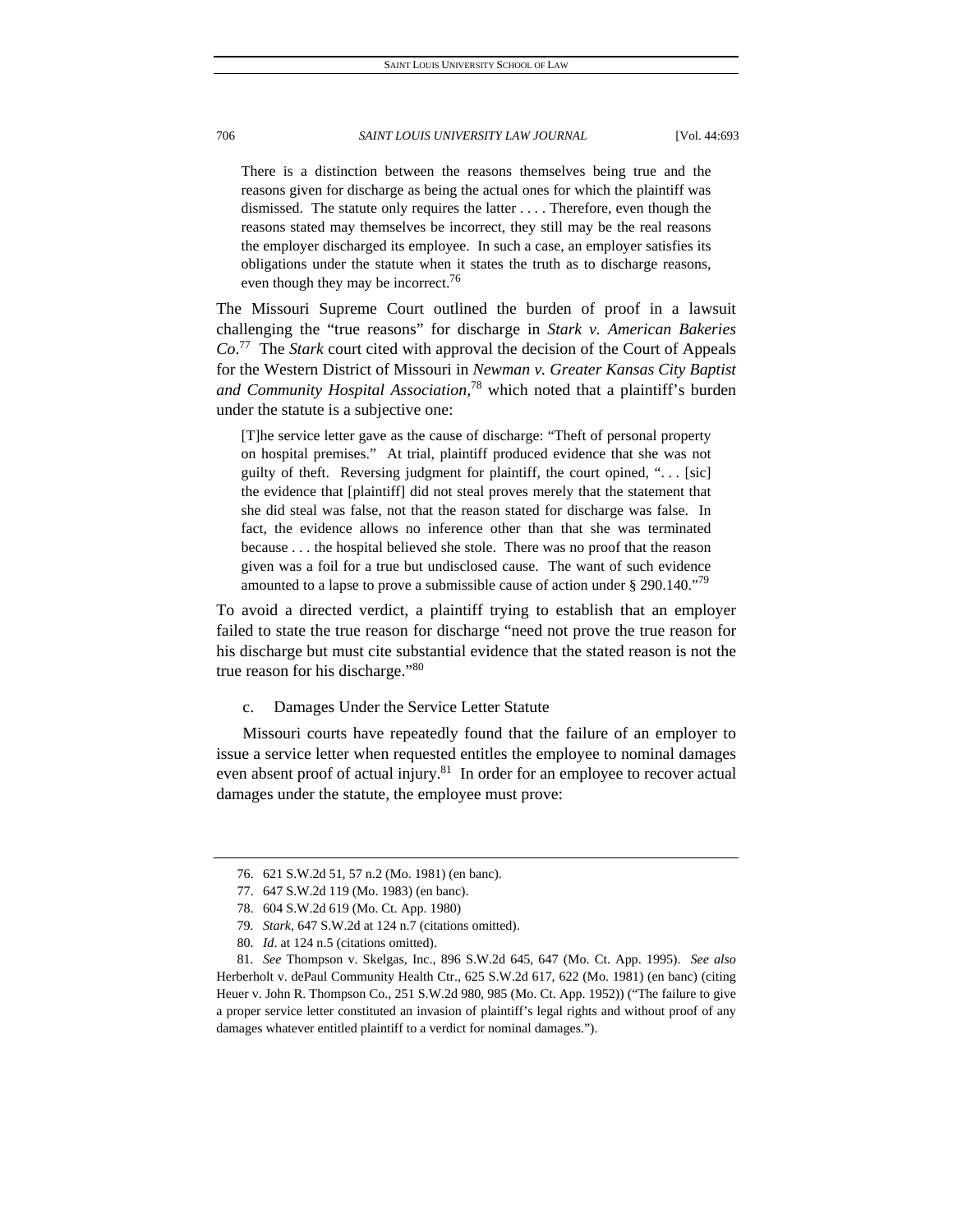> There is a distinction between the reasons themselves being true and the reasons given for discharge as being the actual ones for which the plaintiff was dismissed. The statute only requires the latter . . . . Therefore, even though the reasons stated may themselves be incorrect, they still may be the real reasons the employer discharged its employee. In such a case, an employer satisfies its obligations under the statute when it states the truth as to discharge reasons, even though they may be incorrect.[76]

The Missouri Supreme Court outlined the burden of proof in a lawsuit challenging the "true reasons" for discharge in *Stark v. American Bakeries Co*.[77] The *Stark* court cited with approval the decision of the Court of Appeals for the Western District of Missouri in *Newman v. Greater Kansas City Baptist and Community Hospital Association*,[78] which noted that a plaintiff's burden under the statute is a subjective one:

> [T]he service letter gave as the cause of discharge: "Theft of personal property on hospital premises." At trial, plaintiff produced evidence that she was not guilty of theft. Reversing judgment for plaintiff, the court opined, ". . . [sic] the evidence that [plaintiff] did not steal proves merely that the statement that she did steal was false, not that the reason stated for discharge was false. In fact, the evidence allows no inference other than that she was terminated because . . . the hospital believed she stole. There was no proof that the reason given was a foil for a true but undisclosed cause. The want of such evidence amounted to a lapse to prove a submissible cause of action under § 290.140."[79]

To avoid a directed verdict, a plaintiff trying to establish that an employer failed to state the true reason for discharge "need not prove the true reason for his discharge but must cite substantial evidence that the stated reason is not the true reason for his discharge."[80]

#### c. Damages Under the Service Letter Statute

Missouri courts have repeatedly found that the failure of an employer to issue a service letter when requested entitles the employee to nominal damages even absent proof of actual injury.[81] In order for an employee to recover actual damages under the statute, the employee must prove:

---

76. 621 S.W.2d 51, 57 n.2 (Mo. 1981) (en banc).

77. 647 S.W.2d 119 (Mo. 1983) (en banc).

78. 604 S.W.2d 619 (Mo. Ct. App. 1980)

79. *Stark*, 647 S.W.2d at 124 n.7 (citations omitted).

80. *Id*. at 124 n.5 (citations omitted).

81. *See* Thompson v. Skelgas, Inc., 896 S.W.2d 645, 647 (Mo. Ct. App. 1995). *See also* Herberholt v. dePaul Community Health Ctr., 625 S.W.2d 617, 622 (Mo. 1981) (en banc) (citing Heuer v. John R. Thompson Co., 251 S.W.2d 980, 985 (Mo. Ct. App. 1952)) ("The failure to give a proper service letter constituted an invasion of plaintiff's legal rights and without proof of any damages whatever entitled plaintiff to a verdict for nominal damages.").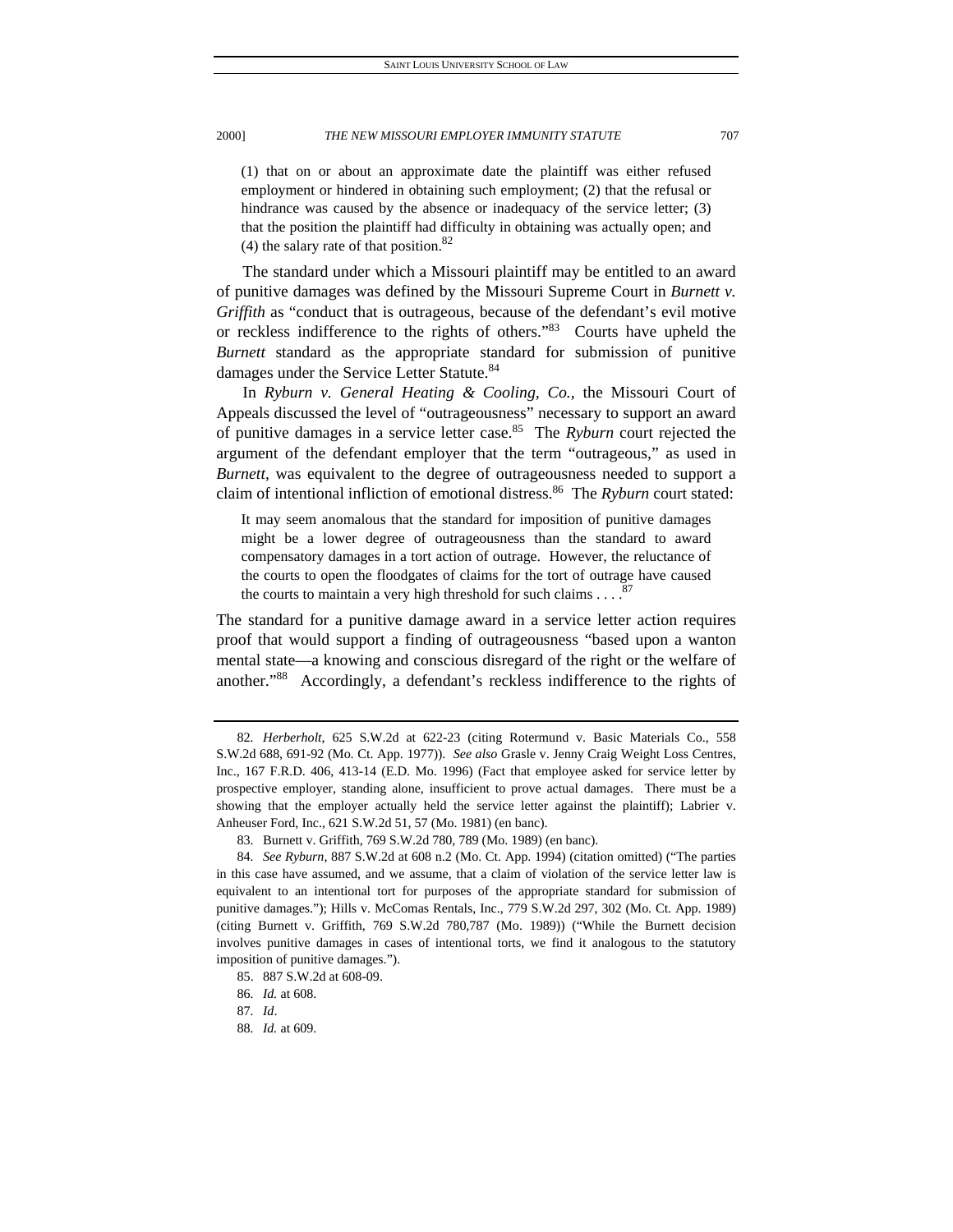(1) that on or about an approximate date the plaintiff was either refused employment or hindered in obtaining such employment; (2) that the refusal or hindrance was caused by the absence or inadequacy of the service letter; (3) that the position the plaintiff had difficulty in obtaining was actually open; and (4) the salary rate of that position.[82]

The standard under which a Missouri plaintiff may be entitled to an award of punitive damages was defined by the Missouri Supreme Court in *Burnett v. Griffith* as "conduct that is outrageous, because of the defendant's evil motive or reckless indifference to the rights of others."[83] Courts have upheld the *Burnett* standard as the appropriate standard for submission of punitive damages under the Service Letter Statute.[84]

In *Ryburn v. General Heating & Cooling, Co.*, the Missouri Court of Appeals discussed the level of "outrageousness" necessary to support an award of punitive damages in a service letter case.[85] The *Ryburn* court rejected the argument of the defendant employer that the term "outrageous," as used in *Burnett*, was equivalent to the degree of outrageousness needed to support a claim of intentional infliction of emotional distress.[86] The *Ryburn* court stated:

> It may seem anomalous that the standard for imposition of punitive damages might be a lower degree of outrageousness than the standard to award compensatory damages in a tort action of outrage. However, the reluctance of the courts to open the floodgates of claims for the tort of outrage have caused the courts to maintain a very high threshold for such claims . . . .[87]

The standard for a punitive damage award in a service letter action requires proof that would support a finding of outrageousness "based upon a wanton mental state—a knowing and conscious disregard of the right or the welfare of another."[88] Accordingly, a defendant's reckless indifference to the rights of

---

82. *Herberholt*, 625 S.W.2d at 622-23 (citing Rotermund v. Basic Materials Co., 558 S.W.2d 688, 691-92 (Mo. Ct. App. 1977)). *See also* Grasle v. Jenny Craig Weight Loss Centres, Inc., 167 F.R.D. 406, 413-14 (E.D. Mo. 1996) (Fact that employee asked for service letter by prospective employer, standing alone, insufficient to prove actual damages. There must be a showing that the employer actually held the service letter against the plaintiff); Labrier v. Anheuser Ford, Inc., 621 S.W.2d 51, 57 (Mo. 1981) (en banc).

83. Burnett v. Griffith, 769 S.W.2d 780, 789 (Mo. 1989) (en banc).

84. *See Ryburn*, 887 S.W.2d at 608 n.2 (Mo. Ct. App. 1994) (citation omitted) ("The parties in this case have assumed, and we assume, that a claim of violation of the service letter law is equivalent to an intentional tort for purposes of the appropriate standard for submission of punitive damages."); Hills v. McComas Rentals, Inc., 779 S.W.2d 297, 302 (Mo. Ct. App. 1989) (citing Burnett v. Griffith, 769 S.W.2d 780,787 (Mo. 1989)) ("While the Burnett decision involves punitive damages in cases of intentional torts, we find it analogous to the statutory imposition of punitive damages.").

85. 887 S.W.2d at 608-09.

86. *Id.* at 608.

87. *Id*.

88. *Id.* at 609.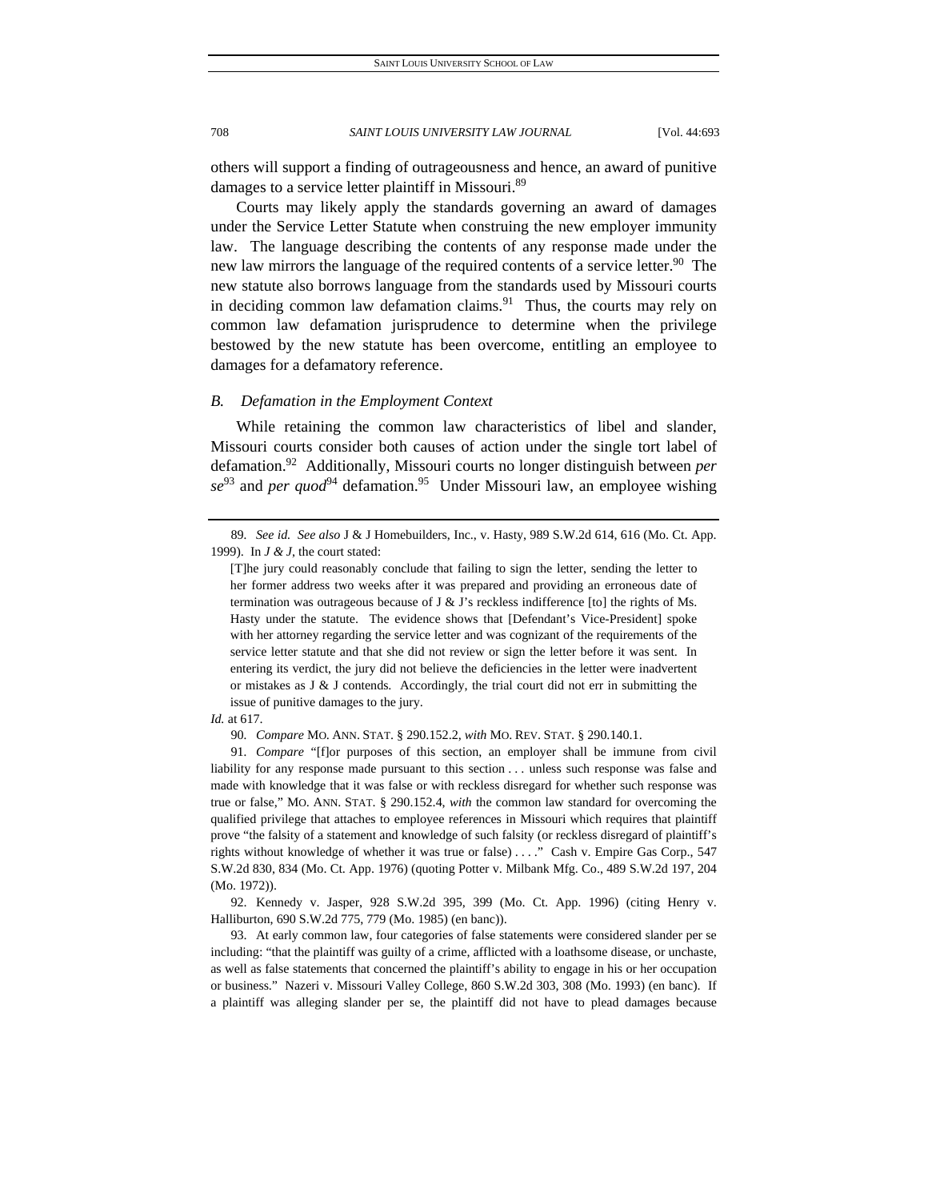others will support a finding of outrageousness and hence, an award of punitive damages to a service letter plaintiff in Missouri.[89]

Courts may likely apply the standards governing an award of damages under the Service Letter Statute when construing the new employer immunity law. The language describing the contents of any response made under the new law mirrors the language of the required contents of a service letter.[90] The new statute also borrows language from the standards used by Missouri courts in deciding common law defamation claims.[91] Thus, the courts may rely on common law defamation jurisprudence to determine when the privilege bestowed by the new statute has been overcome, entitling an employee to damages for a defamatory reference.

### *B. Defamation in the Employment Context*

While retaining the common law characteristics of libel and slander, Missouri courts consider both causes of action under the single tort label of defamation.[92] Additionally, Missouri courts no longer distinguish between *per se*[93] and *per quod*[94] defamation.[95] Under Missouri law, an employee wishing

---

89. *See id. See also* J & J Homebuilders, Inc., v. Hasty, 989 S.W.2d 614, 616 (Mo. Ct. App. 1999). In *J & J*, the court stated:

> [T]he jury could reasonably conclude that failing to sign the letter, sending the letter to her former address two weeks after it was prepared and providing an erroneous date of termination was outrageous because of J & J's reckless indifference [to] the rights of Ms. Hasty under the statute. The evidence shows that [Defendant's Vice-President] spoke with her attorney regarding the service letter and was cognizant of the requirements of the service letter statute and that she did not review or sign the letter before it was sent. In entering its verdict, the jury did not believe the deficiencies in the letter were inadvertent or mistakes as J & J contends. Accordingly, the trial court did not err in submitting the issue of punitive damages to the jury.

*Id.* at 617.

90. *Compare* MO. ANN. STAT. § 290.152.2, *with* MO. REV. STAT. § 290.140.1.

91. *Compare* "[f]or purposes of this section, an employer shall be immune from civil liability for any response made pursuant to this section . . . unless such response was false and made with knowledge that it was false or with reckless disregard for whether such response was true or false," MO. ANN. STAT. § 290.152.4, *with* the common law standard for overcoming the qualified privilege that attaches to employee references in Missouri which requires that plaintiff prove "the falsity of a statement and knowledge of such falsity (or reckless disregard of plaintiff's rights without knowledge of whether it was true or false) . . . ." Cash v. Empire Gas Corp., 547 S.W.2d 830, 834 (Mo. Ct. App. 1976) (quoting Potter v. Milbank Mfg. Co., 489 S.W.2d 197, 204 (Mo. 1972)).

92. Kennedy v. Jasper, 928 S.W.2d 395, 399 (Mo. Ct. App. 1996) (citing Henry v. Halliburton, 690 S.W.2d 775, 779 (Mo. 1985) (en banc)).

93. At early common law, four categories of false statements were considered slander per se including: "that the plaintiff was guilty of a crime, afflicted with a loathsome disease, or unchaste, as well as false statements that concerned the plaintiff's ability to engage in his or her occupation or business." Nazeri v. Missouri Valley College, 860 S.W.2d 303, 308 (Mo. 1993) (en banc). If a plaintiff was alleging slander per se, the plaintiff did not have to plead damages because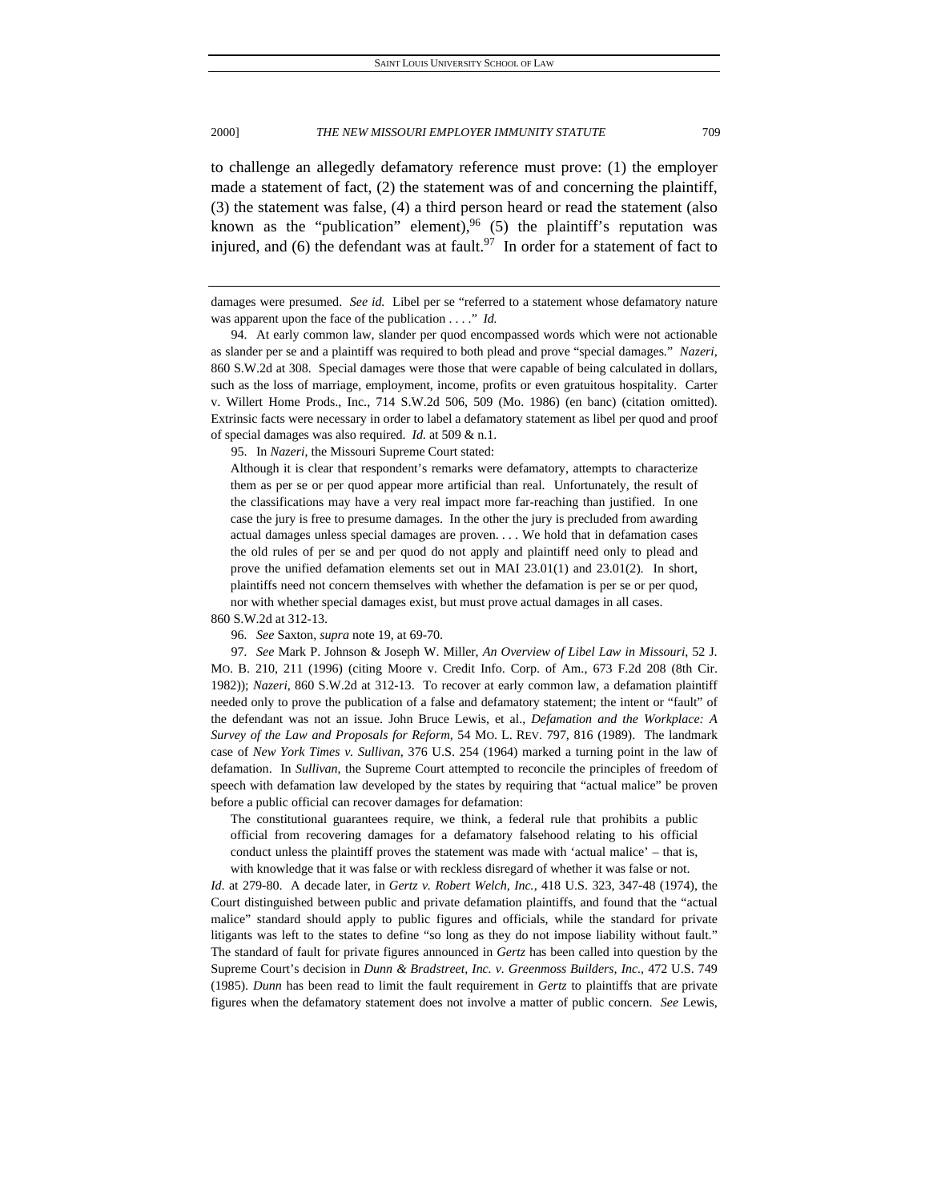to challenge an allegedly defamatory reference must prove: (1) the employer made a statement of fact, (2) the statement was of and concerning the plaintiff, (3) the statement was false, (4) a third person heard or read the statement (also known as the "publication" element),[96] (5) the plaintiff's reputation was injured, and (6) the defendant was at fault.[97] In order for a statement of fact to

---

damages were presumed. *See id.* Libel per se "referred to a statement whose defamatory nature was apparent upon the face of the publication . . . ." *Id.*

94. At early common law, slander per quod encompassed words which were not actionable as slander per se and a plaintiff was required to both plead and prove "special damages." *Nazeri*, 860 S.W.2d at 308. Special damages were those that were capable of being calculated in dollars, such as the loss of marriage, employment, income, profits or even gratuitous hospitality. Carter v. Willert Home Prods., Inc., 714 S.W.2d 506, 509 (Mo. 1986) (en banc) (citation omitted). Extrinsic facts were necessary in order to label a defamatory statement as libel per quod and proof of special damages was also required. *Id.* at 509 & n.1.

95. In *Nazeri*, the Missouri Supreme Court stated:

> Although it is clear that respondent's remarks were defamatory, attempts to characterize them as per se or per quod appear more artificial than real. Unfortunately, the result of the classifications may have a very real impact more far-reaching than justified. In one case the jury is free to presume damages. In the other the jury is precluded from awarding actual damages unless special damages are proven. . . . We hold that in defamation cases the old rules of per se and per quod do not apply and plaintiff need only to plead and prove the unified defamation elements set out in MAI 23.01(1) and 23.01(2). In short, plaintiffs need not concern themselves with whether the defamation is per se or per quod, nor with whether special damages exist, but must prove actual damages in all cases.

860 S.W.2d at 312-13.

96. *See* Saxton, *supra* note 19, at 69-70.

97. *See* Mark P. Johnson & Joseph W. Miller, *An Overview of Libel Law in Missouri*, 52 J. MO. B. 210, 211 (1996) (citing Moore v. Credit Info. Corp. of Am., 673 F.2d 208 (8th Cir. 1982)); *Nazeri*, 860 S.W.2d at 312-13. To recover at early common law, a defamation plaintiff needed only to prove the publication of a false and defamatory statement; the intent or "fault" of the defendant was not an issue. John Bruce Lewis, et al., *Defamation and the Workplace: A Survey of the Law and Proposals for Reform*, 54 MO. L. REV. 797, 816 (1989). The landmark case of *New York Times v. Sullivan*, 376 U.S. 254 (1964) marked a turning point in the law of defamation. In *Sullivan*, the Supreme Court attempted to reconcile the principles of freedom of speech with defamation law developed by the states by requiring that "actual malice" be proven before a public official can recover damages for defamation:

> The constitutional guarantees require, we think, a federal rule that prohibits a public official from recovering damages for a defamatory falsehood relating to his official conduct unless the plaintiff proves the statement was made with 'actual malice' – that is, with knowledge that it was false or with reckless disregard of whether it was false or not.

*Id.* at 279-80. A decade later, in *Gertz v. Robert Welch, Inc.*, 418 U.S. 323, 347-48 (1974), the Court distinguished between public and private defamation plaintiffs, and found that the "actual malice" standard should apply to public figures and officials, while the standard for private litigants was left to the states to define "so long as they do not impose liability without fault." The standard of fault for private figures announced in *Gertz* has been called into question by the Supreme Court's decision in *Dunn & Bradstreet, Inc. v. Greenmoss Builders, Inc.*, 472 U.S. 749 (1985). *Dunn* has been read to limit the fault requirement in *Gertz* to plaintiffs that are private figures when the defamatory statement does not involve a matter of public concern. *See* Lewis,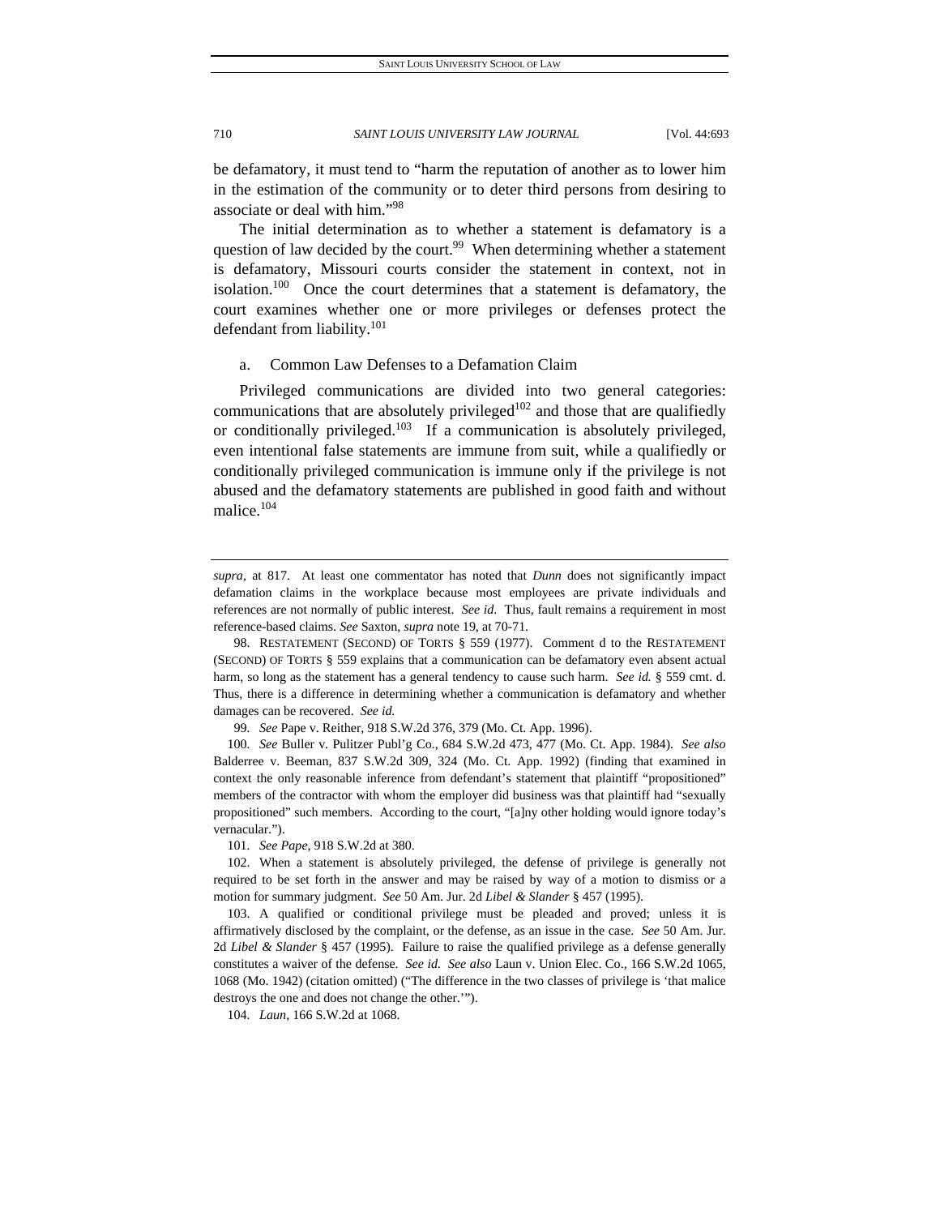be defamatory, it must tend to "harm the reputation of another as to lower him in the estimation of the community or to deter third persons from desiring to associate or deal with him."[98]

The initial determination as to whether a statement is defamatory is a question of law decided by the court.[99] When determining whether a statement is defamatory, Missouri courts consider the statement in context, not in isolation.[100] Once the court determines that a statement is defamatory, the court examines whether one or more privileges or defenses protect the defendant from liability.[101]

### a. Common Law Defenses to a Defamation Claim

Privileged communications are divided into two general categories: communications that are absolutely privileged[102] and those that are qualifiedly or conditionally privileged.[103] If a communication is absolutely privileged, even intentional false statements are immune from suit, while a qualifiedly or conditionally privileged communication is immune only if the privilege is not abused and the defamatory statements are published in good faith and without malice.[104]

---

*supra*, at 817. At least one commentator has noted that *Dunn* does not significantly impact defamation claims in the workplace because most employees are private individuals and references are not normally of public interest. *See id.* Thus, fault remains a requirement in most reference-based claims. *See* Saxton, *supra* note 19, at 70-71.

98. RESTATEMENT (SECOND) OF TORTS § 559 (1977). Comment d to the RESTATEMENT (SECOND) OF TORTS § 559 explains that a communication can be defamatory even absent actual harm, so long as the statement has a general tendency to cause such harm. *See id.* § 559 cmt. d. Thus, there is a difference in determining whether a communication is defamatory and whether damages can be recovered. *See id.*

99. *See* Pape v. Reither, 918 S.W.2d 376, 379 (Mo. Ct. App. 1996).

100. *See* Buller v. Pulitzer Publ'g Co., 684 S.W.2d 473, 477 (Mo. Ct. App. 1984). *See also* Balderree v. Beeman, 837 S.W.2d 309, 324 (Mo. Ct. App. 1992) (finding that examined in context the only reasonable inference from defendant's statement that plaintiff "propositioned" members of the contractor with whom the employer did business was that plaintiff had "sexually propositioned" such members. According to the court, "[a]ny other holding would ignore today's vernacular.").

101. *See Pape*, 918 S.W.2d at 380.

102. When a statement is absolutely privileged, the defense of privilege is generally not required to be set forth in the answer and may be raised by way of a motion to dismiss or a motion for summary judgment. *See* 50 Am. Jur. 2d *Libel & Slander* § 457 (1995).

103. A qualified or conditional privilege must be pleaded and proved; unless it is affirmatively disclosed by the complaint, or the defense, as an issue in the case. *See* 50 Am. Jur. 2d *Libel & Slander* § 457 (1995). Failure to raise the qualified privilege as a defense generally constitutes a waiver of the defense. *See id. See also* Laun v. Union Elec. Co., 166 S.W.2d 1065, 1068 (Mo. 1942) (citation omitted) ("The difference in the two classes of privilege is 'that malice destroys the one and does not change the other.'").

104. *Laun*, 166 S.W.2d at 1068.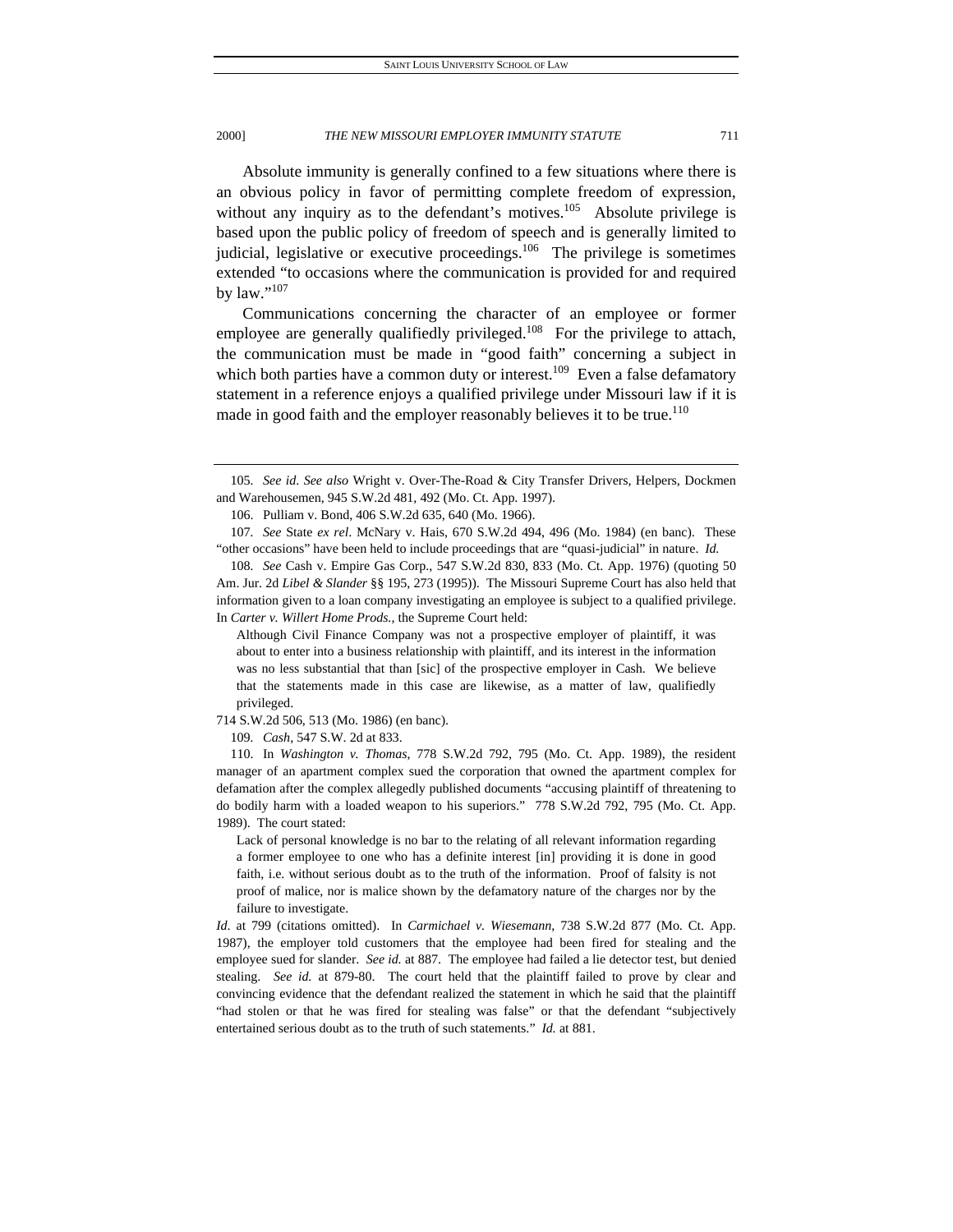Absolute immunity is generally confined to a few situations where there is an obvious policy in favor of permitting complete freedom of expression, without any inquiry as to the defendant's motives.[105] Absolute privilege is based upon the public policy of freedom of speech and is generally limited to judicial, legislative or executive proceedings.[106] The privilege is sometimes extended "to occasions where the communication is provided for and required by law."[107]

Communications concerning the character of an employee or former employee are generally qualifiedly privileged.[108] For the privilege to attach, the communication must be made in "good faith" concerning a subject in which both parties have a common duty or interest.[109] Even a false defamatory statement in a reference enjoys a qualified privilege under Missouri law if it is made in good faith and the employer reasonably believes it to be true.[110]

---

105. *See id*. *See also* Wright v. Over-The-Road & City Transfer Drivers, Helpers, Dockmen and Warehousemen, 945 S.W.2d 481, 492 (Mo. Ct. App. 1997).

106. Pulliam v. Bond, 406 S.W.2d 635, 640 (Mo. 1966).

107. *See* State *ex rel*. McNary v. Hais, 670 S.W.2d 494, 496 (Mo. 1984) (en banc). These "other occasions" have been held to include proceedings that are "quasi-judicial" in nature. *Id.*

108. *See* Cash v. Empire Gas Corp., 547 S.W.2d 830, 833 (Mo. Ct. App. 1976) (quoting 50 Am. Jur. 2d *Libel & Slander* §§ 195, 273 (1995)). The Missouri Supreme Court has also held that information given to a loan company investigating an employee is subject to a qualified privilege. In *Carter v. Willert Home Prods.*, the Supreme Court held:

> Although Civil Finance Company was not a prospective employer of plaintiff, it was about to enter into a business relationship with plaintiff, and its interest in the information was no less substantial that than [sic] of the prospective employer in Cash. We believe that the statements made in this case are likewise, as a matter of law, qualifiedly privileged.

714 S.W.2d 506, 513 (Mo. 1986) (en banc).

109. *Cash*, 547 S.W. 2d at 833.

110. In *Washington v. Thomas*, 778 S.W.2d 792, 795 (Mo. Ct. App. 1989), the resident manager of an apartment complex sued the corporation that owned the apartment complex for defamation after the complex allegedly published documents "accusing plaintiff of threatening to do bodily harm with a loaded weapon to his superiors." 778 S.W.2d 792, 795 (Mo. Ct. App. 1989). The court stated:

> Lack of personal knowledge is no bar to the relating of all relevant information regarding a former employee to one who has a definite interest [in] providing it is done in good faith, i.e. without serious doubt as to the truth of the information. Proof of falsity is not proof of malice, nor is malice shown by the defamatory nature of the charges nor by the failure to investigate.

*Id*. at 799 (citations omitted). In *Carmichael v. Wiesemann*, 738 S.W.2d 877 (Mo. Ct. App. 1987), the employer told customers that the employee had been fired for stealing and the employee sued for slander. *See id.* at 887. The employee had failed a lie detector test, but denied stealing. *See id.* at 879-80. The court held that the plaintiff failed to prove by clear and convincing evidence that the defendant realized the statement in which he said that the plaintiff "had stolen or that he was fired for stealing was false" or that the defendant "subjectively entertained serious doubt as to the truth of such statements." *Id.* at 881.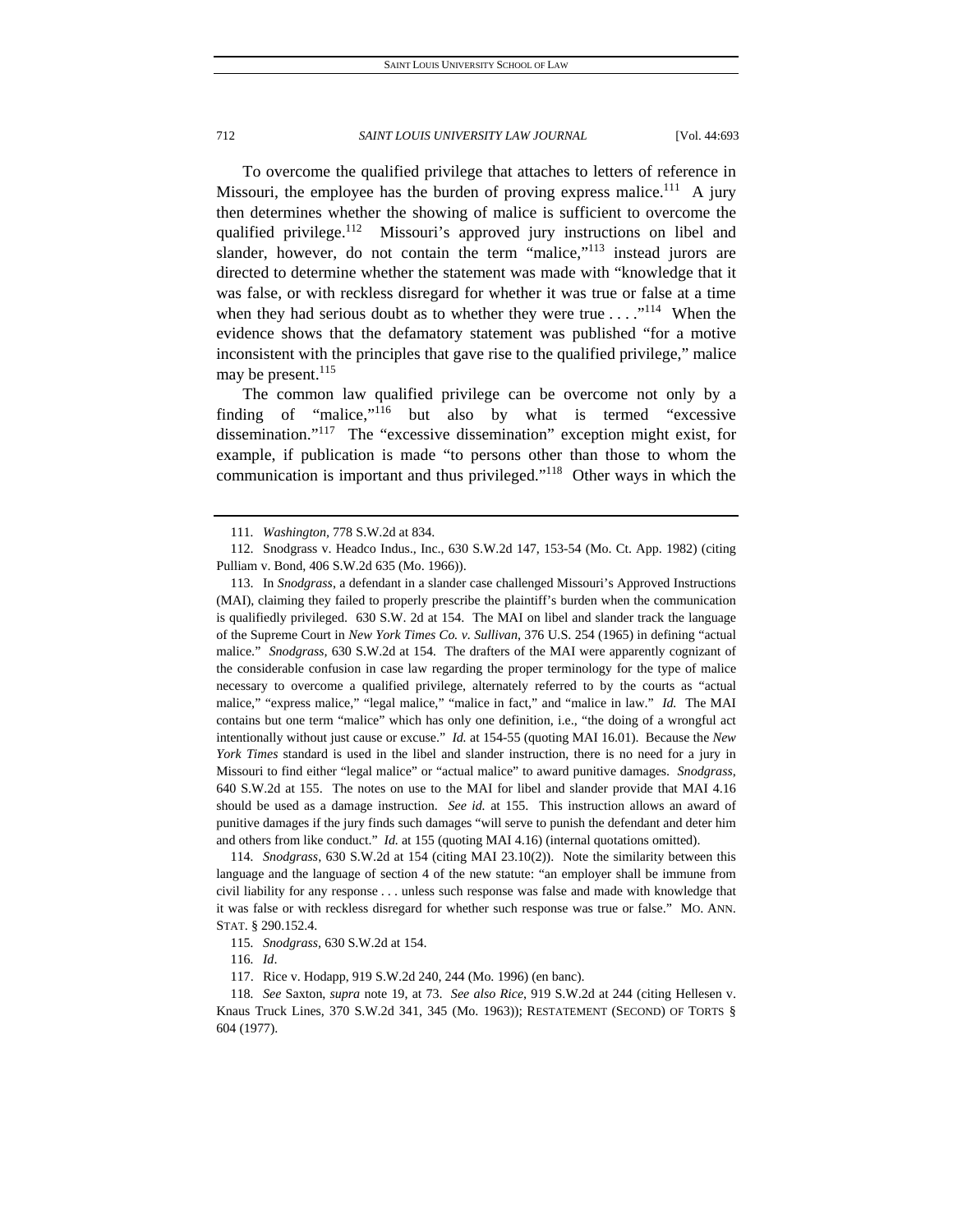To overcome the qualified privilege that attaches to letters of reference in Missouri, the employee has the burden of proving express malice.[111] A jury then determines whether the showing of malice is sufficient to overcome the qualified privilege.[112] Missouri's approved jury instructions on libel and slander, however, do not contain the term "malice,"[113] instead jurors are directed to determine whether the statement was made with "knowledge that it was false, or with reckless disregard for whether it was true or false at a time when they had serious doubt as to whether they were true . . . ."[114] When the evidence shows that the defamatory statement was published "for a motive inconsistent with the principles that gave rise to the qualified privilege," malice may be present.[115]

The common law qualified privilege can be overcome not only by a finding of "malice,"[116] but also by what is termed "excessive dissemination."[117] The "excessive dissemination" exception might exist, for example, if publication is made "to persons other than those to whom the communication is important and thus privileged."[118] Other ways in which the

---

111. *Washington*, 778 S.W.2d at 834.

112. Snodgrass v. Headco Indus., Inc., 630 S.W.2d 147, 153-54 (Mo. Ct. App. 1982) (citing Pulliam v. Bond, 406 S.W.2d 635 (Mo. 1966)).

113. In *Snodgrass*, a defendant in a slander case challenged Missouri's Approved Instructions (MAI), claiming they failed to properly prescribe the plaintiff's burden when the communication is qualifiedly privileged. 630 S.W. 2d at 154. The MAI on libel and slander track the language of the Supreme Court in *New York Times Co. v. Sullivan*, 376 U.S. 254 (1965) in defining "actual malice." *Snodgrass*, 630 S.W.2d at 154. The drafters of the MAI were apparently cognizant of the considerable confusion in case law regarding the proper terminology for the type of malice necessary to overcome a qualified privilege, alternately referred to by the courts as "actual malice," "express malice," "legal malice," "malice in fact," and "malice in law." *Id.* The MAI contains but one term "malice" which has only one definition, i.e., "the doing of a wrongful act intentionally without just cause or excuse." *Id.* at 154-55 (quoting MAI 16.01). Because the *New York Times* standard is used in the libel and slander instruction, there is no need for a jury in Missouri to find either "legal malice" or "actual malice" to award punitive damages. *Snodgrass*, 640 S.W.2d at 155. The notes on use to the MAI for libel and slander provide that MAI 4.16 should be used as a damage instruction. *See id.* at 155. This instruction allows an award of punitive damages if the jury finds such damages "will serve to punish the defendant and deter him and others from like conduct." *Id.* at 155 (quoting MAI 4.16) (internal quotations omitted).

114. *Snodgrass*, 630 S.W.2d at 154 (citing MAI 23.10(2)). Note the similarity between this language and the language of section 4 of the new statute: "an employer shall be immune from civil liability for any response . . . unless such response was false and made with knowledge that it was false or with reckless disregard for whether such response was true or false." MO. ANN. STAT. § 290.152.4.

115. *Snodgrass*, 630 S.W.2d at 154.

116. *Id*.

117. Rice v. Hodapp, 919 S.W.2d 240, 244 (Mo. 1996) (en banc).

118. *See* Saxton, *supra* note 19, at 73. *See also Rice*, 919 S.W.2d at 244 (citing Hellesen v. Knaus Truck Lines, 370 S.W.2d 341, 345 (Mo. 1963)); RESTATEMENT (SECOND) OF TORTS § 604 (1977).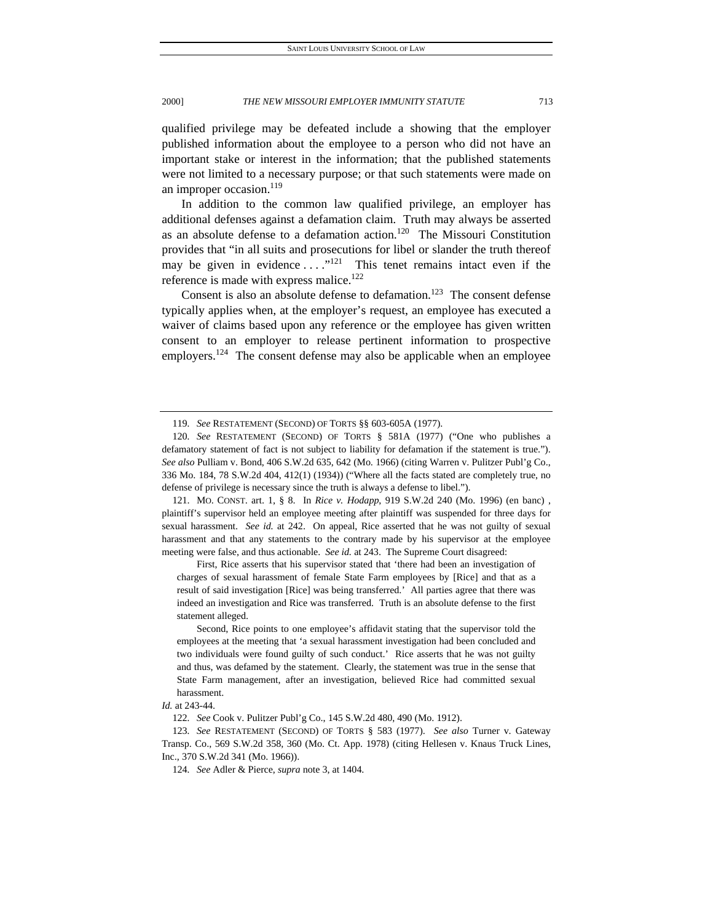qualified privilege may be defeated include a showing that the employer published information about the employee to a person who did not have an important stake or interest in the information; that the published statements were not limited to a necessary purpose; or that such statements were made on an improper occasion.[119]

In addition to the common law qualified privilege, an employer has additional defenses against a defamation claim. Truth may always be asserted as an absolute defense to a defamation action.[120] The Missouri Constitution provides that "in all suits and prosecutions for libel or slander the truth thereof may be given in evidence . . . ."[121] This tenet remains intact even if the reference is made with express malice.[122]

Consent is also an absolute defense to defamation.[123] The consent defense typically applies when, at the employer's request, an employee has executed a waiver of claims based upon any reference or the employee has given written consent to an employer to release pertinent information to prospective employers.[124] The consent defense may also be applicable when an employee

---

119. *See* RESTATEMENT (SECOND) OF TORTS §§ 603-605A (1977).

120. *See* RESTATEMENT (SECOND) OF TORTS § 581A (1977) ("One who publishes a defamatory statement of fact is not subject to liability for defamation if the statement is true."). *See also* Pulliam v. Bond, 406 S.W.2d 635, 642 (Mo. 1966) (citing Warren v. Pulitzer Publ'g Co., 336 Mo. 184, 78 S.W.2d 404, 412(1) (1934)) ("Where all the facts stated are completely true, no defense of privilege is necessary since the truth is always a defense to libel.").

121. MO. CONST. art. 1, § 8. In *Rice v. Hodapp*, 919 S.W.2d 240 (Mo. 1996) (en banc) , plaintiff's supervisor held an employee meeting after plaintiff was suspended for three days for sexual harassment. *See id.* at 242. On appeal, Rice asserted that he was not guilty of sexual harassment and that any statements to the contrary made by his supervisor at the employee meeting were false, and thus actionable. *See id.* at 243. The Supreme Court disagreed:

> First, Rice asserts that his supervisor stated that 'there had been an investigation of charges of sexual harassment of female State Farm employees by [Rice] and that as a result of said investigation [Rice] was being transferred.' All parties agree that there was indeed an investigation and Rice was transferred. Truth is an absolute defense to the first statement alleged.
>
> Second, Rice points to one employee's affidavit stating that the supervisor told the employees at the meeting that 'a sexual harassment investigation had been concluded and two individuals were found guilty of such conduct.' Rice asserts that he was not guilty and thus, was defamed by the statement. Clearly, the statement was true in the sense that State Farm management, after an investigation, believed Rice had committed sexual harassment.

*Id.* at 243-44.

122. *See* Cook v. Pulitzer Publ'g Co., 145 S.W.2d 480, 490 (Mo. 1912).

123. *See* RESTATEMENT (SECOND) OF TORTS § 583 (1977). *See also* Turner v. Gateway Transp. Co., 569 S.W.2d 358, 360 (Mo. Ct. App. 1978) (citing Hellesen v. Knaus Truck Lines, Inc., 370 S.W.2d 341 (Mo. 1966)).

124. *See* Adler & Pierce, *supra* note 3, at 1404.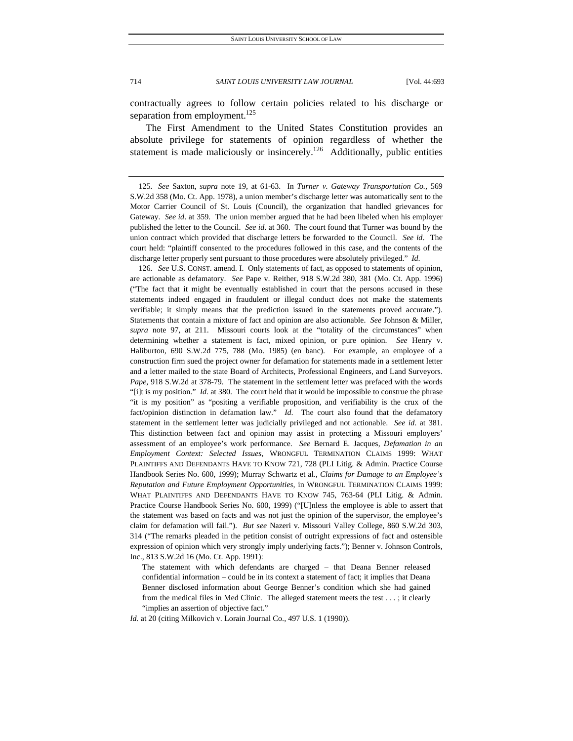contractually agrees to follow certain policies related to his discharge or separation from employment.[125]

The First Amendment to the United States Constitution provides an absolute privilege for statements of opinion regardless of whether the statement is made maliciously or insincerely.[126] Additionally, public entities

---

125. *See* Saxton, *supra* note 19, at 61-63. In *Turner v. Gateway Transportation Co.*, 569 S.W.2d 358 (Mo. Ct. App. 1978), a union member's discharge letter was automatically sent to the Motor Carrier Council of St. Louis (Council), the organization that handled grievances for Gateway. *See id*. at 359. The union member argued that he had been libeled when his employer published the letter to the Council. *See id*. at 360. The court found that Turner was bound by the union contract which provided that discharge letters be forwarded to the Council. *See id*. The court held: "plaintiff consented to the procedures followed in this case, and the contents of the discharge letter properly sent pursuant to those procedures were absolutely privileged." *Id*.

126. *See* U.S. CONST. amend. I. Only statements of fact, as opposed to statements of opinion, are actionable as defamatory. *See* Pape v. Reither, 918 S.W.2d 380, 381 (Mo. Ct. App. 1996) ("The fact that it might be eventually established in court that the persons accused in these statements indeed engaged in fraudulent or illegal conduct does not make the statements verifiable; it simply means that the prediction issued in the statements proved accurate."). Statements that contain a mixture of fact and opinion are also actionable. *See* Johnson & Miller, *supra* note 97, at 211. Missouri courts look at the "totality of the circumstances" when determining whether a statement is fact, mixed opinion, or pure opinion. *See* Henry v. Haliburton, 690 S.W.2d 775, 788 (Mo. 1985) (en banc). For example, an employee of a construction firm sued the project owner for defamation for statements made in a settlement letter and a letter mailed to the state Board of Architects, Professional Engineers, and Land Surveyors. *Pape*, 918 S.W.2d at 378-79. The statement in the settlement letter was prefaced with the words "[i]t is my position." *Id*. at 380. The court held that it would be impossible to construe the phrase "it is my position" as "positing a verifiable proposition, and verifiability is the crux of the fact/opinion distinction in defamation law." *Id*. The court also found that the defamatory statement in the settlement letter was judicially privileged and not actionable. *See id*. at 381. This distinction between fact and opinion may assist in protecting a Missouri employers' assessment of an employee's work performance. *See* Bernard E. Jacques, *Defamation in an Employment Context: Selected Issues*, WRONGFUL TERMINATION CLAIMS 1999: WHAT PLAINTIFFS AND DEFENDANTS HAVE TO KNOW 721, 728 (PLI Litig. & Admin. Practice Course Handbook Series No. 600, 1999); Murray Schwartz et al., *Claims for Damage to an Employee's Reputation and Future Employment Opportunities*, in WRONGFUL TERMINATION CLAIMS 1999: WHAT PLAINTIFFS AND DEFENDANTS HAVE TO KNOW 745, 763-64 (PLI Litig. & Admin. Practice Course Handbook Series No. 600, 1999) ("[U]nless the employee is able to assert that the statement was based on facts and was not just the opinion of the supervisor, the employee's claim for defamation will fail."). *But see* Nazeri v. Missouri Valley College, 860 S.W.2d 303, 314 ("The remarks pleaded in the petition consist of outright expressions of fact and ostensible expression of opinion which very strongly imply underlying facts."); Benner v. Johnson Controls, Inc., 813 S.W.2d 16 (Mo. Ct. App. 1991):

> The statement with which defendants are charged – that Deana Benner released confidential information – could be in its context a statement of fact; it implies that Deana Benner disclosed information about George Benner's condition which she had gained from the medical files in Med Clinic. The alleged statement meets the test . . . ; it clearly "implies an assertion of objective fact."

*Id.* at 20 (citing Milkovich v. Lorain Journal Co., 497 U.S. 1 (1990)).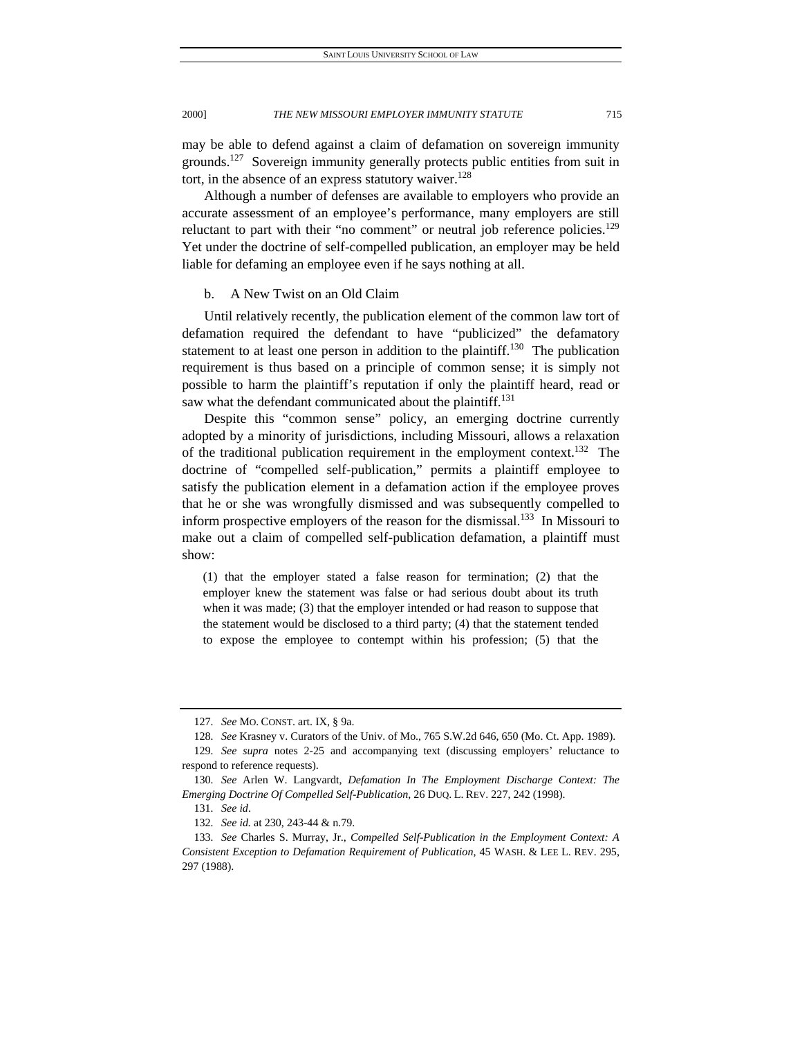may be able to defend against a claim of defamation on sovereign immunity grounds.[127] Sovereign immunity generally protects public entities from suit in tort, in the absence of an express statutory waiver.[128]

Although a number of defenses are available to employers who provide an accurate assessment of an employee's performance, many employers are still reluctant to part with their "no comment" or neutral job reference policies.[129] Yet under the doctrine of self-compelled publication, an employer may be held liable for defaming an employee even if he says nothing at all.

b. A New Twist on an Old Claim

Until relatively recently, the publication element of the common law tort of defamation required the defendant to have "publicized" the defamatory statement to at least one person in addition to the plaintiff.[130] The publication requirement is thus based on a principle of common sense; it is simply not possible to harm the plaintiff's reputation if only the plaintiff heard, read or saw what the defendant communicated about the plaintiff.[131]

Despite this "common sense" policy, an emerging doctrine currently adopted by a minority of jurisdictions, including Missouri, allows a relaxation of the traditional publication requirement in the employment context.[132] The doctrine of "compelled self-publication," permits a plaintiff employee to satisfy the publication element in a defamation action if the employee proves that he or she was wrongfully dismissed and was subsequently compelled to inform prospective employers of the reason for the dismissal.[133] In Missouri to make out a claim of compelled self-publication defamation, a plaintiff must show:

> (1) that the employer stated a false reason for termination; (2) that the employer knew the statement was false or had serious doubt about its truth when it was made; (3) that the employer intended or had reason to suppose that the statement would be disclosed to a third party; (4) that the statement tended to expose the employee to contempt within his profession; (5) that the

---

127. *See* MO. CONST. art. IX, § 9a.

128. *See* Krasney v. Curators of the Univ. of Mo., 765 S.W.2d 646, 650 (Mo. Ct. App. 1989).

129. *See supra* notes 2-25 and accompanying text (discussing employers' reluctance to respond to reference requests).

130. *See* Arlen W. Langvardt, *Defamation In The Employment Discharge Context: The Emerging Doctrine Of Compelled Self-Publication*, 26 DUQ. L. REV. 227, 242 (1998).

131. *See id*.

132. *See id.* at 230, 243-44 & n.79.

133. *See* Charles S. Murray, Jr., *Compelled Self-Publication in the Employment Context: A Consistent Exception to Defamation Requirement of Publication*, 45 WASH. & LEE L. REV. 295, 297 (1988).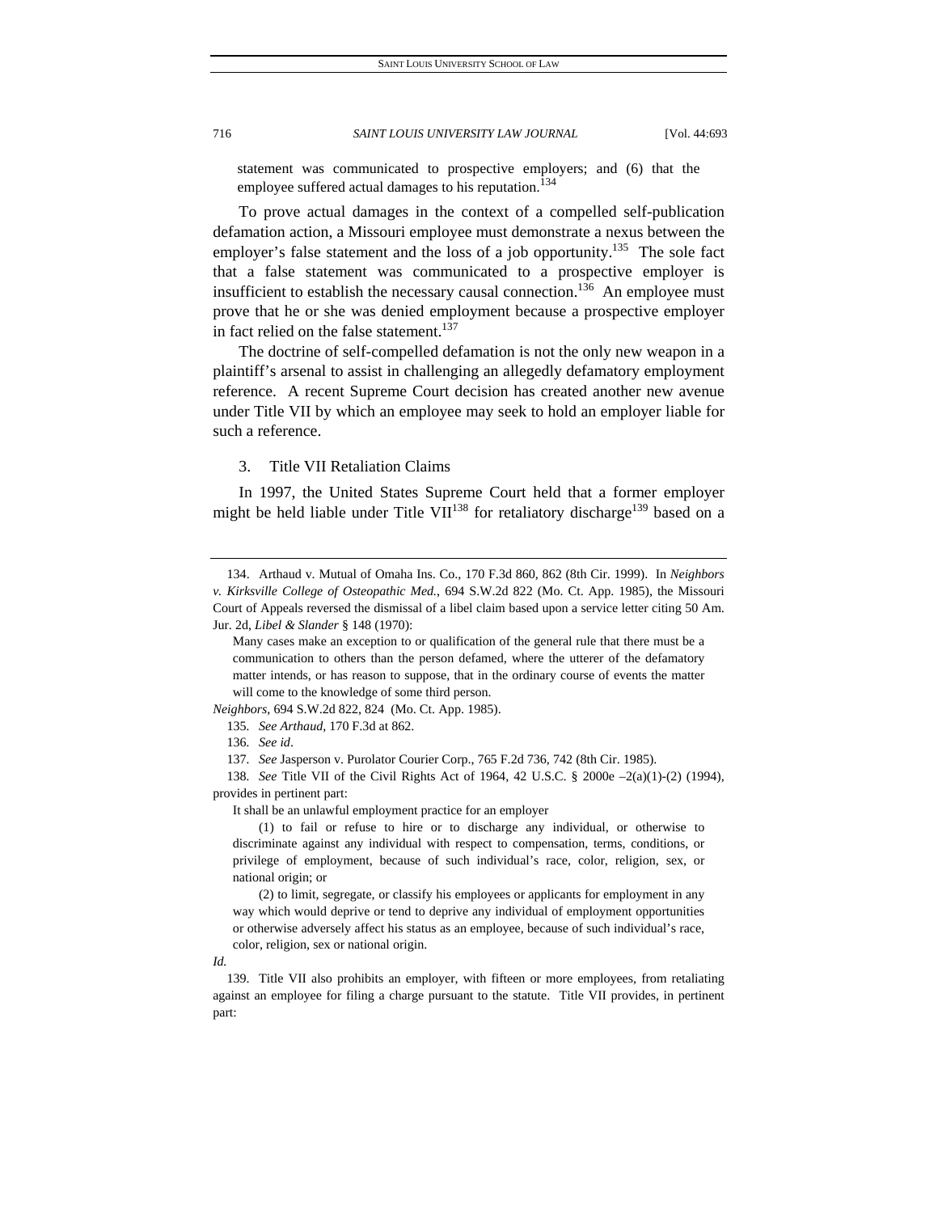statement was communicated to prospective employers; and (6) that the employee suffered actual damages to his reputation.[134]

To prove actual damages in the context of a compelled self-publication defamation action, a Missouri employee must demonstrate a nexus between the employer's false statement and the loss of a job opportunity.[135] The sole fact that a false statement was communicated to a prospective employer is insufficient to establish the necessary causal connection.[136] An employee must prove that he or she was denied employment because a prospective employer in fact relied on the false statement.[137]

The doctrine of self-compelled defamation is not the only new weapon in a plaintiff's arsenal to assist in challenging an allegedly defamatory employment reference. A recent Supreme Court decision has created another new avenue under Title VII by which an employee may seek to hold an employer liable for such a reference.

### 3. Title VII Retaliation Claims

In 1997, the United States Supreme Court held that a former employer might be held liable under Title VII[138] for retaliatory discharge[139] based on a

---

134. Arthaud v. Mutual of Omaha Ins. Co., 170 F.3d 860, 862 (8th Cir. 1999). In *Neighbors v. Kirksville College of Osteopathic Med.*, 694 S.W.2d 822 (Mo. Ct. App. 1985), the Missouri Court of Appeals reversed the dismissal of a libel claim based upon a service letter citing 50 Am. Jur. 2d, *Libel & Slander* § 148 (1970):

> Many cases make an exception to or qualification of the general rule that there must be a communication to others than the person defamed, where the utterer of the defamatory matter intends, or has reason to suppose, that in the ordinary course of events the matter will come to the knowledge of some third person.

*Neighbors*, 694 S.W.2d 822, 824 (Mo. Ct. App. 1985).

135. *See Arthaud*, 170 F.3d at 862.

136. *See id*.

137. *See* Jasperson v. Purolator Courier Corp., 765 F.2d 736, 742 (8th Cir. 1985).

138. *See* Title VII of the Civil Rights Act of 1964, 42 U.S.C. § 2000e –2(a)(1)-(2) (1994), provides in pertinent part:

> It shall be an unlawful employment practice for an employer
>
> (1) to fail or refuse to hire or to discharge any individual, or otherwise to discriminate against any individual with respect to compensation, terms, conditions, or privilege of employment, because of such individual's race, color, religion, sex, or national origin; or
>
> (2) to limit, segregate, or classify his employees or applicants for employment in any way which would deprive or tend to deprive any individual of employment opportunities or otherwise adversely affect his status as an employee, because of such individual's race, color, religion, sex or national origin.

*Id.*

139. Title VII also prohibits an employer, with fifteen or more employees, from retaliating against an employee for filing a charge pursuant to the statute. Title VII provides, in pertinent part: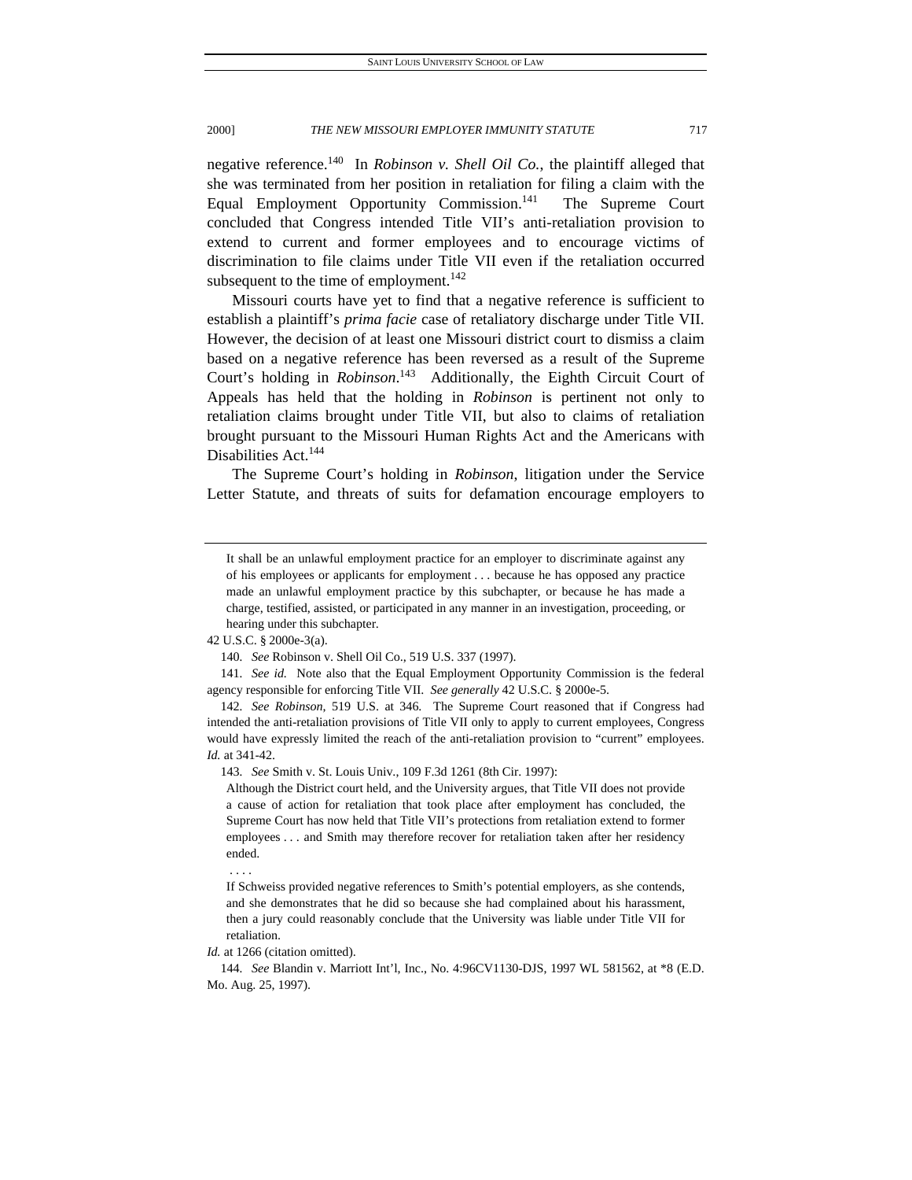negative reference.[140] In *Robinson v. Shell Oil Co.*, the plaintiff alleged that she was terminated from her position in retaliation for filing a claim with the Equal Employment Opportunity Commission.[141] The Supreme Court concluded that Congress intended Title VII's anti-retaliation provision to extend to current and former employees and to encourage victims of discrimination to file claims under Title VII even if the retaliation occurred subsequent to the time of employment.[142]

Missouri courts have yet to find that a negative reference is sufficient to establish a plaintiff's *prima facie* case of retaliatory discharge under Title VII. However, the decision of at least one Missouri district court to dismiss a claim based on a negative reference has been reversed as a result of the Supreme Court's holding in *Robinson*.[143] Additionally, the Eighth Circuit Court of Appeals has held that the holding in *Robinson* is pertinent not only to retaliation claims brought under Title VII, but also to claims of retaliation brought pursuant to the Missouri Human Rights Act and the Americans with Disabilities Act.[144]

The Supreme Court's holding in *Robinson*, litigation under the Service Letter Statute, and threats of suits for defamation encourage employers to

---

> It shall be an unlawful employment practice for an employer to discriminate against any of his employees or applicants for employment . . . because he has opposed any practice made an unlawful employment practice by this subchapter, or because he has made a charge, testified, assisted, or participated in any manner in an investigation, proceeding, or hearing under this subchapter.

42 U.S.C. § 2000e-3(a).

140. *See* Robinson v. Shell Oil Co., 519 U.S. 337 (1997).

141. *See id.* Note also that the Equal Employment Opportunity Commission is the federal agency responsible for enforcing Title VII. *See generally* 42 U.S.C. § 2000e-5.

142. *See Robinson*, 519 U.S. at 346. The Supreme Court reasoned that if Congress had intended the anti-retaliation provisions of Title VII only to apply to current employees, Congress would have expressly limited the reach of the anti-retaliation provision to "current" employees. *Id.* at 341-42.

143. *See* Smith v. St. Louis Univ., 109 F.3d 1261 (8th Cir. 1997):

> Although the District court held, and the University argues, that Title VII does not provide a cause of action for retaliation that took place after employment has concluded, the Supreme Court has now held that Title VII's protections from retaliation extend to former employees . . . and Smith may therefore recover for retaliation taken after her residency ended.
>
> . . . .
>
> If Schweiss provided negative references to Smith's potential employers, as she contends, and she demonstrates that he did so because she had complained about his harassment, then a jury could reasonably conclude that the University was liable under Title VII for retaliation.

*Id.* at 1266 (citation omitted).

144. *See* Blandin v. Marriott Int'l, Inc., No. 4:96CV1130-DJS, 1997 WL 581562, at *8 (E.D. Mo. Aug. 25, 1997).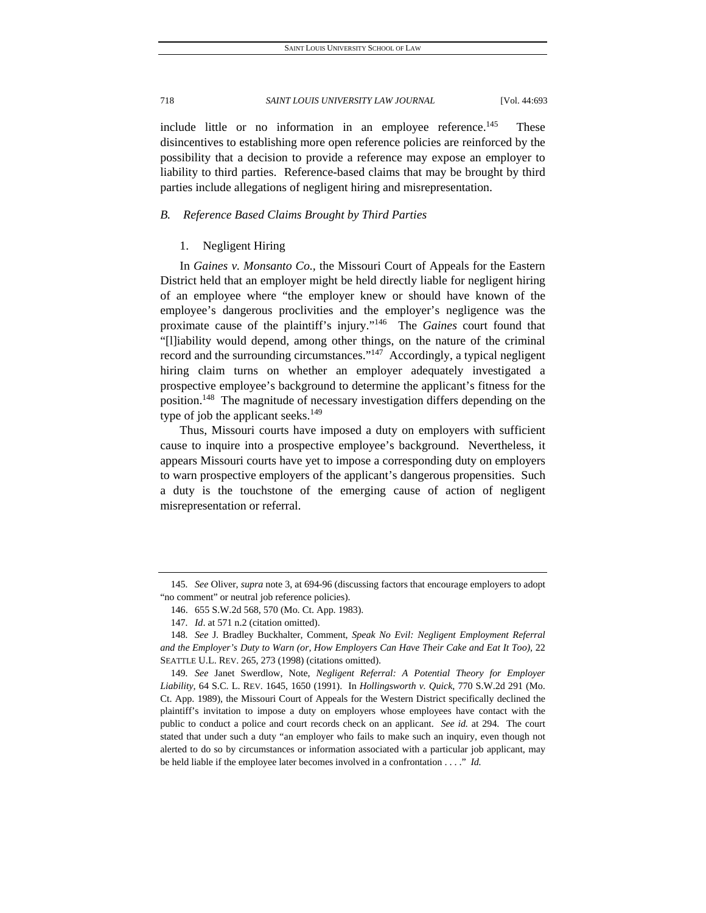include little or no information in an employee reference.[145] These disincentives to establishing more open reference policies are reinforced by the possibility that a decision to provide a reference may expose an employer to liability to third parties. Reference-based claims that may be brought by third parties include allegations of negligent hiring and misrepresentation.

### *B. Reference Based Claims Brought by Third Parties*

#### 1. Negligent Hiring

In *Gaines v. Monsanto Co.*, the Missouri Court of Appeals for the Eastern District held that an employer might be held directly liable for negligent hiring of an employee where "the employer knew or should have known of the employee's dangerous proclivities and the employer's negligence was the proximate cause of the plaintiff's injury."[146] The *Gaines* court found that "[l]iability would depend, among other things, on the nature of the criminal record and the surrounding circumstances."[147] Accordingly, a typical negligent hiring claim turns on whether an employer adequately investigated a prospective employee's background to determine the applicant's fitness for the position.[148] The magnitude of necessary investigation differs depending on the type of job the applicant seeks.[149]

Thus, Missouri courts have imposed a duty on employers with sufficient cause to inquire into a prospective employee's background. Nevertheless, it appears Missouri courts have yet to impose a corresponding duty on employers to warn prospective employers of the applicant's dangerous propensities. Such a duty is the touchstone of the emerging cause of action of negligent misrepresentation or referral.

---

145. *See* Oliver, *supra* note 3, at 694-96 (discussing factors that encourage employers to adopt "no comment" or neutral job reference policies).

146. 655 S.W.2d 568, 570 (Mo. Ct. App. 1983).

147. *Id*. at 571 n.2 (citation omitted).

148. *See* J. Bradley Buckhalter, Comment, *Speak No Evil: Negligent Employment Referral and the Employer's Duty to Warn (or, How Employers Can Have Their Cake and Eat It Too)*, 22 SEATTLE U.L. REV. 265, 273 (1998) (citations omitted).

149. *See* Janet Swerdlow, Note, *Negligent Referral: A Potential Theory for Employer Liability*, 64 S.C. L. REV. 1645, 1650 (1991). In *Hollingsworth v. Quick*, 770 S.W.2d 291 (Mo. Ct. App. 1989), the Missouri Court of Appeals for the Western District specifically declined the plaintiff's invitation to impose a duty on employers whose employees have contact with the public to conduct a police and court records check on an applicant. *See id.* at 294. The court stated that under such a duty "an employer who fails to make such an inquiry, even though not alerted to do so by circumstances or information associated with a particular job applicant, may be held liable if the employee later becomes involved in a confrontation . . . ." *Id.*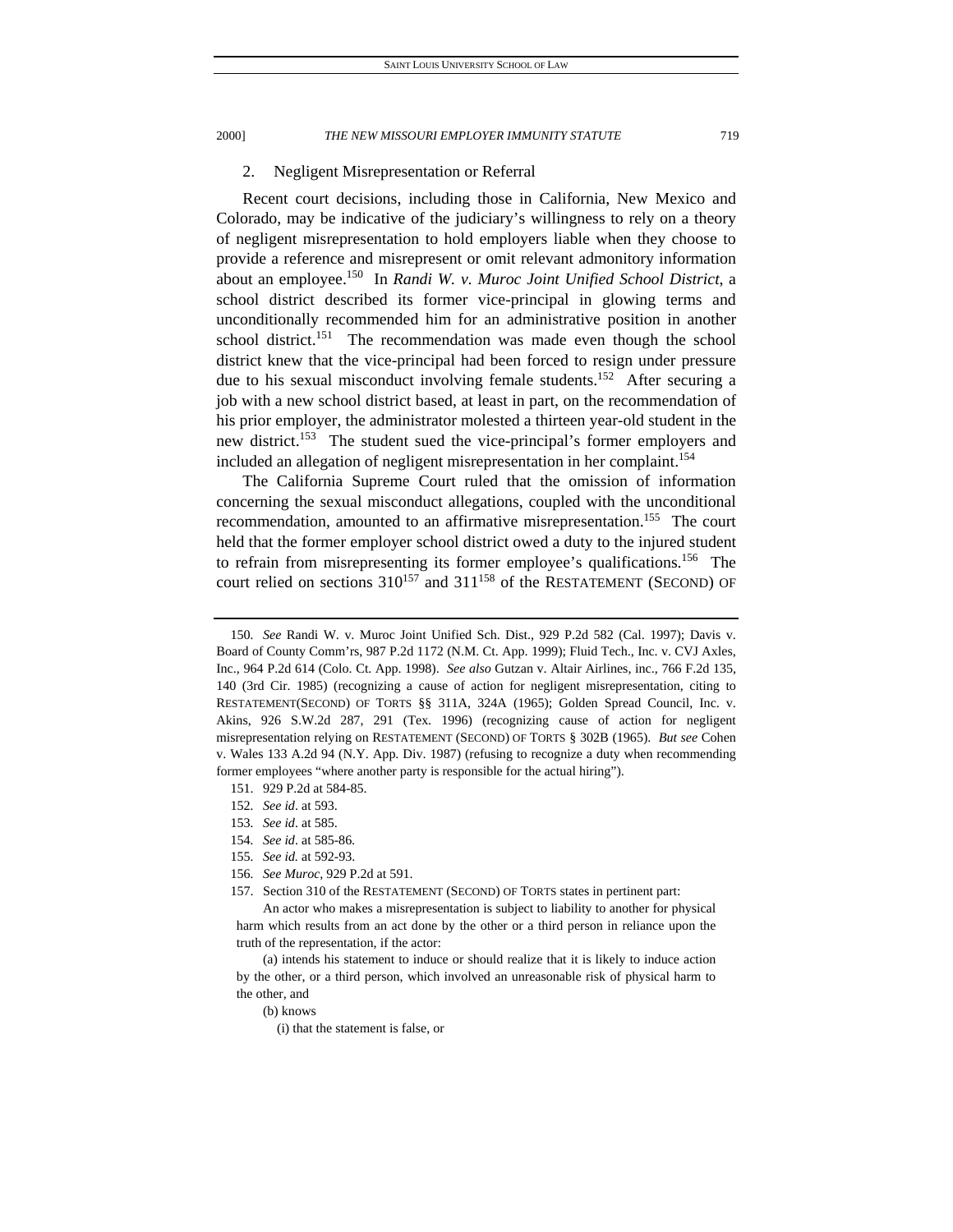### 2. Negligent Misrepresentation or Referral

Recent court decisions, including those in California, New Mexico and Colorado, may be indicative of the judiciary's willingness to rely on a theory of negligent misrepresentation to hold employers liable when they choose to provide a reference and misrepresent or omit relevant admonitory information about an employee.[150] In *Randi W. v. Muroc Joint Unified School District*, a school district described its former vice-principal in glowing terms and unconditionally recommended him for an administrative position in another school district.[151] The recommendation was made even though the school district knew that the vice-principal had been forced to resign under pressure due to his sexual misconduct involving female students.[152] After securing a job with a new school district based, at least in part, on the recommendation of his prior employer, the administrator molested a thirteen year-old student in the new district.[153] The student sued the vice-principal's former employers and included an allegation of negligent misrepresentation in her complaint.[154]

The California Supreme Court ruled that the omission of information concerning the sexual misconduct allegations, coupled with the unconditional recommendation, amounted to an affirmative misrepresentation.[155] The court held that the former employer school district owed a duty to the injured student to refrain from misrepresenting its former employee's qualifications.[156] The court relied on sections 310[157] and 311[158] of the RESTATEMENT (SECOND) OF

---

150. *See* Randi W. v. Muroc Joint Unified Sch. Dist., 929 P.2d 582 (Cal. 1997); Davis v. Board of County Comm'rs, 987 P.2d 1172 (N.M. Ct. App. 1999); Fluid Tech., Inc. v. CVJ Axles, Inc., 964 P.2d 614 (Colo. Ct. App. 1998). *See also* Gutzan v. Altair Airlines, inc., 766 F.2d 135, 140 (3rd Cir. 1985) (recognizing a cause of action for negligent misrepresentation, citing to RESTATEMENT(SECOND) OF TORTS §§ 311A, 324A (1965); Golden Spread Council, Inc. v. Akins, 926 S.W.2d 287, 291 (Tex. 1996) (recognizing cause of action for negligent misrepresentation relying on RESTATEMENT (SECOND) OF TORTS § 302B (1965). *But see* Cohen v. Wales 133 A.2d 94 (N.Y. App. Div. 1987) (refusing to recognize a duty when recommending former employees "where another party is responsible for the actual hiring").

151. 929 P.2d at 584-85.

152. *See id*. at 593.

153. *See id*. at 585.

154. *See id*. at 585-86.

155. *See id.* at 592-93.

156. *See Muroc,* 929 P.2d at 591.

157. Section 310 of the RESTATEMENT (SECOND) OF TORTS states in pertinent part:

> An actor who makes a misrepresentation is subject to liability to another for physical harm which results from an act done by the other or a third person in reliance upon the truth of the representation, if the actor:
>
> (a) intends his statement to induce or should realize that it is likely to induce action by the other, or a third person, which involved an unreasonable risk of physical harm to the other, and
>
> (b) knows
>
> (i) that the statement is false, or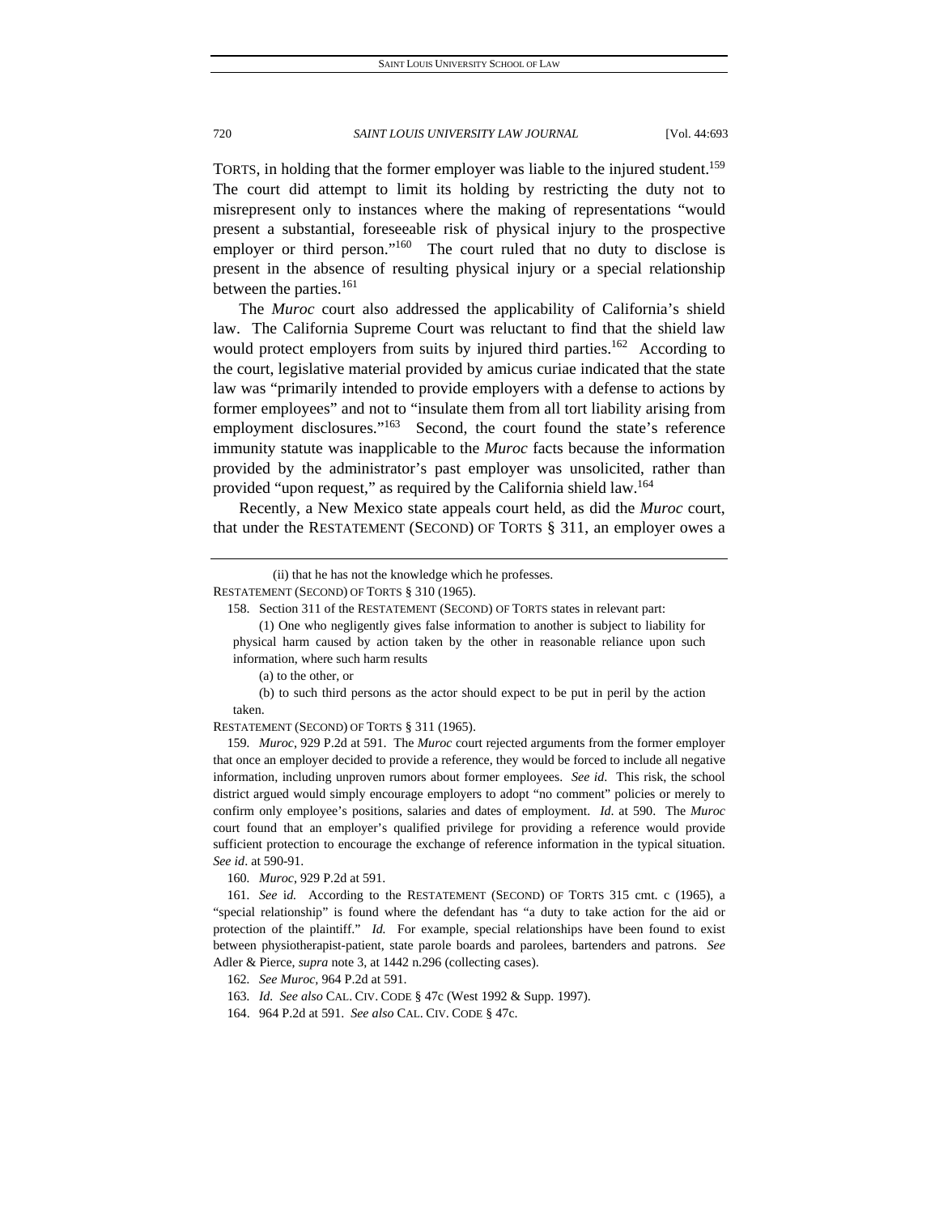TORTS, in holding that the former employer was liable to the injured student.[159] The court did attempt to limit its holding by restricting the duty not to misrepresent only to instances where the making of representations "would present a substantial, foreseeable risk of physical injury to the prospective employer or third person."[160] The court ruled that no duty to disclose is present in the absence of resulting physical injury or a special relationship between the parties.[161]

The *Muroc* court also addressed the applicability of California's shield law. The California Supreme Court was reluctant to find that the shield law would protect employers from suits by injured third parties.[162] According to the court, legislative material provided by amicus curiae indicated that the state law was "primarily intended to provide employers with a defense to actions by former employees" and not to "insulate them from all tort liability arising from employment disclosures."[163] Second, the court found the state's reference immunity statute was inapplicable to the *Muroc* facts because the information provided by the administrator's past employer was unsolicited, rather than provided "upon request," as required by the California shield law.[164]

Recently, a New Mexico state appeals court held, as did the *Muroc* court, that under the RESTATEMENT (SECOND) OF TORTS § 311, an employer owes a

---

> (ii) that he has not the knowledge which he professes.

RESTATEMENT (SECOND) OF TORTS § 310 (1965).

158. Section 311 of the RESTATEMENT (SECOND) OF TORTS states in relevant part:

> (1) One who negligently gives false information to another is subject to liability for physical harm caused by action taken by the other in reasonable reliance upon such information, where such harm results
>
> (a) to the other, or
>
> (b) to such third persons as the actor should expect to be put in peril by the action taken.

RESTATEMENT (SECOND) OF TORTS § 311 (1965).

159. *Muroc*, 929 P.2d at 591. The *Muroc* court rejected arguments from the former employer that once an employer decided to provide a reference, they would be forced to include all negative information, including unproven rumors about former employees. *See id.* This risk, the school district argued would simply encourage employers to adopt "no comment" policies or merely to confirm only employee's positions, salaries and dates of employment. *Id*. at 590. The *Muroc* court found that an employer's qualified privilege for providing a reference would provide sufficient protection to encourage the exchange of reference information in the typical situation. *See id*. at 590-91.

160. *Muroc*, 929 P.2d at 591.

161. *See* i*d.* According to the RESTATEMENT (SECOND) OF TORTS 315 cmt. c (1965), a "special relationship" is found where the defendant has "a duty to take action for the aid or protection of the plaintiff." *Id.* For example, special relationships have been found to exist between physiotherapist-patient, state parole boards and parolees, bartenders and patrons. *See* Adler & Pierce, *supra* note 3, at 1442 n.296 (collecting cases).

162. *See Muroc*, 964 P.2d at 591.

163. *Id*. *See also* CAL. CIV. CODE § 47c (West 1992 & Supp. 1997).

164. 964 P.2d at 591. *See also* CAL. CIV. CODE § 47c.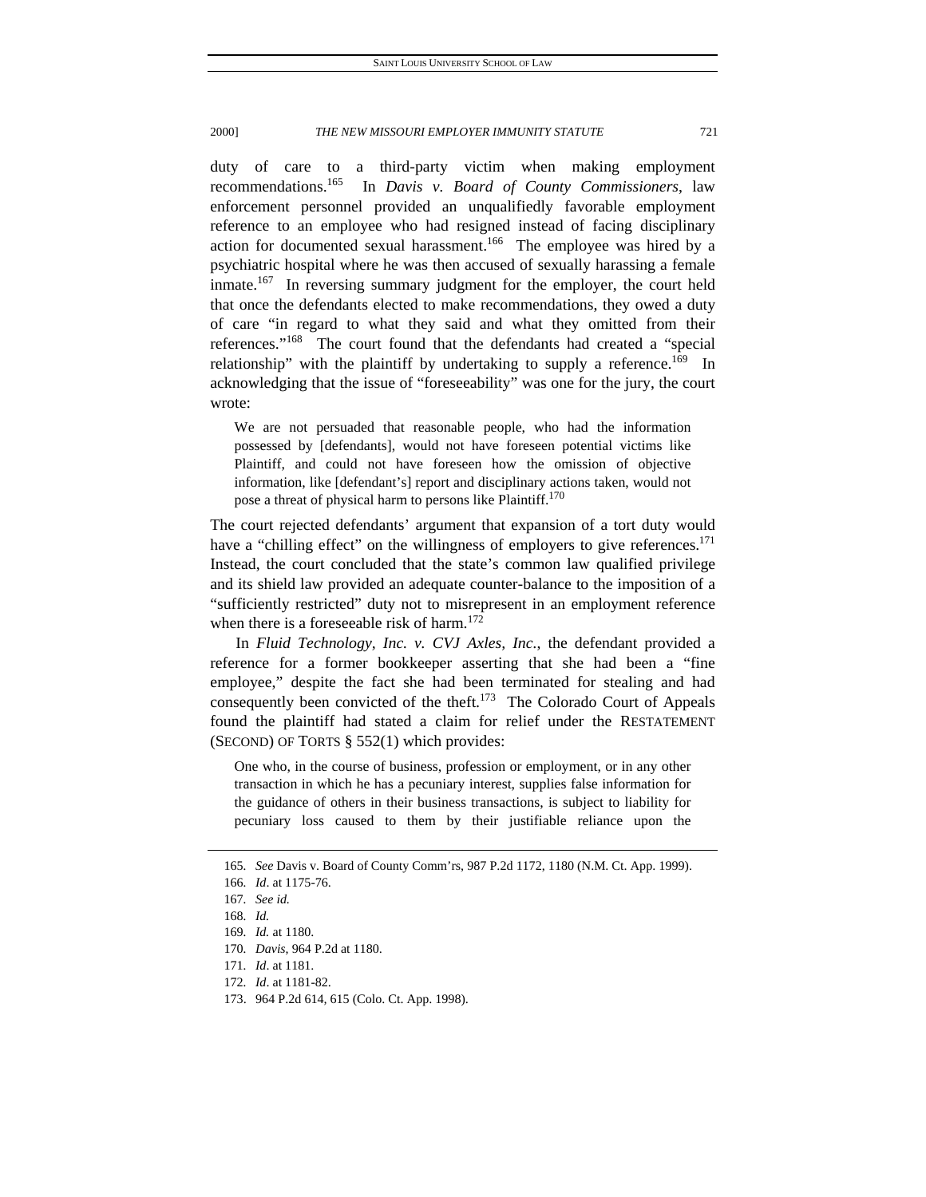duty of care to a third-party victim when making employment recommendations.[165] In *Davis v. Board of County Commissioners*, law enforcement personnel provided an unqualifiedly favorable employment reference to an employee who had resigned instead of facing disciplinary action for documented sexual harassment.[166] The employee was hired by a psychiatric hospital where he was then accused of sexually harassing a female inmate.[167] In reversing summary judgment for the employer, the court held that once the defendants elected to make recommendations, they owed a duty of care "in regard to what they said and what they omitted from their references."[168] The court found that the defendants had created a "special relationship" with the plaintiff by undertaking to supply a reference.[169] In acknowledging that the issue of "foreseeability" was one for the jury, the court wrote:

> We are not persuaded that reasonable people, who had the information possessed by [defendants], would not have foreseen potential victims like Plaintiff, and could not have foreseen how the omission of objective information, like [defendant's] report and disciplinary actions taken, would not pose a threat of physical harm to persons like Plaintiff.[170]

The court rejected defendants' argument that expansion of a tort duty would have a "chilling effect" on the willingness of employers to give references.[171] Instead, the court concluded that the state's common law qualified privilege and its shield law provided an adequate counter-balance to the imposition of a "sufficiently restricted" duty not to misrepresent in an employment reference when there is a foreseeable risk of harm.[172]

In *Fluid Technology, Inc. v. CVJ Axles, Inc.*, the defendant provided a reference for a former bookkeeper asserting that she had been a "fine employee," despite the fact she had been terminated for stealing and had consequently been convicted of the theft.[173] The Colorado Court of Appeals found the plaintiff had stated a claim for relief under the RESTATEMENT (SECOND) OF TORTS § 552(1) which provides:

> One who, in the course of business, profession or employment, or in any other transaction in which he has a pecuniary interest, supplies false information for the guidance of others in their business transactions, is subject to liability for pecuniary loss caused to them by their justifiable reliance upon the

---

165. *See* Davis v. Board of County Comm'rs, 987 P.2d 1172, 1180 (N.M. Ct. App. 1999).

166. *Id*. at 1175-76.

167. *See id.*

168. *Id.*

169. *Id.* at 1180.

170. *Davis*, 964 P.2d at 1180.

171. *Id*. at 1181.

172. *Id*. at 1181-82.

173. 964 P.2d 614, 615 (Colo. Ct. App. 1998).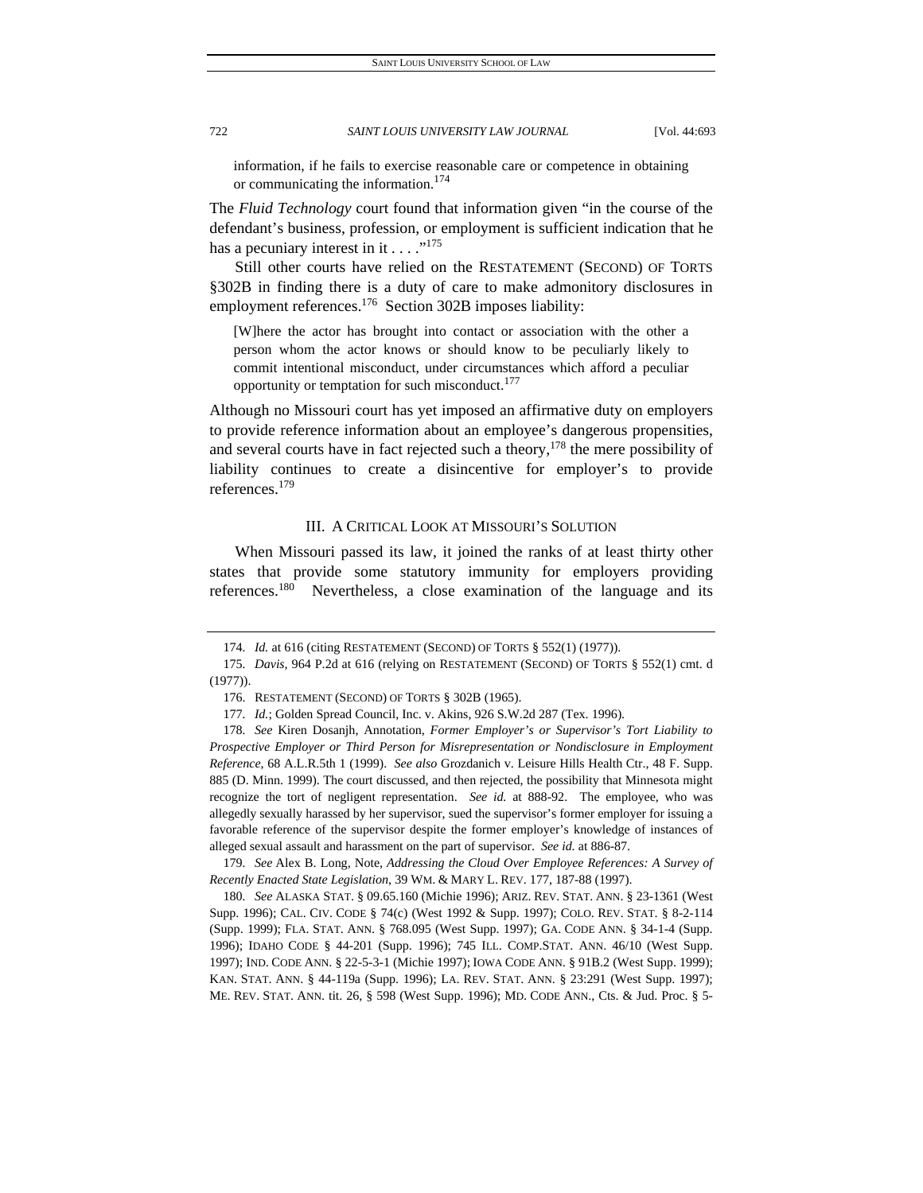> information, if he fails to exercise reasonable care or competence in obtaining or communicating the information.[174]

The *Fluid Technology* court found that information given "in the course of the defendant's business, profession, or employment is sufficient indication that he has a pecuniary interest in it . . . ."[175]

Still other courts have relied on the RESTATEMENT (SECOND) OF TORTS §302B in finding there is a duty of care to make admonitory disclosures in employment references.[176] Section 302B imposes liability:

> [W]here the actor has brought into contact or association with the other a person whom the actor knows or should know to be peculiarly likely to commit intentional misconduct, under circumstances which afford a peculiar opportunity or temptation for such misconduct.[177]

Although no Missouri court has yet imposed an affirmative duty on employers to provide reference information about an employee's dangerous propensities, and several courts have in fact rejected such a theory,[178] the mere possibility of liability continues to create a disincentive for employer's to provide references.[179]

## III. A CRITICAL LOOK AT MISSOURI'S SOLUTION

When Missouri passed its law, it joined the ranks of at least thirty other states that provide some statutory immunity for employers providing references.[180] Nevertheless, a close examination of the language and its

---

174. *Id.* at 616 (citing RESTATEMENT (SECOND) OF TORTS § 552(1) (1977)).

175. *Davis*, 964 P.2d at 616 (relying on RESTATEMENT (SECOND) OF TORTS § 552(1) cmt. d (1977)).

176. RESTATEMENT (SECOND) OF TORTS § 302B (1965).

177. *Id.*; Golden Spread Council, Inc. v. Akins, 926 S.W.2d 287 (Tex. 1996).

178. *See* Kiren Dosanjh, Annotation, *Former Employer's or Supervisor's Tort Liability to Prospective Employer or Third Person for Misrepresentation or Nondisclosure in Employment Reference*, 68 A.L.R.5th 1 (1999). *See also* Grozdanich v. Leisure Hills Health Ctr., 48 F. Supp. 885 (D. Minn. 1999). The court discussed, and then rejected, the possibility that Minnesota might recognize the tort of negligent representation. *See id.* at 888-92. The employee, who was allegedly sexually harassed by her supervisor, sued the supervisor's former employer for issuing a favorable reference of the supervisor despite the former employer's knowledge of instances of alleged sexual assault and harassment on the part of supervisor. *See id.* at 886-87.

179. *See* Alex B. Long, Note, *Addressing the Cloud Over Employee References: A Survey of Recently Enacted State Legislation*, 39 WM. & MARY L. REV. 177, 187-88 (1997).

180. *See* ALASKA STAT. § 09.65.160 (Michie 1996); ARIZ. REV. STAT. ANN. § 23-1361 (West Supp. 1996); CAL. CIV. CODE § 74(c) (West 1992 & Supp. 1997); COLO. REV. STAT. § 8-2-114 (Supp. 1999); FLA. STAT. ANN. § 768.095 (West Supp. 1997); GA. CODE ANN. § 34-1-4 (Supp. 1996); IDAHO CODE § 44-201 (Supp. 1996); 745 ILL. COMP.STAT. ANN. 46/10 (West Supp. 1997); IND. CODE ANN. § 22-5-3-1 (Michie 1997); IOWA CODE ANN. § 91B.2 (West Supp. 1999); KAN. STAT. ANN. § 44-119a (Supp. 1996); LA. REV. STAT. ANN. § 23:291 (West Supp. 1997); ME. REV. STAT. ANN. tit. 26, § 598 (West Supp. 1996); MD. CODE ANN., Cts. & Jud. Proc. § 5-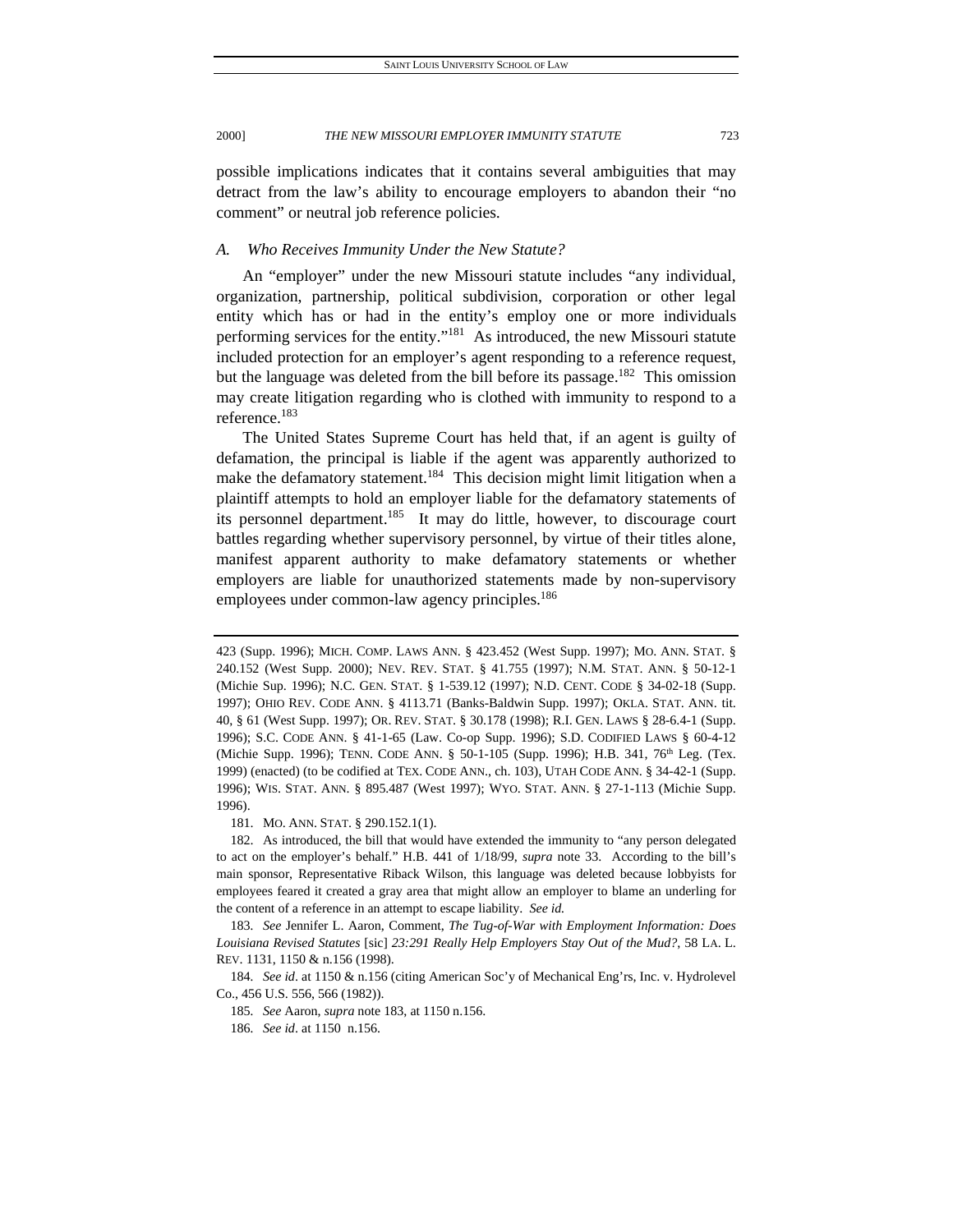possible implications indicates that it contains several ambiguities that may detract from the law's ability to encourage employers to abandon their "no comment" or neutral job reference policies.

### *A. Who Receives Immunity Under the New Statute?*

An "employer" under the new Missouri statute includes "any individual, organization, partnership, political subdivision, corporation or other legal entity which has or had in the entity's employ one or more individuals performing services for the entity."[181] As introduced, the new Missouri statute included protection for an employer's agent responding to a reference request, but the language was deleted from the bill before its passage.[182] This omission may create litigation regarding who is clothed with immunity to respond to a reference.[183]

The United States Supreme Court has held that, if an agent is guilty of defamation, the principal is liable if the agent was apparently authorized to make the defamatory statement.[184] This decision might limit litigation when a plaintiff attempts to hold an employer liable for the defamatory statements of its personnel department.[185] It may do little, however, to discourage court battles regarding whether supervisory personnel, by virtue of their titles alone, manifest apparent authority to make defamatory statements or whether employers are liable for unauthorized statements made by non-supervisory employees under common-law agency principles.[186]

---

423 (Supp. 1996); MICH. COMP. LAWS ANN. § 423.452 (West Supp. 1997); MO. ANN. STAT. § 240.152 (West Supp. 2000); NEV. REV. STAT. § 41.755 (1997); N.M. STAT. ANN. § 50-12-1 (Michie Sup. 1996); N.C. GEN. STAT. § 1-539.12 (1997); N.D. CENT. CODE § 34-02-18 (Supp. 1997); OHIO REV. CODE ANN. § 4113.71 (Banks-Baldwin Supp. 1997); OKLA. STAT. ANN. tit. 40, § 61 (West Supp. 1997); OR. REV. STAT. § 30.178 (1998); R.I. GEN. LAWS § 28-6.4-1 (Supp. 1996); S.C. CODE ANN. § 41-1-65 (Law. Co-op Supp. 1996); S.D. CODIFIED LAWS § 60-4-12 (Michie Supp. 1996); TENN. CODE ANN. § 50-1-105 (Supp. 1996); H.B. 341, 76th Leg. (Tex. 1999) (enacted) (to be codified at TEX. CODE ANN., ch. 103), UTAH CODE ANN. § 34-42-1 (Supp. 1996); WIS. STAT. ANN. § 895.487 (West 1997); WYO. STAT. ANN. § 27-1-113 (Michie Supp. 1996).

181. MO. ANN. STAT. § 290.152.1(1).

182. As introduced, the bill that would have extended the immunity to "any person delegated to act on the employer's behalf." H.B. 441 of 1/18/99, *supra* note 33. According to the bill's main sponsor, Representative Riback Wilson, this language was deleted because lobbyists for employees feared it created a gray area that might allow an employer to blame an underling for the content of a reference in an attempt to escape liability. *See id.*

183. *See* Jennifer L. Aaron, Comment, *The Tug-of-War with Employment Information: Does Louisiana Revised Statutes* [sic] *23:291 Really Help Employers Stay Out of the Mud?*, 58 LA. L. REV. 1131, 1150 & n.156 (1998).

184. *See id*. at 1150 & n.156 (citing American Soc'y of Mechanical Eng'rs, Inc. v. Hydrolevel Co., 456 U.S. 556, 566 (1982)).

185. *See* Aaron, *supra* note 183, at 1150 n.156.

186. *See id*. at 1150 n.156.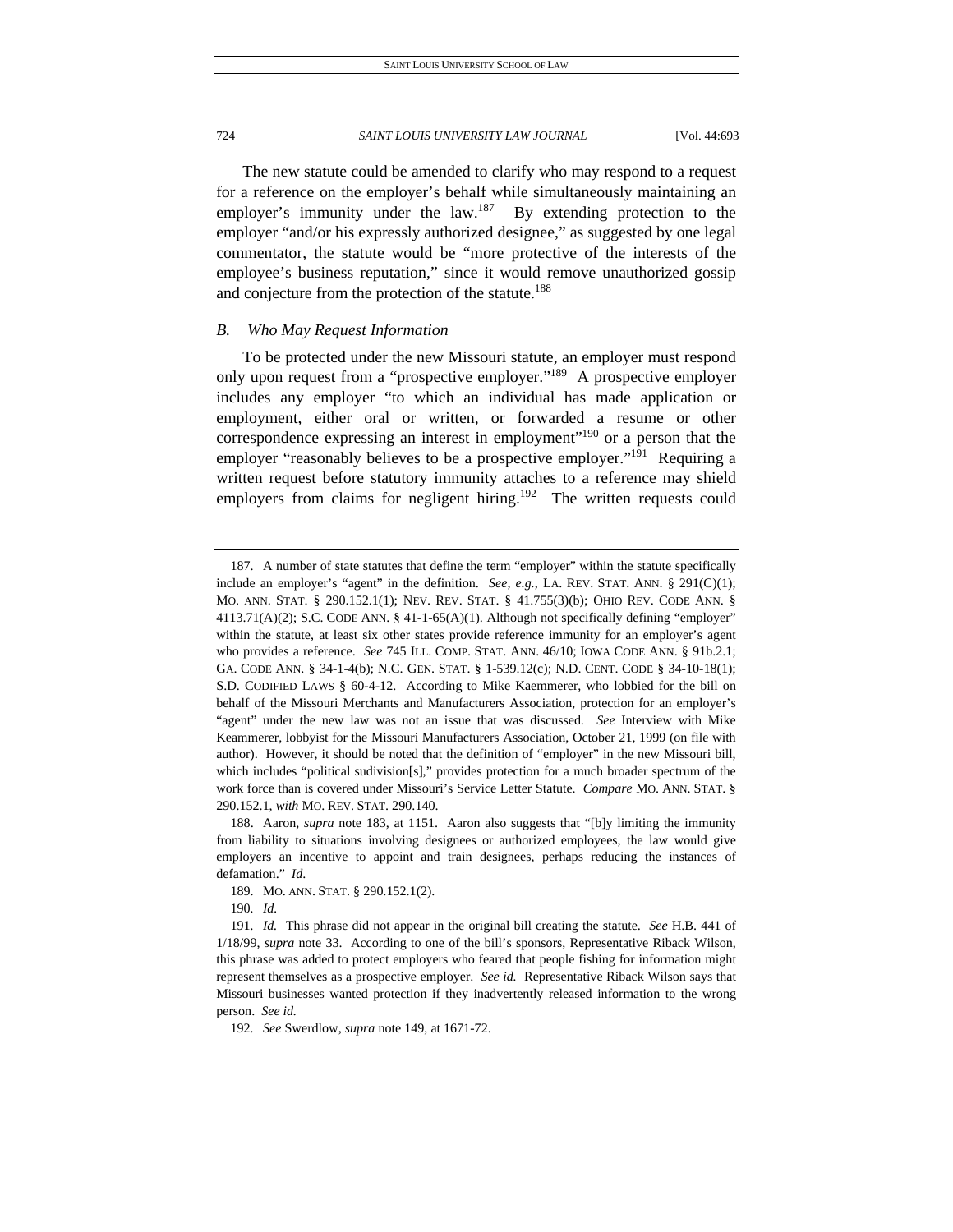The new statute could be amended to clarify who may respond to a request for a reference on the employer's behalf while simultaneously maintaining an employer's immunity under the law.[187] By extending protection to the employer "and/or his expressly authorized designee," as suggested by one legal commentator, the statute would be "more protective of the interests of the employee's business reputation," since it would remove unauthorized gossip and conjecture from the protection of the statute.[188]

### *B. Who May Request Information*

To be protected under the new Missouri statute, an employer must respond only upon request from a "prospective employer."[189] A prospective employer includes any employer "to which an individual has made application or employment, either oral or written, or forwarded a resume or other correspondence expressing an interest in employment"[190] or a person that the employer "reasonably believes to be a prospective employer."[191] Requiring a written request before statutory immunity attaches to a reference may shield employers from claims for negligent hiring.[192] The written requests could

---

187. A number of state statutes that define the term "employer" within the statute specifically include an employer's "agent" in the definition. *See, e.g.*, LA. REV. STAT. ANN. § 291(C)(1); MO. ANN. STAT. § 290.152.1(1); NEV. REV. STAT. § 41.755(3)(b); OHIO REV. CODE ANN. § 4113.71(A)(2); S.C. CODE ANN. § 41-1-65(A)(1). Although not specifically defining "employer" within the statute, at least six other states provide reference immunity for an employer's agent who provides a reference. *See* 745 ILL. COMP. STAT. ANN. 46/10; IOWA CODE ANN. § 91b.2.1; GA. CODE ANN. § 34-1-4(b); N.C. GEN. STAT. § 1-539.12(c); N.D. CENT. CODE § 34-10-18(1); S.D. CODIFIED LAWS § 60-4-12. According to Mike Kaemmerer, who lobbied for the bill on behalf of the Missouri Merchants and Manufacturers Association, protection for an employer's "agent" under the new law was not an issue that was discussed. *See* Interview with Mike Keammerer, lobbyist for the Missouri Manufacturers Association, October 21, 1999 (on file with author). However, it should be noted that the definition of "employer" in the new Missouri bill, which includes "political sudivision[s]," provides protection for a much broader spectrum of the work force than is covered under Missouri's Service Letter Statute. *Compare* MO. ANN. STAT. § 290.152.1, *with* MO. REV. STAT. 290.140.

188. Aaron, *supra* note 183, at 1151. Aaron also suggests that "[b]y limiting the immunity from liability to situations involving designees or authorized employees, the law would give employers an incentive to appoint and train designees, perhaps reducing the instances of defamation." *Id.*

189. MO. ANN. STAT. § 290.152.1(2).

190. *Id.*

191. *Id.* This phrase did not appear in the original bill creating the statute. *See* H.B. 441 of 1/18/99, *supra* note 33. According to one of the bill's sponsors, Representative Riback Wilson, this phrase was added to protect employers who feared that people fishing for information might represent themselves as a prospective employer. *See id.* Representative Riback Wilson says that Missouri businesses wanted protection if they inadvertently released information to the wrong person. *See id.*

192. *See* Swerdlow, *supra* note 149, at 1671-72.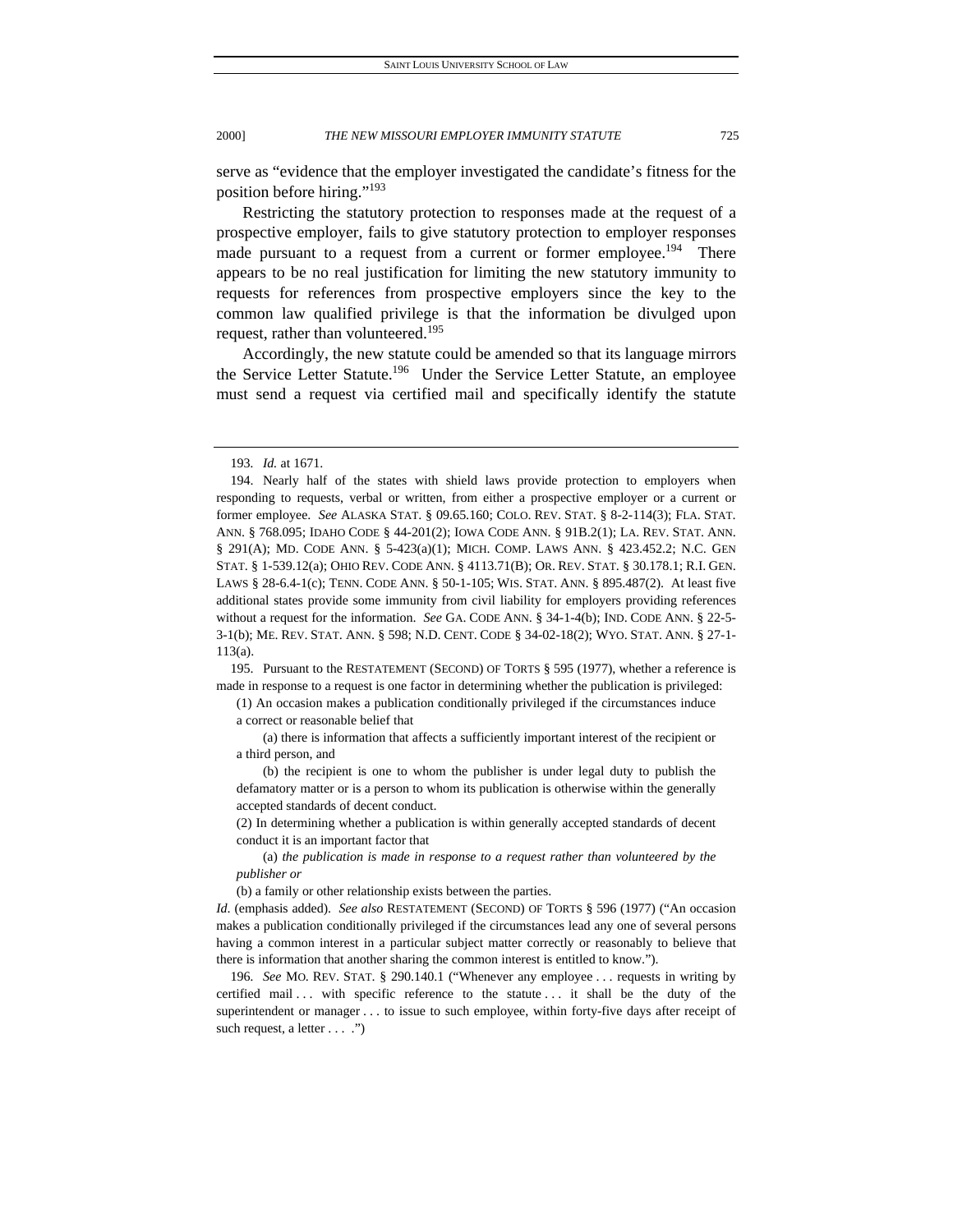serve as "evidence that the employer investigated the candidate's fitness for the position before hiring."[193]

Restricting the statutory protection to responses made at the request of a prospective employer, fails to give statutory protection to employer responses made pursuant to a request from a current or former employee.[194] There appears to be no real justification for limiting the new statutory immunity to requests for references from prospective employers since the key to the common law qualified privilege is that the information be divulged upon request, rather than volunteered.[195]

Accordingly, the new statute could be amended so that its language mirrors the Service Letter Statute.[196] Under the Service Letter Statute, an employee must send a request via certified mail and specifically identify the statute

---

193. *Id.* at 1671.

194. Nearly half of the states with shield laws provide protection to employers when responding to requests, verbal or written, from either a prospective employer or a current or former employee. *See* ALASKA STAT. § 09.65.160; COLO. REV. STAT. § 8-2-114(3); FLA. STAT. ANN. § 768.095; IDAHO CODE § 44-201(2); IOWA CODE ANN. § 91B.2(1); LA. REV. STAT. ANN. § 291(A); MD. CODE ANN. § 5-423(a)(1); MICH. COMP. LAWS ANN. § 423.452.2; N.C. GEN STAT. § 1-539.12(a); OHIO REV. CODE ANN. § 4113.71(B); OR. REV. STAT. § 30.178.1; R.I. GEN. LAWS § 28-6.4-1(c); TENN. CODE ANN. § 50-1-105; WIS. STAT. ANN. § 895.487(2). At least five additional states provide some immunity from civil liability for employers providing references without a request for the information. *See* GA. CODE ANN. § 34-1-4(b); IND. CODE ANN. § 22-5-3-1(b); ME. REV. STAT. ANN. § 598; N.D. CENT. CODE § 34-02-18(2); WYO. STAT. ANN. § 27-1-113(a).

195. Pursuant to the RESTATEMENT (SECOND) OF TORTS § 595 (1977), whether a reference is made in response to a request is one factor in determining whether the publication is privileged:

> (1) An occasion makes a publication conditionally privileged if the circumstances induce a correct or reasonable belief that
>
> (a) there is information that affects a sufficiently important interest of the recipient or a third person, and
>
> (b) the recipient is one to whom the publisher is under legal duty to publish the defamatory matter or is a person to whom its publication is otherwise within the generally accepted standards of decent conduct.
>
> (2) In determining whether a publication is within generally accepted standards of decent conduct it is an important factor that
>
> (a) *the publication is made in response to a request rather than volunteered by the publisher or*
>
> (b) a family or other relationship exists between the parties.

*Id.* (emphasis added). *See also* RESTATEMENT (SECOND) OF TORTS § 596 (1977) ("An occasion makes a publication conditionally privileged if the circumstances lead any one of several persons having a common interest in a particular subject matter correctly or reasonably to believe that there is information that another sharing the common interest is entitled to know.").

196. *See* MO. REV. STAT. § 290.140.1 ("Whenever any employee . . . requests in writing by certified mail . . . with specific reference to the statute . . . it shall be the duty of the superintendent or manager . . . to issue to such employee, within forty-five days after receipt of such request, a letter . . . .")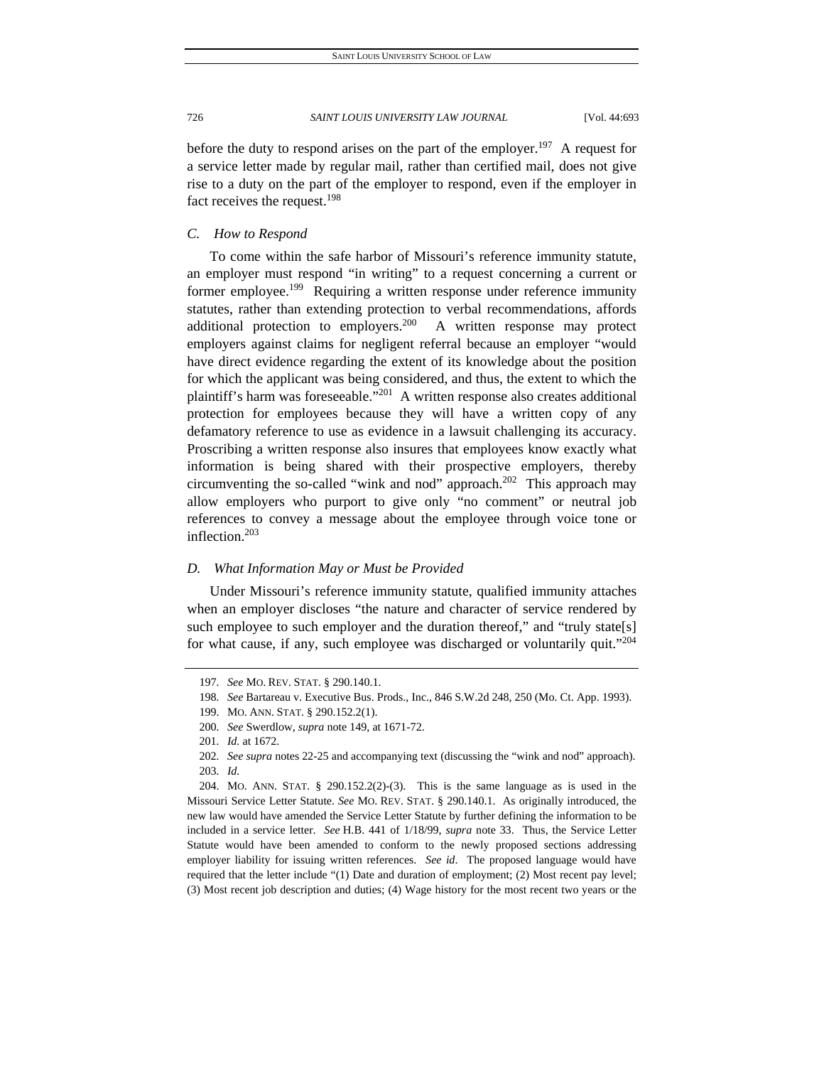before the duty to respond arises on the part of the employer.[197] A request for a service letter made by regular mail, rather than certified mail, does not give rise to a duty on the part of the employer to respond, even if the employer in fact receives the request.[198]

### *C. How to Respond*

To come within the safe harbor of Missouri's reference immunity statute, an employer must respond "in writing" to a request concerning a current or former employee.[199] Requiring a written response under reference immunity statutes, rather than extending protection to verbal recommendations, affords additional protection to employers.[200] A written response may protect employers against claims for negligent referral because an employer "would have direct evidence regarding the extent of its knowledge about the position for which the applicant was being considered, and thus, the extent to which the plaintiff's harm was foreseeable."[201] A written response also creates additional protection for employees because they will have a written copy of any defamatory reference to use as evidence in a lawsuit challenging its accuracy. Proscribing a written response also insures that employees know exactly what information is being shared with their prospective employers, thereby circumventing the so-called "wink and nod" approach.[202] This approach may allow employers who purport to give only "no comment" or neutral job references to convey a message about the employee through voice tone or inflection.[203]

### *D. What Information May or Must be Provided*

Under Missouri's reference immunity statute, qualified immunity attaches when an employer discloses "the nature and character of service rendered by such employee to such employer and the duration thereof," and "truly state[s] for what cause, if any, such employee was discharged or voluntarily quit."[204]

---

197. *See* MO. REV. STAT. § 290.140.1.

198. *See* Bartareau v. Executive Bus. Prods., Inc., 846 S.W.2d 248, 250 (Mo. Ct. App. 1993).

199. MO. ANN. STAT. § 290.152.2(1).

200. *See* Swerdlow, *supra* note 149, at 1671-72.

201. *Id.* at 1672.

202. *See supra* notes 22-25 and accompanying text (discussing the "wink and nod" approach).

203. *Id.*

204. MO. ANN. STAT. § 290.152.2(2)-(3). This is the same language as is used in the Missouri Service Letter Statute. *See* MO. REV. STAT. § 290.140.1. As originally introduced, the new law would have amended the Service Letter Statute by further defining the information to be included in a service letter. *See* H.B. 441 of 1/18/99, *supra* note 33. Thus, the Service Letter Statute would have been amended to conform to the newly proposed sections addressing employer liability for issuing written references. *See id*. The proposed language would have required that the letter include "(1) Date and duration of employment; (2) Most recent pay level; (3) Most recent job description and duties; (4) Wage history for the most recent two years or the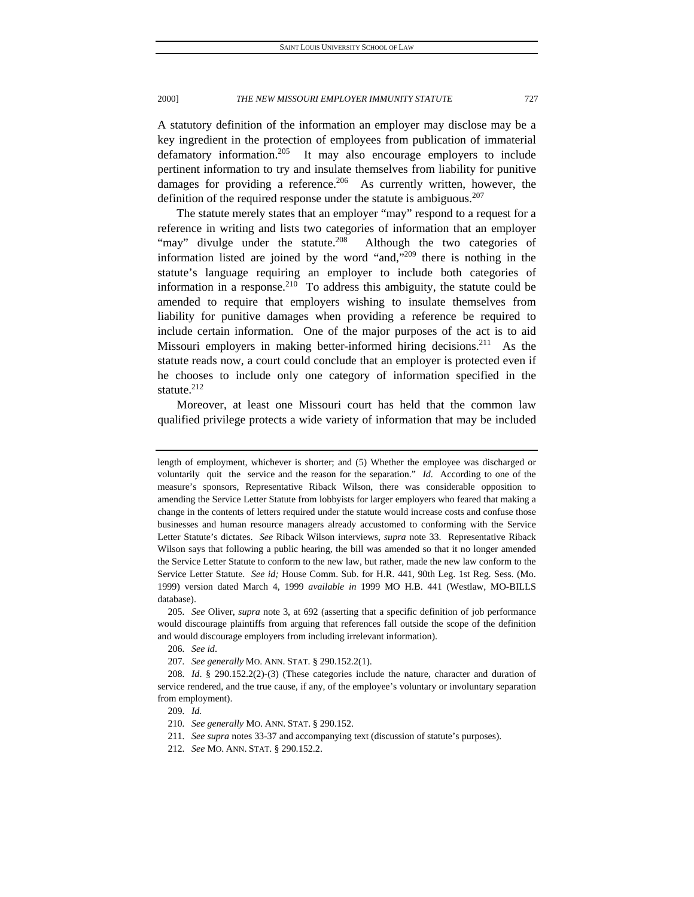A statutory definition of the information an employer may disclose may be a key ingredient in the protection of employees from publication of immaterial defamatory information.[205] It may also encourage employers to include pertinent information to try and insulate themselves from liability for punitive damages for providing a reference.[206] As currently written, however, the definition of the required response under the statute is ambiguous.[207]

The statute merely states that an employer "may" respond to a request for a reference in writing and lists two categories of information that an employer "may" divulge under the statute.[208] Although the two categories of information listed are joined by the word "and,"[209] there is nothing in the statute's language requiring an employer to include both categories of information in a response.[210] To address this ambiguity, the statute could be amended to require that employers wishing to insulate themselves from liability for punitive damages when providing a reference be required to include certain information. One of the major purposes of the act is to aid Missouri employers in making better-informed hiring decisions.[211] As the statute reads now, a court could conclude that an employer is protected even if he chooses to include only one category of information specified in the statute.[212]

Moreover, at least one Missouri court has held that the common law qualified privilege protects a wide variety of information that may be included

---

length of employment, whichever is shorter; and (5) Whether the employee was discharged or voluntarily quit the service and the reason for the separation." *Id*. According to one of the measure's sponsors, Representative Riback Wilson, there was considerable opposition to amending the Service Letter Statute from lobbyists for larger employers who feared that making a change in the contents of letters required under the statute would increase costs and confuse those businesses and human resource managers already accustomed to conforming with the Service Letter Statute's dictates. *See* Riback Wilson interviews, *supra* note 33. Representative Riback Wilson says that following a public hearing, the bill was amended so that it no longer amended the Service Letter Statute to conform to the new law, but rather, made the new law conform to the Service Letter Statute. *See id;* House Comm. Sub. for H.R. 441, 90th Leg. 1st Reg. Sess. (Mo. 1999) version dated March 4, 1999 *available in* 1999 MO H.B. 441 (Westlaw, MO-BILLS database).

205. *See* Oliver, *supra* note 3, at 692 (asserting that a specific definition of job performance would discourage plaintiffs from arguing that references fall outside the scope of the definition and would discourage employers from including irrelevant information).

206. *See id*.

207. *See generally* MO. ANN. STAT. § 290.152.2(1).

208. *Id*. § 290.152.2(2)-(3) (These categories include the nature, character and duration of service rendered, and the true cause, if any, of the employee's voluntary or involuntary separation from employment).

209. *Id.*

210. *See generally* MO. ANN. STAT. § 290.152.

211. *See supra* notes 33-37 and accompanying text (discussion of statute's purposes).

212. *See* MO. ANN. STAT. § 290.152.2.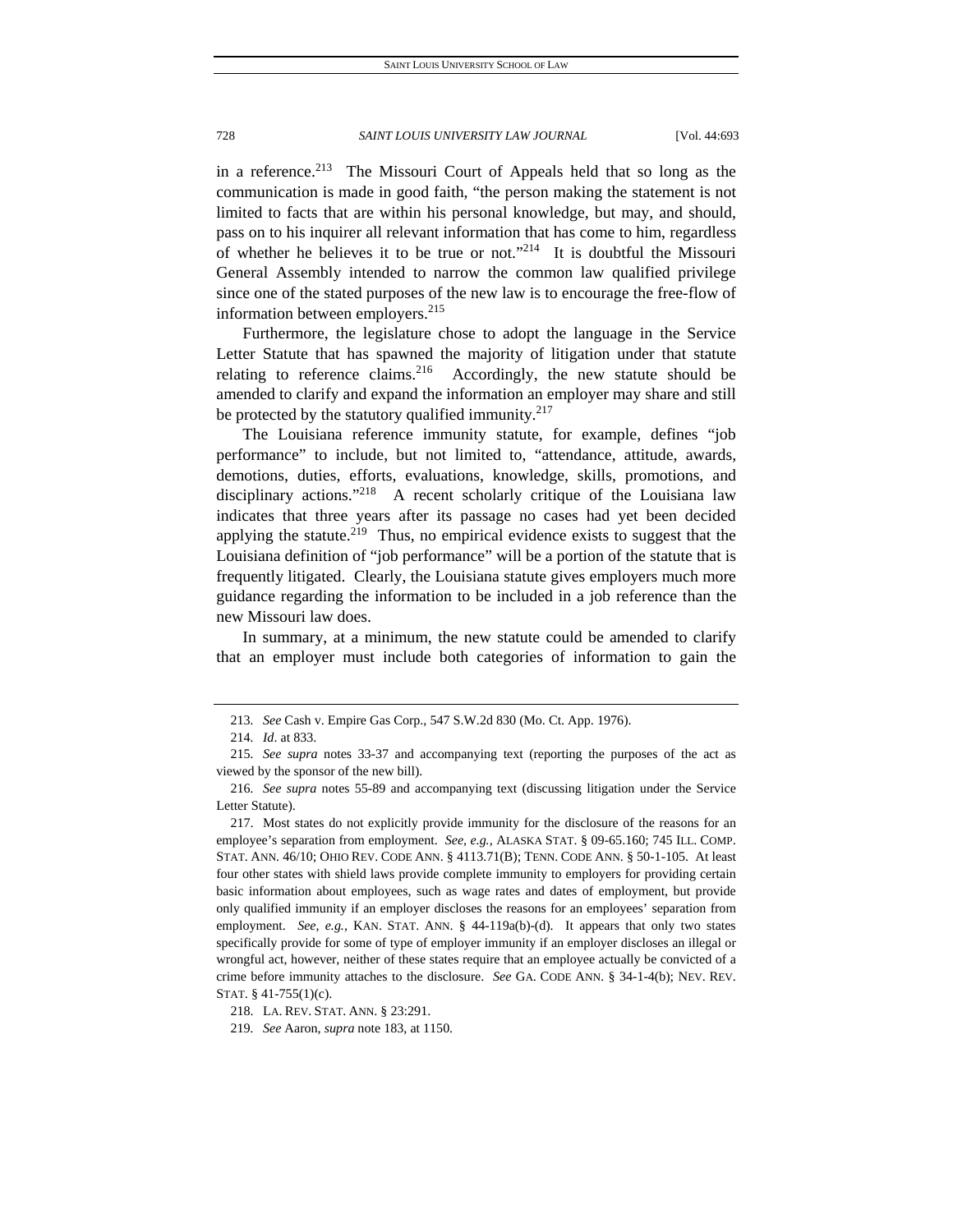in a reference.[213] The Missouri Court of Appeals held that so long as the communication is made in good faith, "the person making the statement is not limited to facts that are within his personal knowledge, but may, and should, pass on to his inquirer all relevant information that has come to him, regardless of whether he believes it to be true or not."[214] It is doubtful the Missouri General Assembly intended to narrow the common law qualified privilege since one of the stated purposes of the new law is to encourage the free-flow of information between employers.[215]

Furthermore, the legislature chose to adopt the language in the Service Letter Statute that has spawned the majority of litigation under that statute relating to reference claims.[216] Accordingly, the new statute should be amended to clarify and expand the information an employer may share and still be protected by the statutory qualified immunity.[217]

The Louisiana reference immunity statute, for example, defines "job performance" to include, but not limited to, "attendance, attitude, awards, demotions, duties, efforts, evaluations, knowledge, skills, promotions, and disciplinary actions."[218] A recent scholarly critique of the Louisiana law indicates that three years after its passage no cases had yet been decided applying the statute.[219] Thus, no empirical evidence exists to suggest that the Louisiana definition of "job performance" will be a portion of the statute that is frequently litigated. Clearly, the Louisiana statute gives employers much more guidance regarding the information to be included in a job reference than the new Missouri law does.

In summary, at a minimum, the new statute could be amended to clarify that an employer must include both categories of information to gain the

---

213. *See* Cash v. Empire Gas Corp., 547 S.W.2d 830 (Mo. Ct. App. 1976).

214. *Id*. at 833.

215. *See supra* notes 33-37 and accompanying text (reporting the purposes of the act as viewed by the sponsor of the new bill).

216. *See supra* notes 55-89 and accompanying text (discussing litigation under the Service Letter Statute).

217. Most states do not explicitly provide immunity for the disclosure of the reasons for an employee's separation from employment. *See, e.g.,* ALASKA STAT. § 09-65.160; 745 ILL. COMP. STAT. ANN. 46/10; OHIO REV. CODE ANN. § 4113.71(B); TENN. CODE ANN. § 50-1-105. At least four other states with shield laws provide complete immunity to employers for providing certain basic information about employees, such as wage rates and dates of employment, but provide only qualified immunity if an employer discloses the reasons for an employees' separation from employment. *See, e.g.,* KAN. STAT. ANN. § 44-119a(b)-(d). It appears that only two states specifically provide for some of type of employer immunity if an employer discloses an illegal or wrongful act, however, neither of these states require that an employee actually be convicted of a crime before immunity attaches to the disclosure. *See* GA. CODE ANN. § 34-1-4(b); NEV. REV. STAT. § 41-755(1)(c).

218. LA. REV. STAT. ANN. § 23:291.

219. *See* Aaron, *supra* note 183, at 1150.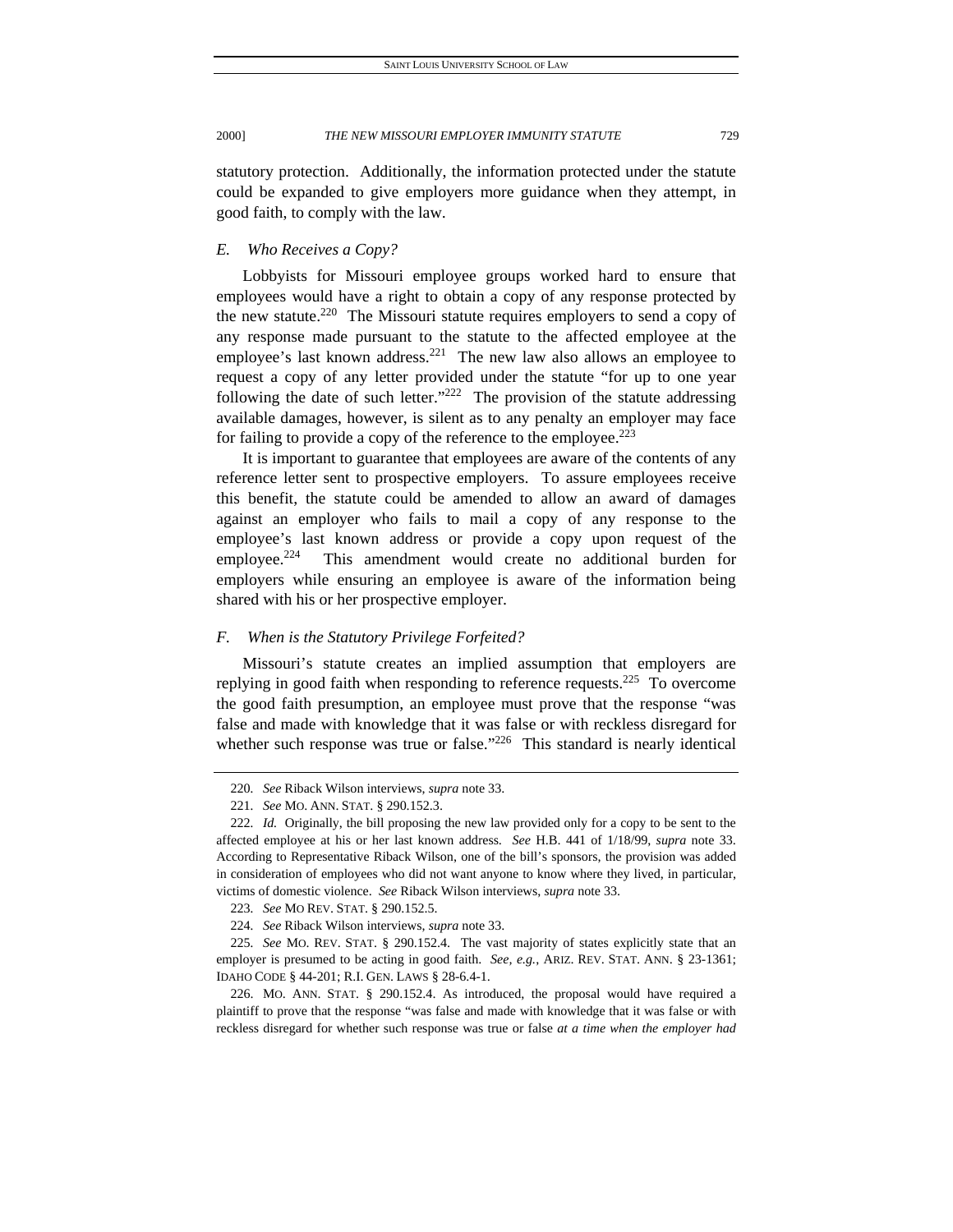statutory protection. Additionally, the information protected under the statute could be expanded to give employers more guidance when they attempt, in good faith, to comply with the law.

### *E. Who Receives a Copy?*

Lobbyists for Missouri employee groups worked hard to ensure that employees would have a right to obtain a copy of any response protected by the new statute.[220] The Missouri statute requires employers to send a copy of any response made pursuant to the statute to the affected employee at the employee's last known address.[221] The new law also allows an employee to request a copy of any letter provided under the statute "for up to one year following the date of such letter."[222] The provision of the statute addressing available damages, however, is silent as to any penalty an employer may face for failing to provide a copy of the reference to the employee.[223]

It is important to guarantee that employees are aware of the contents of any reference letter sent to prospective employers. To assure employees receive this benefit, the statute could be amended to allow an award of damages against an employer who fails to mail a copy of any response to the employee's last known address or provide a copy upon request of the employee.[224] This amendment would create no additional burden for employers while ensuring an employee is aware of the information being shared with his or her prospective employer.

### *F. When is the Statutory Privilege Forfeited?*

Missouri's statute creates an implied assumption that employers are replying in good faith when responding to reference requests.[225] To overcome the good faith presumption, an employee must prove that the response "was false and made with knowledge that it was false or with reckless disregard for whether such response was true or false."[226] This standard is nearly identical

---

220. *See* Riback Wilson interviews, *supra* note 33.

221. *See* MO. ANN. STAT. § 290.152.3.

222. *Id.* Originally, the bill proposing the new law provided only for a copy to be sent to the affected employee at his or her last known address. *See* H.B. 441 of 1/18/99, *supra* note 33. According to Representative Riback Wilson, one of the bill's sponsors, the provision was added in consideration of employees who did not want anyone to know where they lived, in particular, victims of domestic violence. *See* Riback Wilson interviews, *supra* note 33.

223. *See* MO REV. STAT. § 290.152.5.

224. *See* Riback Wilson interviews, *supra* note 33.

225. *See* MO. REV. STAT. § 290.152.4. The vast majority of states explicitly state that an employer is presumed to be acting in good faith. *See, e.g.*, ARIZ. REV. STAT. ANN. § 23-1361; IDAHO CODE § 44-201; R.I. GEN. LAWS § 28-6.4-1.

226. MO. ANN. STAT. § 290.152.4. As introduced, the proposal would have required a plaintiff to prove that the response "was false and made with knowledge that it was false or with reckless disregard for whether such response was true or false *at a time when the employer had*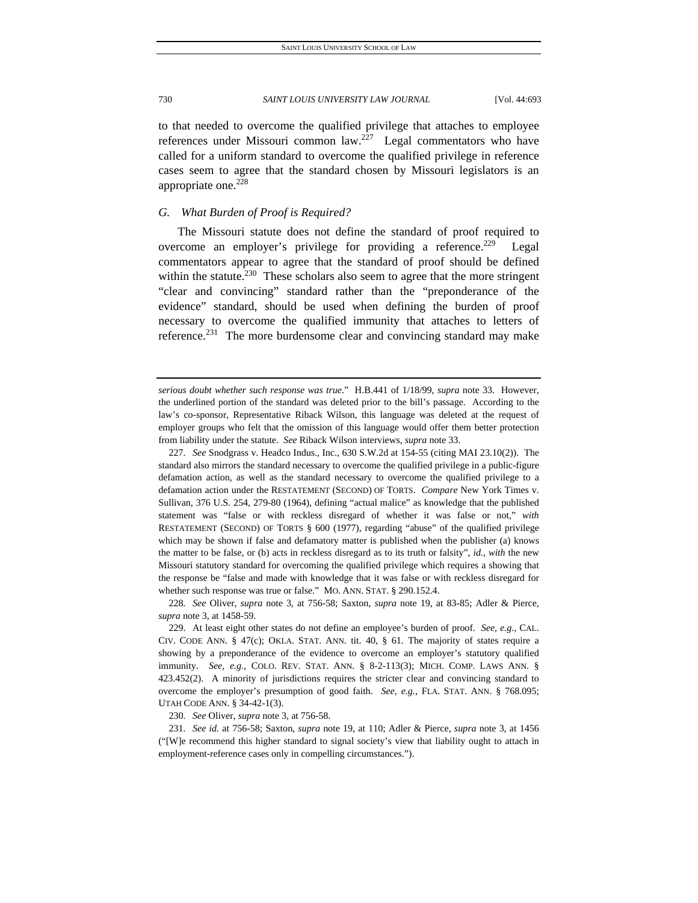to that needed to overcome the qualified privilege that attaches to employee references under Missouri common law.[227] Legal commentators who have called for a uniform standard to overcome the qualified privilege in reference cases seem to agree that the standard chosen by Missouri legislators is an appropriate one.[228]

### *G. What Burden of Proof is Required?*

The Missouri statute does not define the standard of proof required to overcome an employer's privilege for providing a reference.[229] Legal commentators appear to agree that the standard of proof should be defined within the statute.[230] These scholars also seem to agree that the more stringent "clear and convincing" standard rather than the "preponderance of the evidence" standard, should be used when defining the burden of proof necessary to overcome the qualified immunity that attaches to letters of reference.[231] The more burdensome clear and convincing standard may make

---

*serious doubt whether such response was true*." H.B.441 of 1/18/99, *supra* note 33. However, the underlined portion of the standard was deleted prior to the bill's passage. According to the law's co-sponsor, Representative Riback Wilson, this language was deleted at the request of employer groups who felt that the omission of this language would offer them better protection from liability under the statute. *See* Riback Wilson interviews, *supra* note 33.

227. *See* Snodgrass v. Headco Indus., Inc., 630 S.W.2d at 154-55 (citing MAI 23.10(2)). The standard also mirrors the standard necessary to overcome the qualified privilege in a public-figure defamation action, as well as the standard necessary to overcome the qualified privilege to a defamation action under the RESTATEMENT (SECOND) OF TORTS. *Compare* New York Times v. Sullivan, 376 U.S. 254, 279-80 (1964), defining "actual malice" as knowledge that the published statement was "false or with reckless disregard of whether it was false or not," *with* RESTATEMENT (SECOND) OF TORTS § 600 (1977), regarding "abuse" of the qualified privilege which may be shown if false and defamatory matter is published when the publisher (a) knows the matter to be false, or (b) acts in reckless disregard as to its truth or falsity", *id.*, *with* the new Missouri statutory standard for overcoming the qualified privilege which requires a showing that the response be "false and made with knowledge that it was false or with reckless disregard for whether such response was true or false." MO. ANN. STAT. § 290.152.4.

228. *See* Oliver, *supra* note 3, at 756-58; Saxton, *supra* note 19, at 83-85; Adler & Pierce, *supra* note 3, at 1458-59.

229. At least eight other states do not define an employee's burden of proof. *See, e.g.*, CAL. CIV. CODE ANN. § 47(c); OKLA. STAT. ANN. tit. 40, § 61. The majority of states require a showing by a preponderance of the evidence to overcome an employer's statutory qualified immunity. *See, e.g.*, COLO. REV. STAT. ANN. § 8-2-113(3); MICH. COMP. LAWS ANN. § 423.452(2). A minority of jurisdictions requires the stricter clear and convincing standard to overcome the employer's presumption of good faith. *See, e.g.*, FLA. STAT. ANN. § 768.095; UTAH CODE ANN. § 34-42-1(3).

230. *See* Oliver, *supra* note 3, at 756-58.

231. *See id.* at 756-58; Saxton, *supra* note 19, at 110; Adler & Pierce, *supra* note 3, at 1456 ("[W]e recommend this higher standard to signal society's view that liability ought to attach in employment-reference cases only in compelling circumstances.").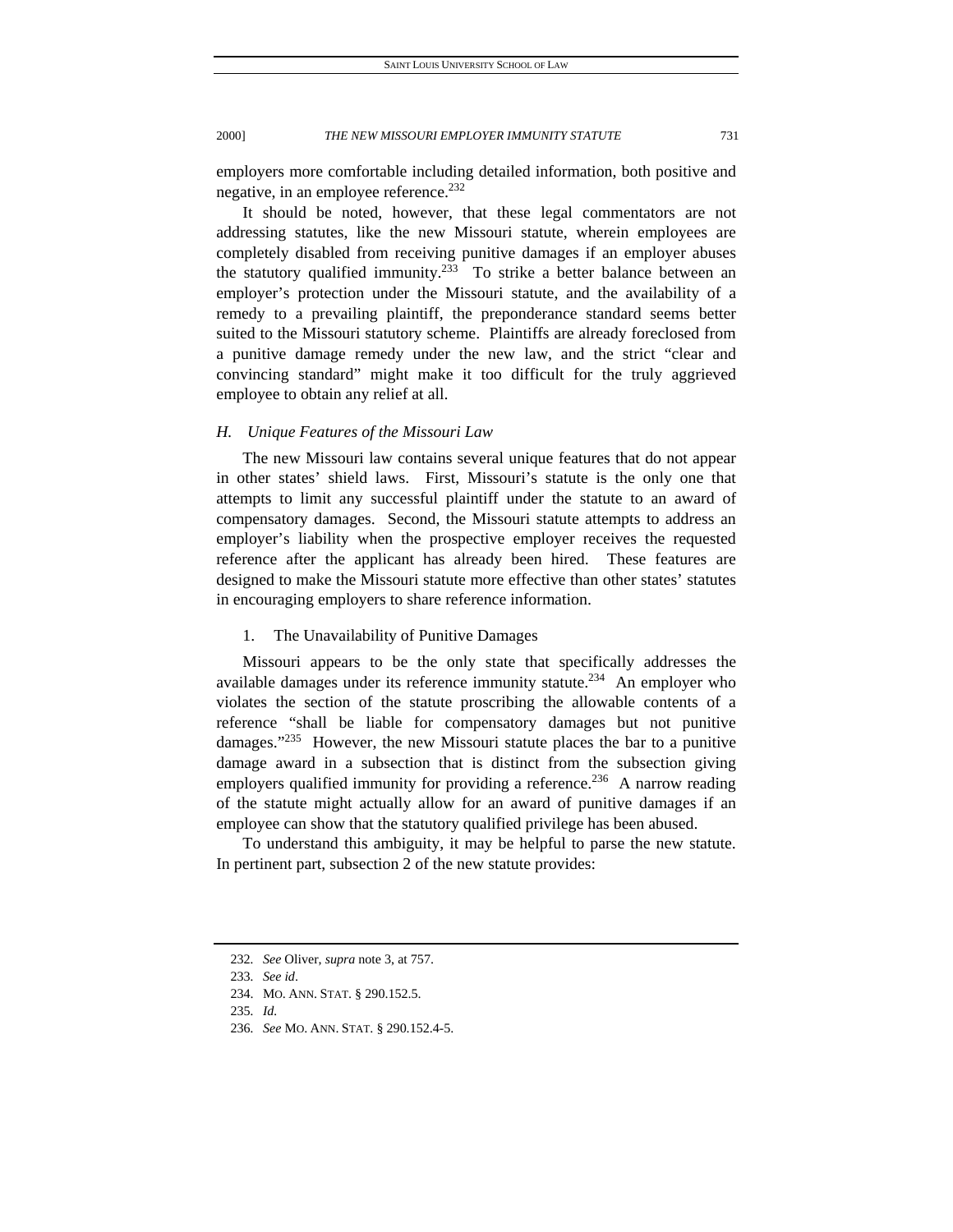employers more comfortable including detailed information, both positive and negative, in an employee reference.[232]

It should be noted, however, that these legal commentators are not addressing statutes, like the new Missouri statute, wherein employees are completely disabled from receiving punitive damages if an employer abuses the statutory qualified immunity.[233] To strike a better balance between an employer's protection under the Missouri statute, and the availability of a remedy to a prevailing plaintiff, the preponderance standard seems better suited to the Missouri statutory scheme. Plaintiffs are already foreclosed from a punitive damage remedy under the new law, and the strict "clear and convincing standard" might make it too difficult for the truly aggrieved employee to obtain any relief at all.

### *H. Unique Features of the Missouri Law*

The new Missouri law contains several unique features that do not appear in other states' shield laws. First, Missouri's statute is the only one that attempts to limit any successful plaintiff under the statute to an award of compensatory damages. Second, the Missouri statute attempts to address an employer's liability when the prospective employer receives the requested reference after the applicant has already been hired. These features are designed to make the Missouri statute more effective than other states' statutes in encouraging employers to share reference information.

#### 1. The Unavailability of Punitive Damages

Missouri appears to be the only state that specifically addresses the available damages under its reference immunity statute.[234] An employer who violates the section of the statute proscribing the allowable contents of a reference "shall be liable for compensatory damages but not punitive damages."[235] However, the new Missouri statute places the bar to a punitive damage award in a subsection that is distinct from the subsection giving employers qualified immunity for providing a reference.[236] A narrow reading of the statute might actually allow for an award of punitive damages if an employee can show that the statutory qualified privilege has been abused.

To understand this ambiguity, it may be helpful to parse the new statute. In pertinent part, subsection 2 of the new statute provides:

---

232. *See* Oliver, *supra* note 3, at 757.

233. *See id*.

234. MO. ANN. STAT. § 290.152.5.

235. *Id.*

236. *See* MO. ANN. STAT. § 290.152.4-5.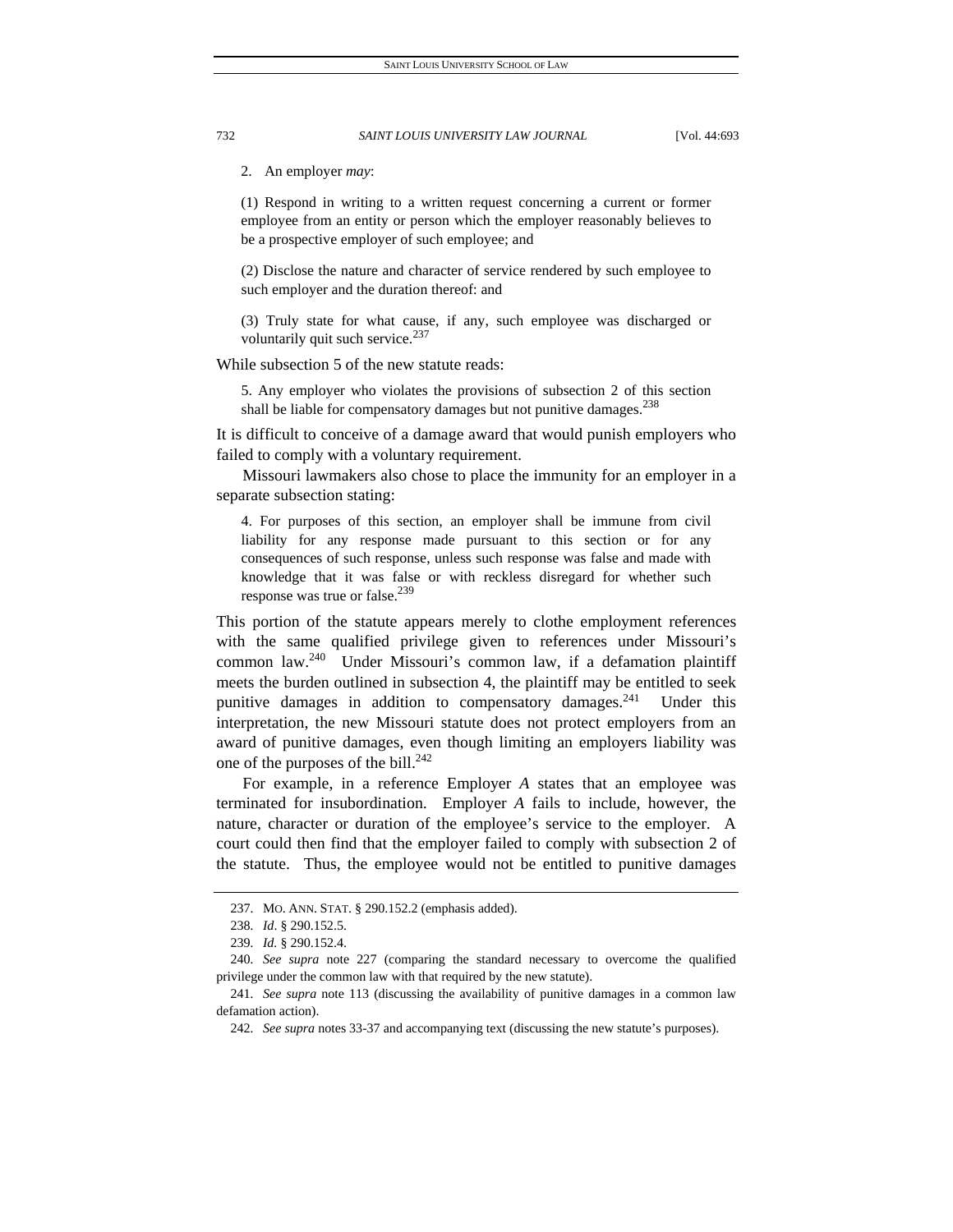2. An employer *may*:

> (1) Respond in writing to a written request concerning a current or former employee from an entity or person which the employer reasonably believes to be a prospective employer of such employee; and
>
> (2) Disclose the nature and character of service rendered by such employee to such employer and the duration thereof: and
>
> (3) Truly state for what cause, if any, such employee was discharged or voluntarily quit such service.[237]

While subsection 5 of the new statute reads:

> 5. Any employer who violates the provisions of subsection 2 of this section shall be liable for compensatory damages but not punitive damages.[238]

It is difficult to conceive of a damage award that would punish employers who failed to comply with a voluntary requirement.

Missouri lawmakers also chose to place the immunity for an employer in a separate subsection stating:

> 4. For purposes of this section, an employer shall be immune from civil liability for any response made pursuant to this section or for any consequences of such response, unless such response was false and made with knowledge that it was false or with reckless disregard for whether such response was true or false.[239]

This portion of the statute appears merely to clothe employment references with the same qualified privilege given to references under Missouri's common law.[240] Under Missouri's common law, if a defamation plaintiff meets the burden outlined in subsection 4, the plaintiff may be entitled to seek punitive damages in addition to compensatory damages.[241] Under this interpretation, the new Missouri statute does not protect employers from an award of punitive damages, even though limiting an employers liability was one of the purposes of the bill.[242]

For example, in a reference Employer *A* states that an employee was terminated for insubordination. Employer *A* fails to include, however, the nature, character or duration of the employee's service to the employer. A court could then find that the employer failed to comply with subsection 2 of the statute. Thus, the employee would not be entitled to punitive damages

---

237. MO. ANN. STAT. § 290.152.2 (emphasis added).

238. *Id*. § 290.152.5.

239. *Id.* § 290.152.4.

240. *See supra* note 227 (comparing the standard necessary to overcome the qualified privilege under the common law with that required by the new statute).

241. *See supra* note 113 (discussing the availability of punitive damages in a common law defamation action).

242. *See supra* notes 33-37 and accompanying text (discussing the new statute's purposes).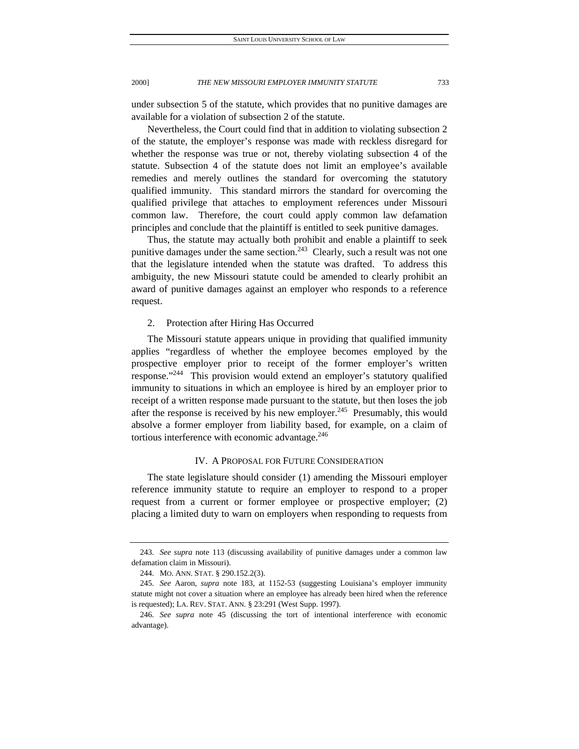under subsection 5 of the statute, which provides that no punitive damages are available for a violation of subsection 2 of the statute.

Nevertheless, the Court could find that in addition to violating subsection 2 of the statute, the employer's response was made with reckless disregard for whether the response was true or not, thereby violating subsection 4 of the statute. Subsection 4 of the statute does not limit an employee's available remedies and merely outlines the standard for overcoming the statutory qualified immunity. This standard mirrors the standard for overcoming the qualified privilege that attaches to employment references under Missouri common law. Therefore, the court could apply common law defamation principles and conclude that the plaintiff is entitled to seek punitive damages.

Thus, the statute may actually both prohibit and enable a plaintiff to seek punitive damages under the same section.[243] Clearly, such a result was not one that the legislature intended when the statute was drafted. To address this ambiguity, the new Missouri statute could be amended to clearly prohibit an award of punitive damages against an employer who responds to a reference request.

#### 2. Protection after Hiring Has Occurred

The Missouri statute appears unique in providing that qualified immunity applies "regardless of whether the employee becomes employed by the prospective employer prior to receipt of the former employer's written response."[244] This provision would extend an employer's statutory qualified immunity to situations in which an employee is hired by an employer prior to receipt of a written response made pursuant to the statute, but then loses the job after the response is received by his new employer.[245] Presumably, this would absolve a former employer from liability based, for example, on a claim of tortious interference with economic advantage.[246]

## IV. A PROPOSAL FOR FUTURE CONSIDERATION

The state legislature should consider (1) amending the Missouri employer reference immunity statute to require an employer to respond to a proper request from a current or former employee or prospective employer; (2) placing a limited duty to warn on employers when responding to requests from

---

243. *See supra* note 113 (discussing availability of punitive damages under a common law defamation claim in Missouri).

244. MO. ANN. STAT. § 290.152.2(3).

245. *See* Aaron, *supra* note 183, at 1152-53 (suggesting Louisiana's employer immunity statute might not cover a situation where an employee has already been hired when the reference is requested); LA. REV. STAT. ANN. § 23:291 (West Supp. 1997).

246. *See supra* note 45 (discussing the tort of intentional interference with economic advantage).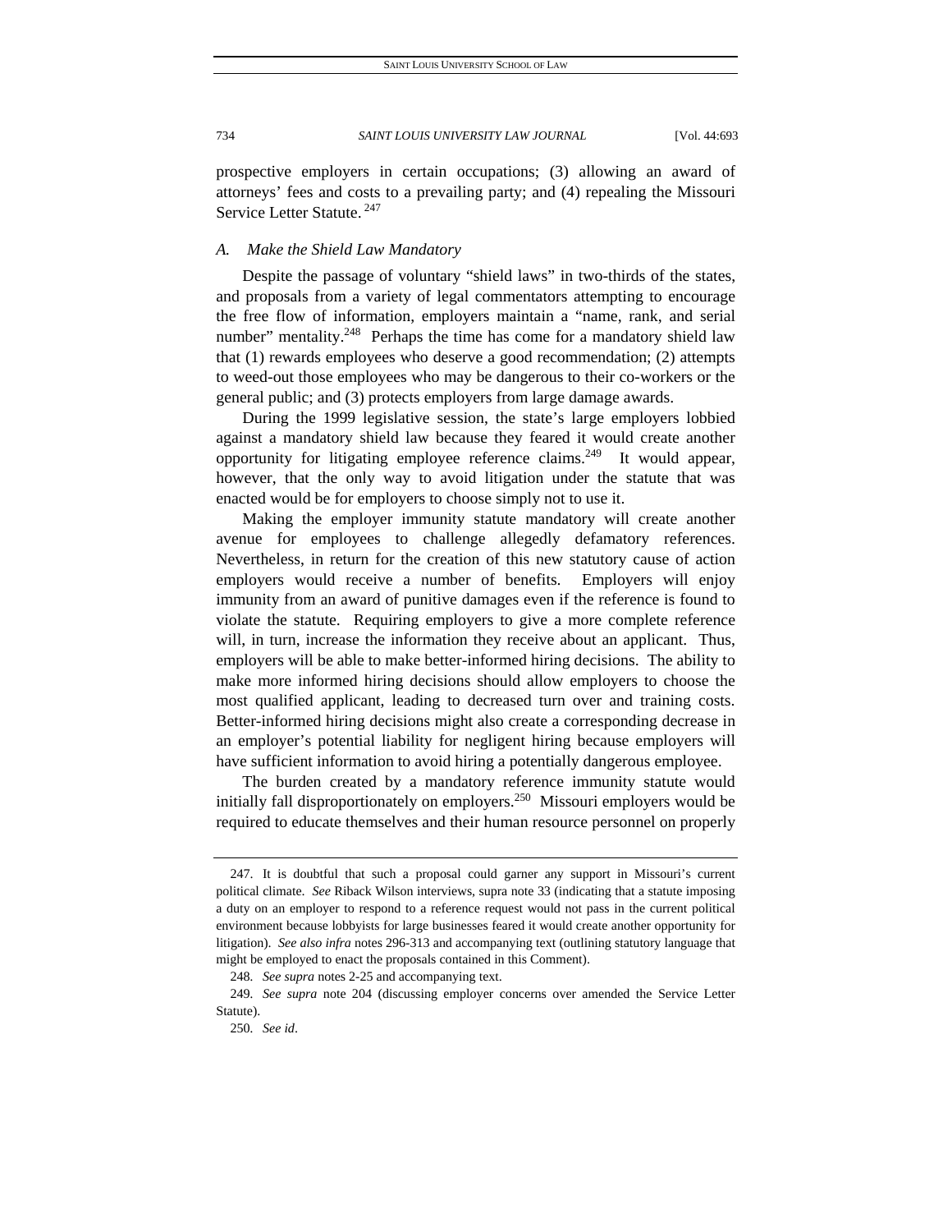prospective employers in certain occupations; (3) allowing an award of attorneys' fees and costs to a prevailing party; and (4) repealing the Missouri Service Letter Statute.[247]

### *A. Make the Shield Law Mandatory*

Despite the passage of voluntary "shield laws" in two-thirds of the states, and proposals from a variety of legal commentators attempting to encourage the free flow of information, employers maintain a "name, rank, and serial number" mentality.[248] Perhaps the time has come for a mandatory shield law that (1) rewards employees who deserve a good recommendation; (2) attempts to weed-out those employees who may be dangerous to their co-workers or the general public; and (3) protects employers from large damage awards.

During the 1999 legislative session, the state's large employers lobbied against a mandatory shield law because they feared it would create another opportunity for litigating employee reference claims.[249] It would appear, however, that the only way to avoid litigation under the statute that was enacted would be for employers to choose simply not to use it.

Making the employer immunity statute mandatory will create another avenue for employees to challenge allegedly defamatory references. Nevertheless, in return for the creation of this new statutory cause of action employers would receive a number of benefits. Employers will enjoy immunity from an award of punitive damages even if the reference is found to violate the statute. Requiring employers to give a more complete reference will, in turn, increase the information they receive about an applicant. Thus, employers will be able to make better-informed hiring decisions. The ability to make more informed hiring decisions should allow employers to choose the most qualified applicant, leading to decreased turn over and training costs. Better-informed hiring decisions might also create a corresponding decrease in an employer's potential liability for negligent hiring because employers will have sufficient information to avoid hiring a potentially dangerous employee.

The burden created by a mandatory reference immunity statute would initially fall disproportionately on employers.[250] Missouri employers would be required to educate themselves and their human resource personnel on properly

---

247. It is doubtful that such a proposal could garner any support in Missouri's current political climate. *See* Riback Wilson interviews, supra note 33 (indicating that a statute imposing a duty on an employer to respond to a reference request would not pass in the current political environment because lobbyists for large businesses feared it would create another opportunity for litigation). *See also infra* notes 296-313 and accompanying text (outlining statutory language that might be employed to enact the proposals contained in this Comment).

248. *See supra* notes 2-25 and accompanying text.

249. *See supra* note 204 (discussing employer concerns over amended the Service Letter Statute).

250. *See id*.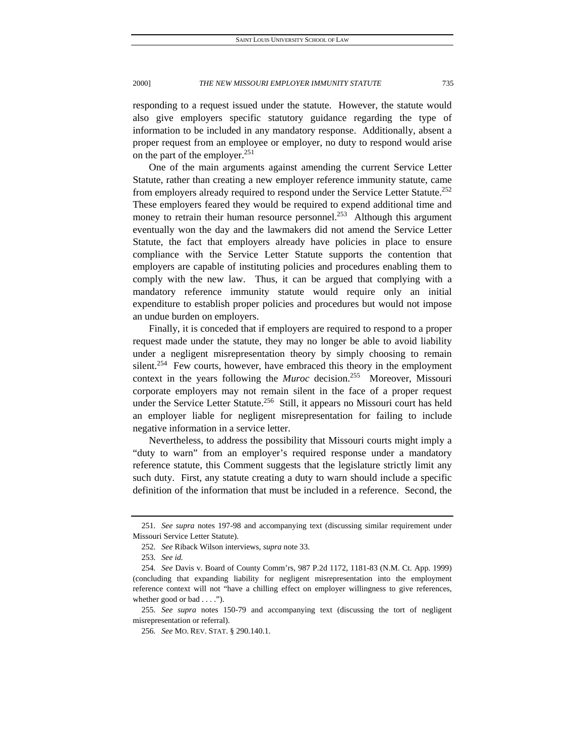responding to a request issued under the statute. However, the statute would also give employers specific statutory guidance regarding the type of information to be included in any mandatory response. Additionally, absent a proper request from an employee or employer, no duty to respond would arise on the part of the employer.[251]

One of the main arguments against amending the current Service Letter Statute, rather than creating a new employer reference immunity statute, came from employers already required to respond under the Service Letter Statute.[252] These employers feared they would be required to expend additional time and money to retrain their human resource personnel.[253] Although this argument eventually won the day and the lawmakers did not amend the Service Letter Statute, the fact that employers already have policies in place to ensure compliance with the Service Letter Statute supports the contention that employers are capable of instituting policies and procedures enabling them to comply with the new law. Thus, it can be argued that complying with a mandatory reference immunity statute would require only an initial expenditure to establish proper policies and procedures but would not impose an undue burden on employers.

Finally, it is conceded that if employers are required to respond to a proper request made under the statute, they may no longer be able to avoid liability under a negligent misrepresentation theory by simply choosing to remain silent.[254] Few courts, however, have embraced this theory in the employment context in the years following the *Muroc* decision.[255] Moreover, Missouri corporate employers may not remain silent in the face of a proper request under the Service Letter Statute.[256] Still, it appears no Missouri court has held an employer liable for negligent misrepresentation for failing to include negative information in a service letter.

Nevertheless, to address the possibility that Missouri courts might imply a "duty to warn" from an employer's required response under a mandatory reference statute, this Comment suggests that the legislature strictly limit any such duty. First, any statute creating a duty to warn should include a specific definition of the information that must be included in a reference. Second, the

---

251. *See supra* notes 197-98 and accompanying text (discussing similar requirement under Missouri Service Letter Statute).

252. *See* Riback Wilson interviews, *supra* note 33.

253. *See id.*

254. *See* Davis v. Board of County Comm'rs, 987 P.2d 1172, 1181-83 (N.M. Ct. App. 1999) (concluding that expanding liability for negligent misrepresentation into the employment reference context will not "have a chilling effect on employer willingness to give references, whether good or bad . . . .").

255. *See supra* notes 150-79 and accompanying text (discussing the tort of negligent misrepresentation or referral).

256. *See* MO. REV. STAT. § 290.140.1.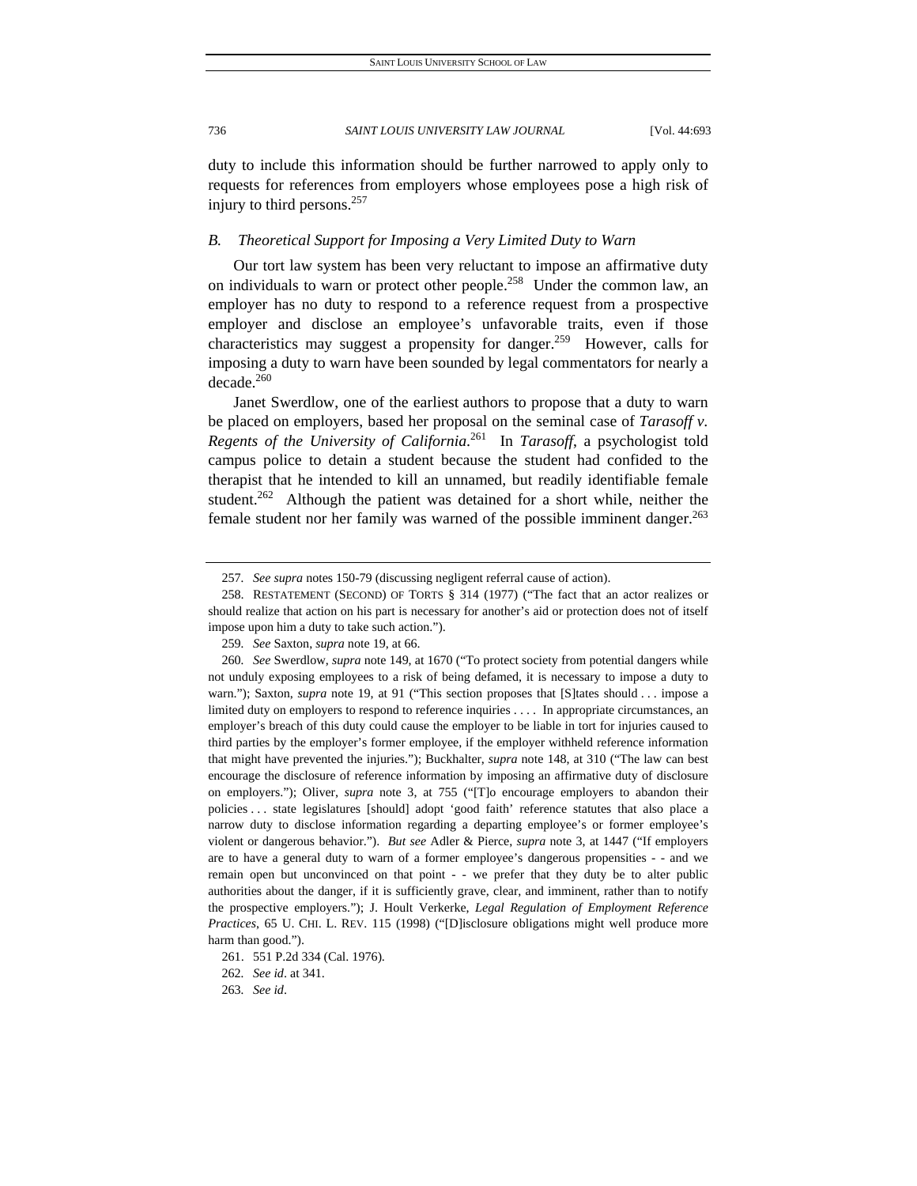duty to include this information should be further narrowed to apply only to requests for references from employers whose employees pose a high risk of injury to third persons.[257]

### *B. Theoretical Support for Imposing a Very Limited Duty to Warn*

Our tort law system has been very reluctant to impose an affirmative duty on individuals to warn or protect other people.[258] Under the common law, an employer has no duty to respond to a reference request from a prospective employer and disclose an employee's unfavorable traits, even if those characteristics may suggest a propensity for danger.[259] However, calls for imposing a duty to warn have been sounded by legal commentators for nearly a decade.[260]

Janet Swerdlow, one of the earliest authors to propose that a duty to warn be placed on employers, based her proposal on the seminal case of *Tarasoff v. Regents of the University of California*.[261] In *Tarasoff*, a psychologist told campus police to detain a student because the student had confided to the therapist that he intended to kill an unnamed, but readily identifiable female student.[262] Although the patient was detained for a short while, neither the female student nor her family was warned of the possible imminent danger.[263]

---

257. *See supra* notes 150-79 (discussing negligent referral cause of action).

258. RESTATEMENT (SECOND) OF TORTS § 314 (1977) ("The fact that an actor realizes or should realize that action on his part is necessary for another's aid or protection does not of itself impose upon him a duty to take such action.").

259. *See* Saxton, *supra* note 19, at 66.

260. *See* Swerdlow, *supra* note 149, at 1670 ("To protect society from potential dangers while not unduly exposing employees to a risk of being defamed, it is necessary to impose a duty to warn."); Saxton, *supra* note 19, at 91 ("This section proposes that [S]tates should . . . impose a limited duty on employers to respond to reference inquiries . . . . In appropriate circumstances, an employer's breach of this duty could cause the employer to be liable in tort for injuries caused to third parties by the employer's former employee, if the employer withheld reference information that might have prevented the injuries."); Buckhalter, *supra* note 148, at 310 ("The law can best encourage the disclosure of reference information by imposing an affirmative duty of disclosure on employers."); Oliver, *supra* note 3, at 755 ("[T]o encourage employers to abandon their policies . . . state legislatures [should] adopt 'good faith' reference statutes that also place a narrow duty to disclose information regarding a departing employee's or former employee's violent or dangerous behavior."). *But see* Adler & Pierce, *supra* note 3, at 1447 ("If employers are to have a general duty to warn of a former employee's dangerous propensities - - and we remain open but unconvinced on that point - - we prefer that they duty be to alter public authorities about the danger, if it is sufficiently grave, clear, and imminent, rather than to notify the prospective employers."); J. Hoult Verkerke, *Legal Regulation of Employment Reference Practices*, 65 U. CHI. L. REV. 115 (1998) ("[D]isclosure obligations might well produce more harm than good.").

261. 551 P.2d 334 (Cal. 1976).

262. *See id*. at 341.

263. *See id*.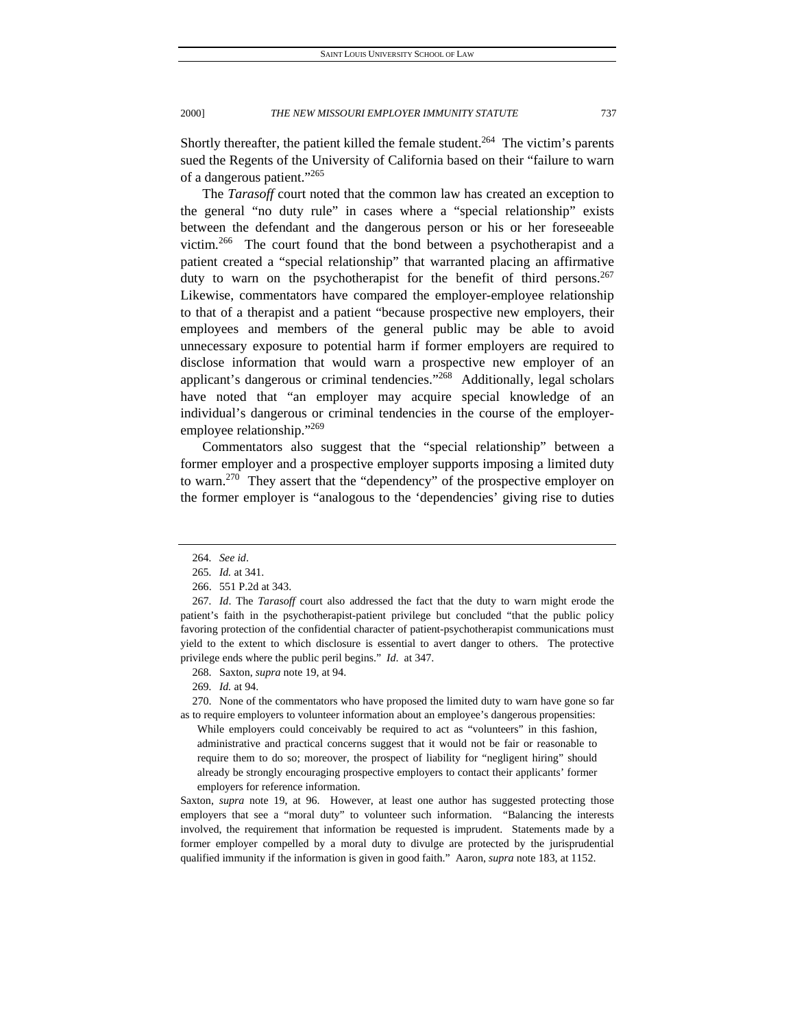Shortly thereafter, the patient killed the female student.[264] The victim's parents sued the Regents of the University of California based on their "failure to warn of a dangerous patient."[265]

The *Tarasoff* court noted that the common law has created an exception to the general "no duty rule" in cases where a "special relationship" exists between the defendant and the dangerous person or his or her foreseeable victim.[266] The court found that the bond between a psychotherapist and a patient created a "special relationship" that warranted placing an affirmative duty to warn on the psychotherapist for the benefit of third persons.[267] Likewise, commentators have compared the employer-employee relationship to that of a therapist and a patient "because prospective new employers, their employees and members of the general public may be able to avoid unnecessary exposure to potential harm if former employers are required to disclose information that would warn a prospective new employer of an applicant's dangerous or criminal tendencies."[268] Additionally, legal scholars have noted that "an employer may acquire special knowledge of an individual's dangerous or criminal tendencies in the course of the employer-employee relationship."[269]

Commentators also suggest that the "special relationship" between a former employer and a prospective employer supports imposing a limited duty to warn.[270] They assert that the "dependency" of the prospective employer on the former employer is "analogous to the 'dependencies' giving rise to duties

---

264. *See id*.

265. *Id.* at 341.

266. 551 P.2d at 343.

267. *Id*. The *Tarasoff* court also addressed the fact that the duty to warn might erode the patient's faith in the psychotherapist-patient privilege but concluded "that the public policy favoring protection of the confidential character of patient-psychotherapist communications must yield to the extent to which disclosure is essential to avert danger to others. The protective privilege ends where the public peril begins." *Id.* at 347.

268. Saxton, *supra* note 19, at 94.

269. *Id.* at 94.

270. None of the commentators who have proposed the limited duty to warn have gone so far as to require employers to volunteer information about an employee's dangerous propensities:

> While employers could conceivably be required to act as "volunteers" in this fashion, administrative and practical concerns suggest that it would not be fair or reasonable to require them to do so; moreover, the prospect of liability for "negligent hiring" should already be strongly encouraging prospective employers to contact their applicants' former employers for reference information.

Saxton, *supra* note 19, at 96. However, at least one author has suggested protecting those employers that see a "moral duty" to volunteer such information. "Balancing the interests involved, the requirement that information be requested is imprudent. Statements made by a former employer compelled by a moral duty to divulge are protected by the jurisprudential qualified immunity if the information is given in good faith." Aaron, *supra* note 183, at 1152.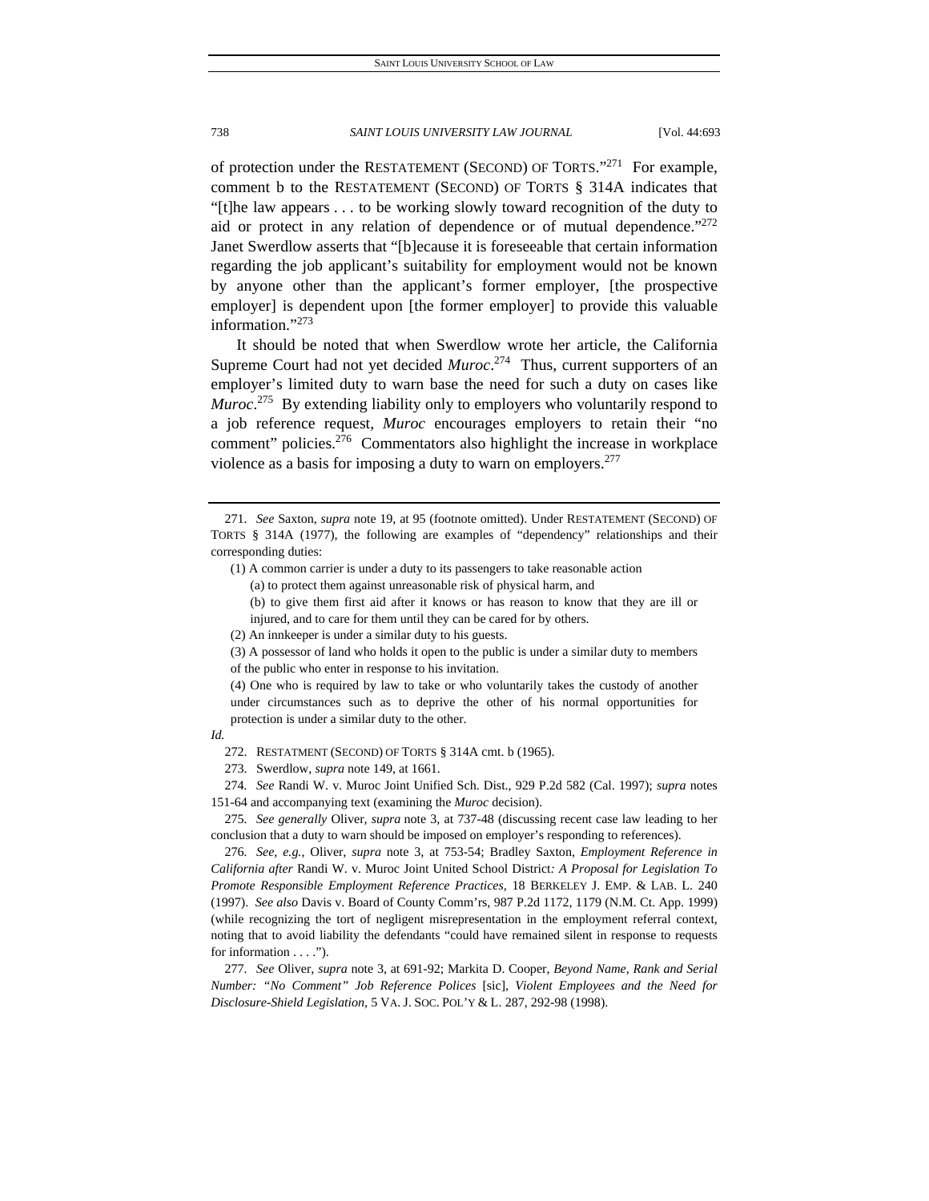of protection under the RESTATEMENT (SECOND) OF TORTS."[271] For example, comment b to the RESTATEMENT (SECOND) OF TORTS § 314A indicates that "[t]he law appears . . . to be working slowly toward recognition of the duty to aid or protect in any relation of dependence or of mutual dependence."[272] Janet Swerdlow asserts that "[b]ecause it is foreseeable that certain information regarding the job applicant's suitability for employment would not be known by anyone other than the applicant's former employer, [the prospective employer] is dependent upon [the former employer] to provide this valuable information."[273]

It should be noted that when Swerdlow wrote her article, the California Supreme Court had not yet decided *Muroc*.[274] Thus, current supporters of an employer's limited duty to warn base the need for such a duty on cases like *Muroc*.[275] By extending liability only to employers who voluntarily respond to a job reference request, *Muroc* encourages employers to retain their "no comment" policies.[276] Commentators also highlight the increase in workplace violence as a basis for imposing a duty to warn on employers.[277]

---

271. *See* Saxton, *supra* note 19, at 95 (footnote omitted). Under RESTATEMENT (SECOND) OF TORTS § 314A (1977), the following are examples of "dependency" relationships and their corresponding duties:

> (1) A common carrier is under a duty to its passengers to take reasonable action
>
> (a) to protect them against unreasonable risk of physical harm, and
>
> (b) to give them first aid after it knows or has reason to know that they are ill or injured, and to care for them until they can be cared for by others.
>
> (2) An innkeeper is under a similar duty to his guests.
>
> (3) A possessor of land who holds it open to the public is under a similar duty to members of the public who enter in response to his invitation.
>
> (4) One who is required by law to take or who voluntarily takes the custody of another under circumstances such as to deprive the other of his normal opportunities for protection is under a similar duty to the other.

*Id.*

272. RESTATMENT (SECOND) OF TORTS § 314A cmt. b (1965).

273. Swerdlow, *supra* note 149, at 1661.

274. *See* Randi W. v. Muroc Joint Unified Sch. Dist., 929 P.2d 582 (Cal. 1997); *supra* notes 151-64 and accompanying text (examining the *Muroc* decision).

275. *See generally* Oliver, *supra* note 3, at 737-48 (discussing recent case law leading to her conclusion that a duty to warn should be imposed on employer's responding to references).

276. *See, e.g.*, Oliver, *supra* note 3, at 753-54; Bradley Saxton, *Employment Reference in California after* Randi W. v. Muroc Joint United School District*: A Proposal for Legislation To Promote Responsible Employment Reference Practices*, 18 BERKELEY J. EMP. & LAB. L. 240 (1997). *See also* Davis v. Board of County Comm'rs, 987 P.2d 1172, 1179 (N.M. Ct. App. 1999) (while recognizing the tort of negligent misrepresentation in the employment referral context, noting that to avoid liability the defendants "could have remained silent in response to requests for information . . . .").

277. *See* Oliver, *supra* note 3, at 691-92; Markita D. Cooper, *Beyond Name, Rank and Serial Number: "No Comment" Job Reference Polices* [sic], *Violent Employees and the Need for Disclosure-Shield Legislation*, 5 VA. J. SOC. POL'Y & L. 287, 292-98 (1998).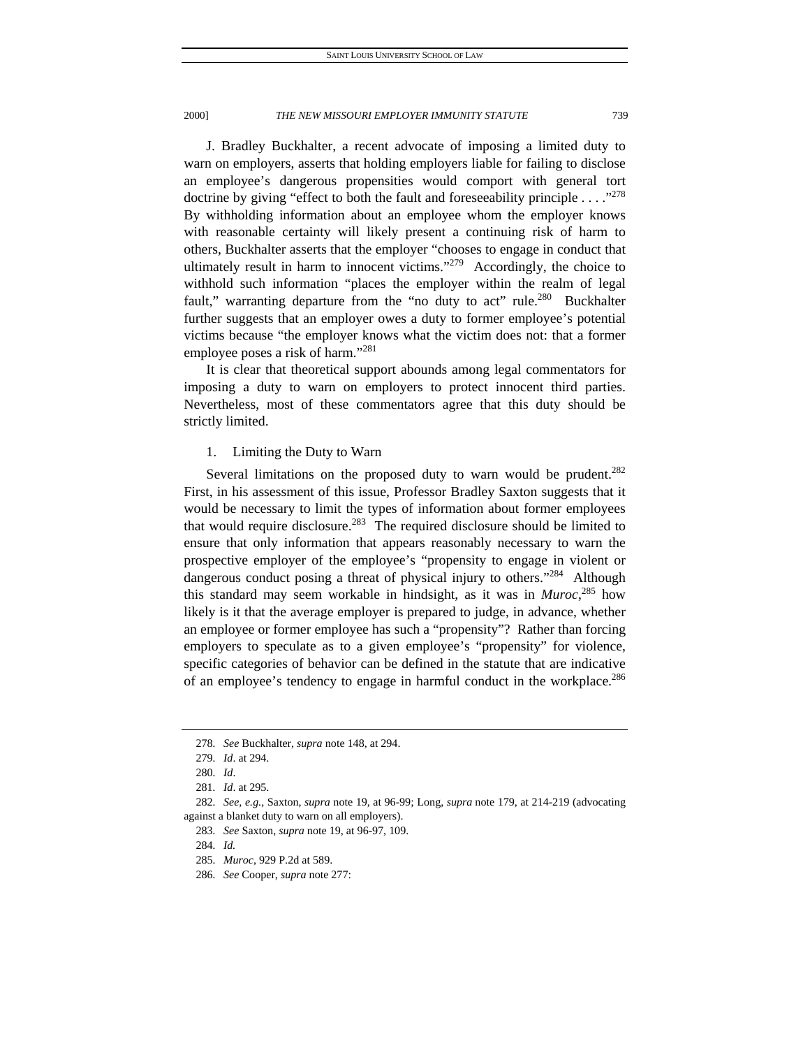J. Bradley Buckhalter, a recent advocate of imposing a limited duty to warn on employers, asserts that holding employers liable for failing to disclose an employee's dangerous propensities would comport with general tort doctrine by giving "effect to both the fault and foreseeability principle . . . ."[278] By withholding information about an employee whom the employer knows with reasonable certainty will likely present a continuing risk of harm to others, Buckhalter asserts that the employer "chooses to engage in conduct that ultimately result in harm to innocent victims."[279] Accordingly, the choice to withhold such information "places the employer within the realm of legal fault," warranting departure from the "no duty to act" rule.[280] Buckhalter further suggests that an employer owes a duty to former employee's potential victims because "the employer knows what the victim does not: that a former employee poses a risk of harm."[281]

It is clear that theoretical support abounds among legal commentators for imposing a duty to warn on employers to protect innocent third parties. Nevertheless, most of these commentators agree that this duty should be strictly limited.

1. Limiting the Duty to Warn

Several limitations on the proposed duty to warn would be prudent.[282] First, in his assessment of this issue, Professor Bradley Saxton suggests that it would be necessary to limit the types of information about former employees that would require disclosure.[283] The required disclosure should be limited to ensure that only information that appears reasonably necessary to warn the prospective employer of the employee's "propensity to engage in violent or dangerous conduct posing a threat of physical injury to others."[284] Although this standard may seem workable in hindsight, as it was in *Muroc*,[285] how likely is it that the average employer is prepared to judge, in advance, whether an employee or former employee has such a "propensity"? Rather than forcing employers to speculate as to a given employee's "propensity" for violence, specific categories of behavior can be defined in the statute that are indicative of an employee's tendency to engage in harmful conduct in the workplace.[286]

---

278. *See* Buckhalter, *supra* note 148, at 294.

279. *Id*. at 294.

280. *Id*.

281. *Id*. at 295.

282. *See, e.g.*, Saxton, *supra* note 19, at 96-99; Long, *supra* note 179, at 214-219 (advocating against a blanket duty to warn on all employers).

283. *See* Saxton, *supra* note 19, at 96-97, 109.

284. *Id.*

285. *Muroc*, 929 P.2d at 589.

286. *See* Cooper, *supra* note 277: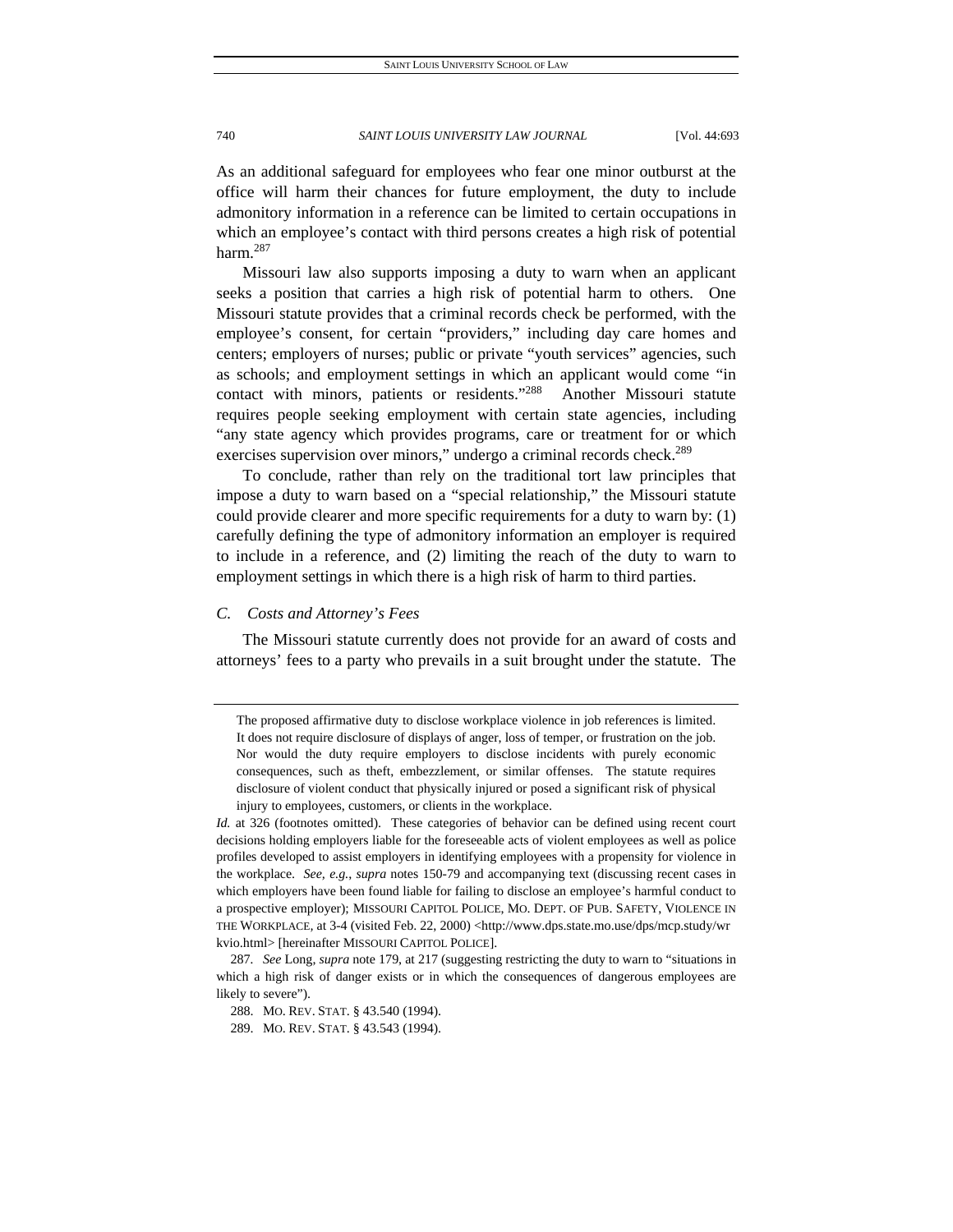As an additional safeguard for employees who fear one minor outburst at the office will harm their chances for future employment, the duty to include admonitory information in a reference can be limited to certain occupations in which an employee's contact with third persons creates a high risk of potential harm.[287]

Missouri law also supports imposing a duty to warn when an applicant seeks a position that carries a high risk of potential harm to others. One Missouri statute provides that a criminal records check be performed, with the employee's consent, for certain "providers," including day care homes and centers; employers of nurses; public or private "youth services" agencies, such as schools; and employment settings in which an applicant would come "in contact with minors, patients or residents."[288] Another Missouri statute requires people seeking employment with certain state agencies, including "any state agency which provides programs, care or treatment for or which exercises supervision over minors," undergo a criminal records check.[289]

To conclude, rather than rely on the traditional tort law principles that impose a duty to warn based on a "special relationship," the Missouri statute could provide clearer and more specific requirements for a duty to warn by: (1) carefully defining the type of admonitory information an employer is required to include in a reference, and (2) limiting the reach of the duty to warn to employment settings in which there is a high risk of harm to third parties.

### *C. Costs and Attorney's Fees*

The Missouri statute currently does not provide for an award of costs and attorneys' fees to a party who prevails in a suit brought under the statute. The

---

> The proposed affirmative duty to disclose workplace violence in job references is limited. It does not require disclosure of displays of anger, loss of temper, or frustration on the job. Nor would the duty require employers to disclose incidents with purely economic consequences, such as theft, embezzlement, or similar offenses. The statute requires disclosure of violent conduct that physically injured or posed a significant risk of physical injury to employees, customers, or clients in the workplace.

*Id.* at 326 (footnotes omitted). These categories of behavior can be defined using recent court decisions holding employers liable for the foreseeable acts of violent employees as well as police profiles developed to assist employers in identifying employees with a propensity for violence in the workplace. *See, e.g.*, *supra* notes 150-79 and accompanying text (discussing recent cases in which employers have been found liable for failing to disclose an employee's harmful conduct to a prospective employer); MISSOURI CAPITOL POLICE, MO. DEPT. OF PUB. SAFETY, VIOLENCE IN THE WORKPLACE, at 3-4 (visited Feb. 22, 2000) <http://www.dps.state.mo.use/dps/mcp.study/wrkvio.html> [hereinafter MISSOURI CAPITOL POLICE].

287. *See* Long, *supra* note 179, at 217 (suggesting restricting the duty to warn to "situations in which a high risk of danger exists or in which the consequences of dangerous employees are likely to severe").

288. MO. REV. STAT. § 43.540 (1994).

289. MO. REV. STAT. § 43.543 (1994).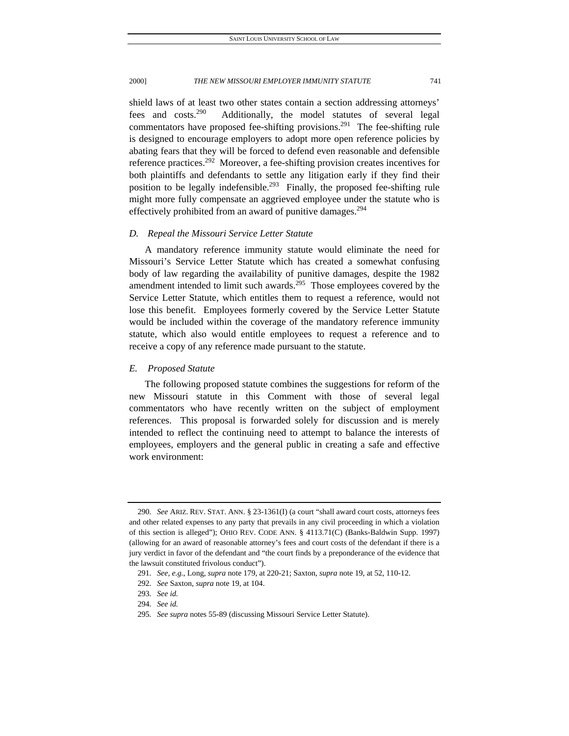shield laws of at least two other states contain a section addressing attorneys' fees and costs.[290] Additionally, the model statutes of several legal commentators have proposed fee-shifting provisions.[291] The fee-shifting rule is designed to encourage employers to adopt more open reference policies by abating fears that they will be forced to defend even reasonable and defensible reference practices.[292] Moreover, a fee-shifting provision creates incentives for both plaintiffs and defendants to settle any litigation early if they find their position to be legally indefensible.[293] Finally, the proposed fee-shifting rule might more fully compensate an aggrieved employee under the statute who is effectively prohibited from an award of punitive damages.[294]

### *D. Repeal the Missouri Service Letter Statute*

A mandatory reference immunity statute would eliminate the need for Missouri's Service Letter Statute which has created a somewhat confusing body of law regarding the availability of punitive damages, despite the 1982 amendment intended to limit such awards.[295] Those employees covered by the Service Letter Statute, which entitles them to request a reference, would not lose this benefit. Employees formerly covered by the Service Letter Statute would be included within the coverage of the mandatory reference immunity statute, which also would entitle employees to request a reference and to receive a copy of any reference made pursuant to the statute.

### *E. Proposed Statute*

The following proposed statute combines the suggestions for reform of the new Missouri statute in this Comment with those of several legal commentators who have recently written on the subject of employment references. This proposal is forwarded solely for discussion and is merely intended to reflect the continuing need to attempt to balance the interests of employees, employers and the general public in creating a safe and effective work environment:

---

290. *See* ARIZ. REV. STAT. ANN. § 23-1361(I) (a court "shall award court costs, attorneys fees and other related expenses to any party that prevails in any civil proceeding in which a violation of this section is alleged"); OHIO REV. CODE ANN. § 4113.71(C) (Banks-Baldwin Supp. 1997) (allowing for an award of reasonable attorney's fees and court costs of the defendant if there is a jury verdict in favor of the defendant and "the court finds by a preponderance of the evidence that the lawsuit constituted frivolous conduct").

291. *See, e.g.*, Long, *supra* note 179, at 220-21; Saxton, *supra* note 19, at 52, 110-12.

292. *See* Saxton, *supra* note 19, at 104.

293. *See id.*

294. *See id.*

295. *See supra* notes 55-89 (discussing Missouri Service Letter Statute).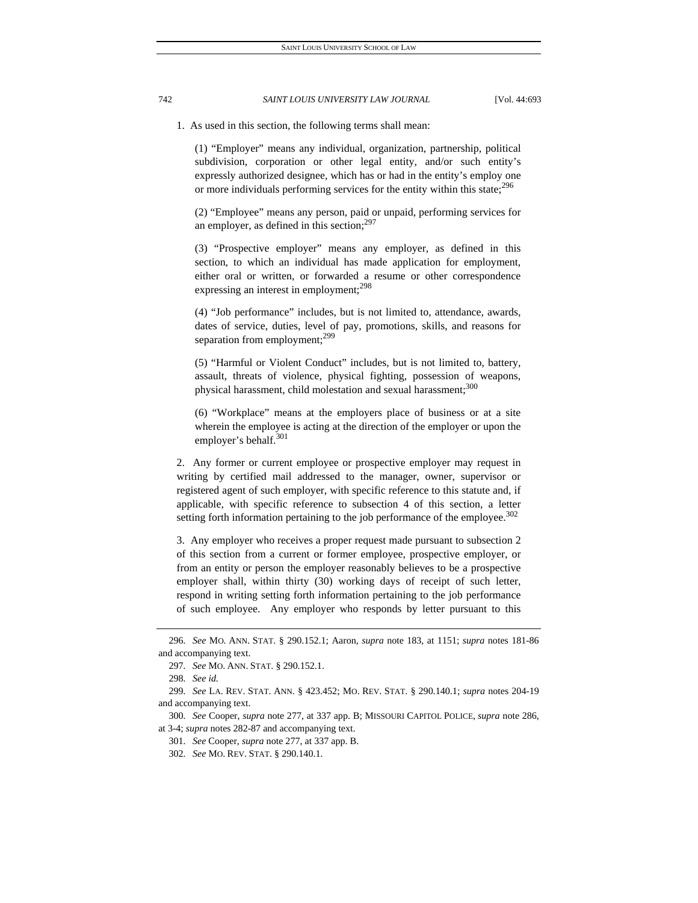1. As used in this section, the following terms shall mean:

> (1) "Employer" means any individual, organization, partnership, political subdivision, corporation or other legal entity, and/or such entity's expressly authorized designee, which has or had in the entity's employ one or more individuals performing services for the entity within this state;[296]
>
> (2) "Employee" means any person, paid or unpaid, performing services for an employer, as defined in this section;[297]
>
> (3) "Prospective employer" means any employer, as defined in this section, to which an individual has made application for employment, either oral or written, or forwarded a resume or other correspondence expressing an interest in employment;[298]
>
> (4) "Job performance" includes, but is not limited to, attendance, awards, dates of service, duties, level of pay, promotions, skills, and reasons for separation from employment;[299]
>
> (5) "Harmful or Violent Conduct" includes, but is not limited to, battery, assault, threats of violence, physical fighting, possession of weapons, physical harassment, child molestation and sexual harassment;[300]
>
> (6) "Workplace" means at the employers place of business or at a site wherein the employee is acting at the direction of the employer or upon the employer's behalf.[301]

2. Any former or current employee or prospective employer may request in writing by certified mail addressed to the manager, owner, supervisor or registered agent of such employer, with specific reference to this statute and, if applicable, with specific reference to subsection 4 of this section, a letter setting forth information pertaining to the job performance of the employee.[302]

3. Any employer who receives a proper request made pursuant to subsection 2 of this section from a current or former employee, prospective employer, or from an entity or person the employer reasonably believes to be a prospective employer shall, within thirty (30) working days of receipt of such letter, respond in writing setting forth information pertaining to the job performance of such employee. Any employer who responds by letter pursuant to this

---

296. *See* MO. ANN. STAT. § 290.152.1; Aaron, *supra* note 183, at 1151; *supra* notes 181-86 and accompanying text.

297. *See* MO. ANN. STAT. § 290.152.1.

298. *See id.*

299. *See* LA. REV. STAT. ANN. § 423.452; MO. REV. STAT. § 290.140.1; *supra* notes 204-19 and accompanying text.

300. *See* Cooper, *supra* note 277, at 337 app. B; MISSOURI CAPITOL POLICE, *supra* note 286, at 3-4; *supra* notes 282-87 and accompanying text.

301. *See* Cooper, *supra* note 277, at 337 app. B.

302. *See* MO. REV. STAT. § 290.140.1.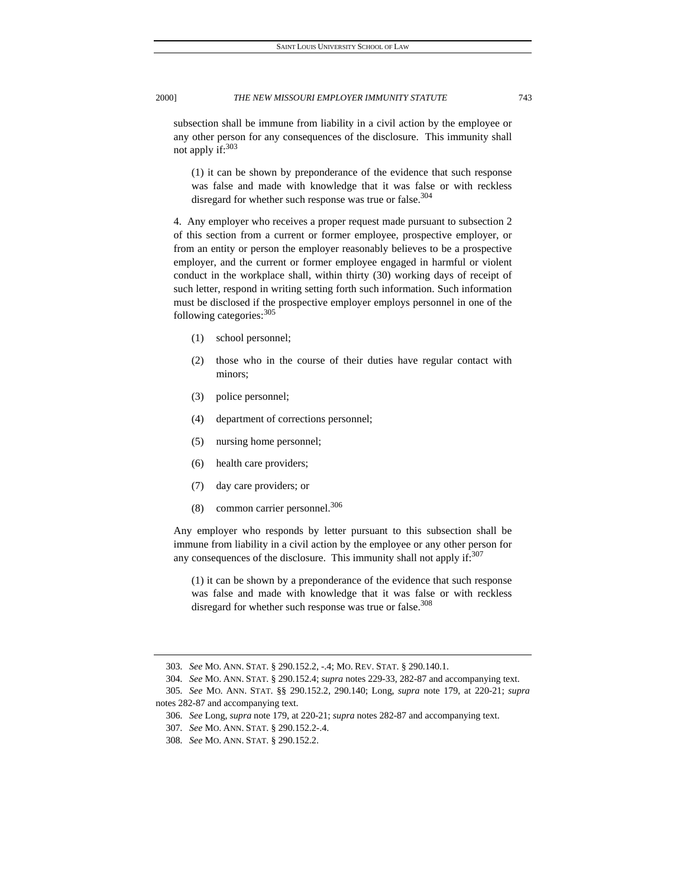subsection shall be immune from liability in a civil action by the employee or any other person for any consequences of the disclosure. This immunity shall not apply if:[303]

> (1) it can be shown by preponderance of the evidence that such response was false and made with knowledge that it was false or with reckless disregard for whether such response was true or false.[304]

> 4. Any employer who receives a proper request made pursuant to subsection 2 of this section from a current or former employee, prospective employer, or from an entity or person the employer reasonably believes to be a prospective employer, and the current or former employee engaged in harmful or violent conduct in the workplace shall, within thirty (30) working days of receipt of such letter, respond in writing setting forth such information. Such information must be disclosed if the prospective employer employs personnel in one of the following categories:[305]
>
> (1) school personnel;
>
> (2) those who in the course of their duties have regular contact with minors;
>
> (3) police personnel;
>
> (4) department of corrections personnel;
>
> (5) nursing home personnel;
>
> (6) health care providers;
>
> (7) day care providers; or
>
> (8) common carrier personnel.[306]
>
> Any employer who responds by letter pursuant to this subsection shall be immune from liability in a civil action by the employee or any other person for any consequences of the disclosure. This immunity shall not apply if:[307]
>
> (1) it can be shown by a preponderance of the evidence that such response was false and made with knowledge that it was false or with reckless disregard for whether such response was true or false.[308]

---

303. *See* MO. ANN. STAT. § 290.152.2, -.4; MO. REV. STAT. § 290.140.1.

304. *See* MO. ANN. STAT. § 290.152.4; *supra* notes 229-33, 282-87 and accompanying text.

305. *See* MO. ANN. STAT. §§ 290.152.2, 290.140; Long, *supra* note 179, at 220-21; *supra* notes 282-87 and accompanying text.

306. *See* Long, *supra* note 179, at 220-21; *supra* notes 282-87 and accompanying text.

307. *See* MO. ANN. STAT. § 290.152.2-.4.

308. *See* MO. ANN. STAT. § 290.152.2.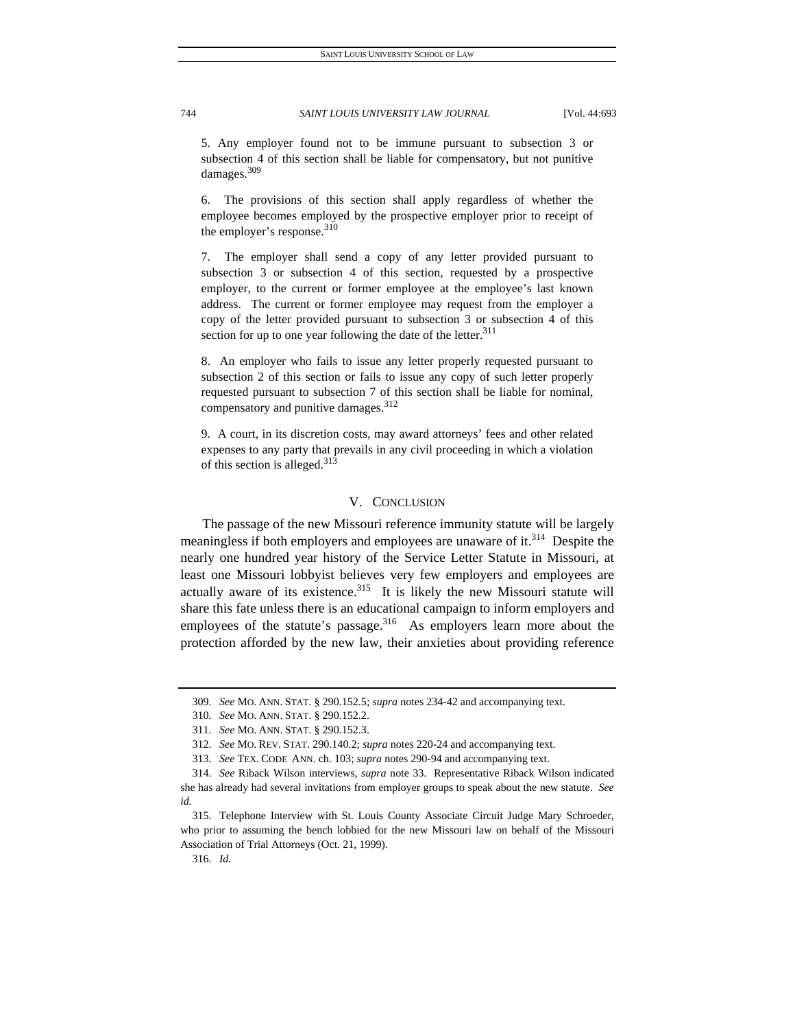5. Any employer found not to be immune pursuant to subsection 3 or subsection 4 of this section shall be liable for compensatory, but not punitive damages.[309]

6. The provisions of this section shall apply regardless of whether the employee becomes employed by the prospective employer prior to receipt of the employer's response.[310]

7. The employer shall send a copy of any letter provided pursuant to subsection 3 or subsection 4 of this section, requested by a prospective employer, to the current or former employee at the employee's last known address. The current or former employee may request from the employer a copy of the letter provided pursuant to subsection 3 or subsection 4 of this section for up to one year following the date of the letter.[311]

8. An employer who fails to issue any letter properly requested pursuant to subsection 2 of this section or fails to issue any copy of such letter properly requested pursuant to subsection 7 of this section shall be liable for nominal, compensatory and punitive damages.[312]

9. A court, in its discretion costs, may award attorneys' fees and other related expenses to any party that prevails in any civil proceeding in which a violation of this section is alleged.[313]

## V. CONCLUSION

The passage of the new Missouri reference immunity statute will be largely meaningless if both employers and employees are unaware of it.[314] Despite the nearly one hundred year history of the Service Letter Statute in Missouri, at least one Missouri lobbyist believes very few employers and employees are actually aware of its existence.[315] It is likely the new Missouri statute will share this fate unless there is an educational campaign to inform employers and employees of the statute's passage.[316] As employers learn more about the protection afforded by the new law, their anxieties about providing reference

---

309. *See* MO. ANN. STAT. § 290.152.5; *supra* notes 234-42 and accompanying text.

310. *See* MO. ANN. STAT. § 290.152.2.

311. *See* MO. ANN. STAT. § 290.152.3.

312. *See* MO. REV. STAT. 290.140.2; *supra* notes 220-24 and accompanying text.

313. *See* TEX. CODE ANN. ch. 103; *supra* notes 290-94 and accompanying text.

314. *See* Riback Wilson interviews, *supra* note 33. Representative Riback Wilson indicated she has already had several invitations from employer groups to speak about the new statute. *See id.*

315. Telephone Interview with St. Louis County Associate Circuit Judge Mary Schroeder, who prior to assuming the bench lobbied for the new Missouri law on behalf of the Missouri Association of Trial Attorneys (Oct. 21, 1999).

316. *Id.*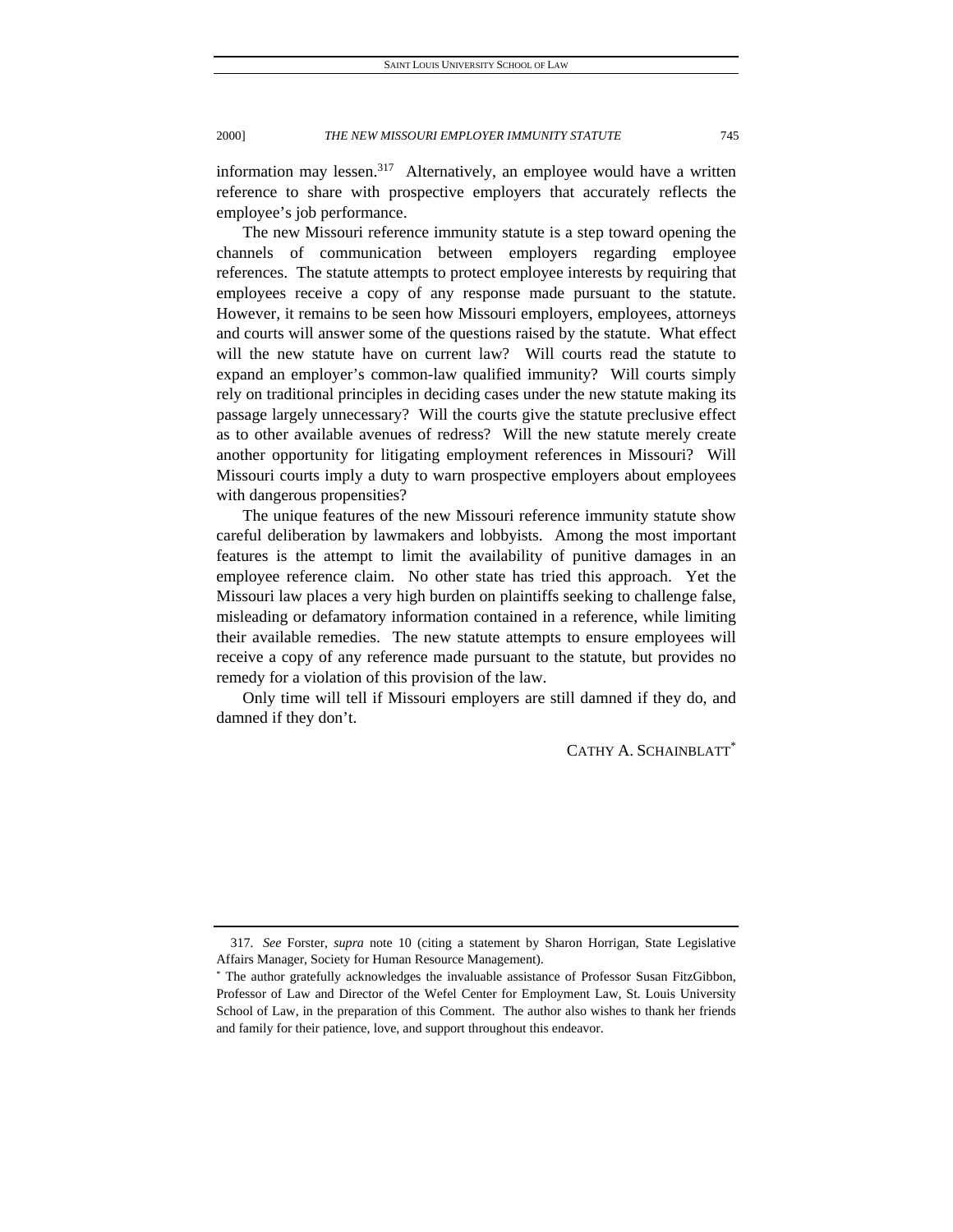information may lessen.[317] Alternatively, an employee would have a written reference to share with prospective employers that accurately reflects the employee's job performance.

The new Missouri reference immunity statute is a step toward opening the channels of communication between employers regarding employee references. The statute attempts to protect employee interests by requiring that employees receive a copy of any response made pursuant to the statute. However, it remains to be seen how Missouri employers, employees, attorneys and courts will answer some of the questions raised by the statute. What effect will the new statute have on current law? Will courts read the statute to expand an employer's common-law qualified immunity? Will courts simply rely on traditional principles in deciding cases under the new statute making its passage largely unnecessary? Will the courts give the statute preclusive effect as to other available avenues of redress? Will the new statute merely create another opportunity for litigating employment references in Missouri? Will Missouri courts imply a duty to warn prospective employers about employees with dangerous propensities?

The unique features of the new Missouri reference immunity statute show careful deliberation by lawmakers and lobbyists. Among the most important features is the attempt to limit the availability of punitive damages in an employee reference claim. No other state has tried this approach. Yet the Missouri law places a very high burden on plaintiffs seeking to challenge false, misleading or defamatory information contained in a reference, while limiting their available remedies. The new statute attempts to ensure employees will receive a copy of any reference made pursuant to the statute, but provides no remedy for a violation of this provision of the law.

Only time will tell if Missouri employers are still damned if they do, and damned if they don't.

CATHY A. SCHAINBLATT[*]

---

317. *See* Forster, *supra* note 10 (citing a statement by Sharon Horrigan, State Legislative Affairs Manager, Society for Human Resource Management).

[*] The author gratefully acknowledges the invaluable assistance of Professor Susan FitzGibbon, Professor of Law and Director of the Wefel Center for Employment Law, St. Louis University School of Law, in the preparation of this Comment. The author also wishes to thank her friends and family for their patience, love, and support throughout this endeavor.